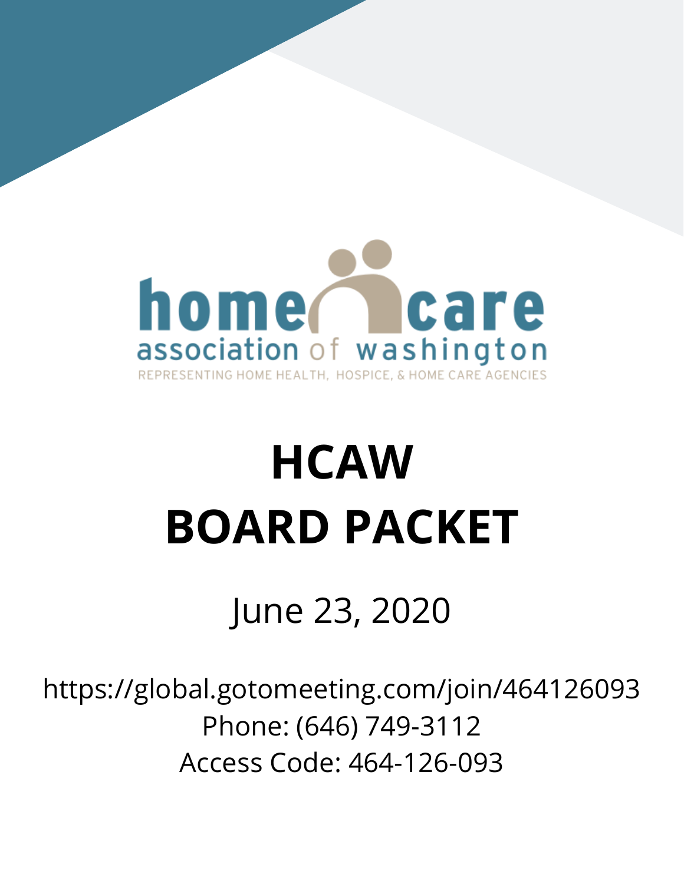home care association of washington

REPRESENTING HOME HEALTH, HOSPICE, & HOME CARE AGENCIES

# HCAW
# BOARD PACKET

June 23, 2020

https://global.gotomeeting.com/join/464126093
Phone: (646) 749-3112
Access Code: 464-126-093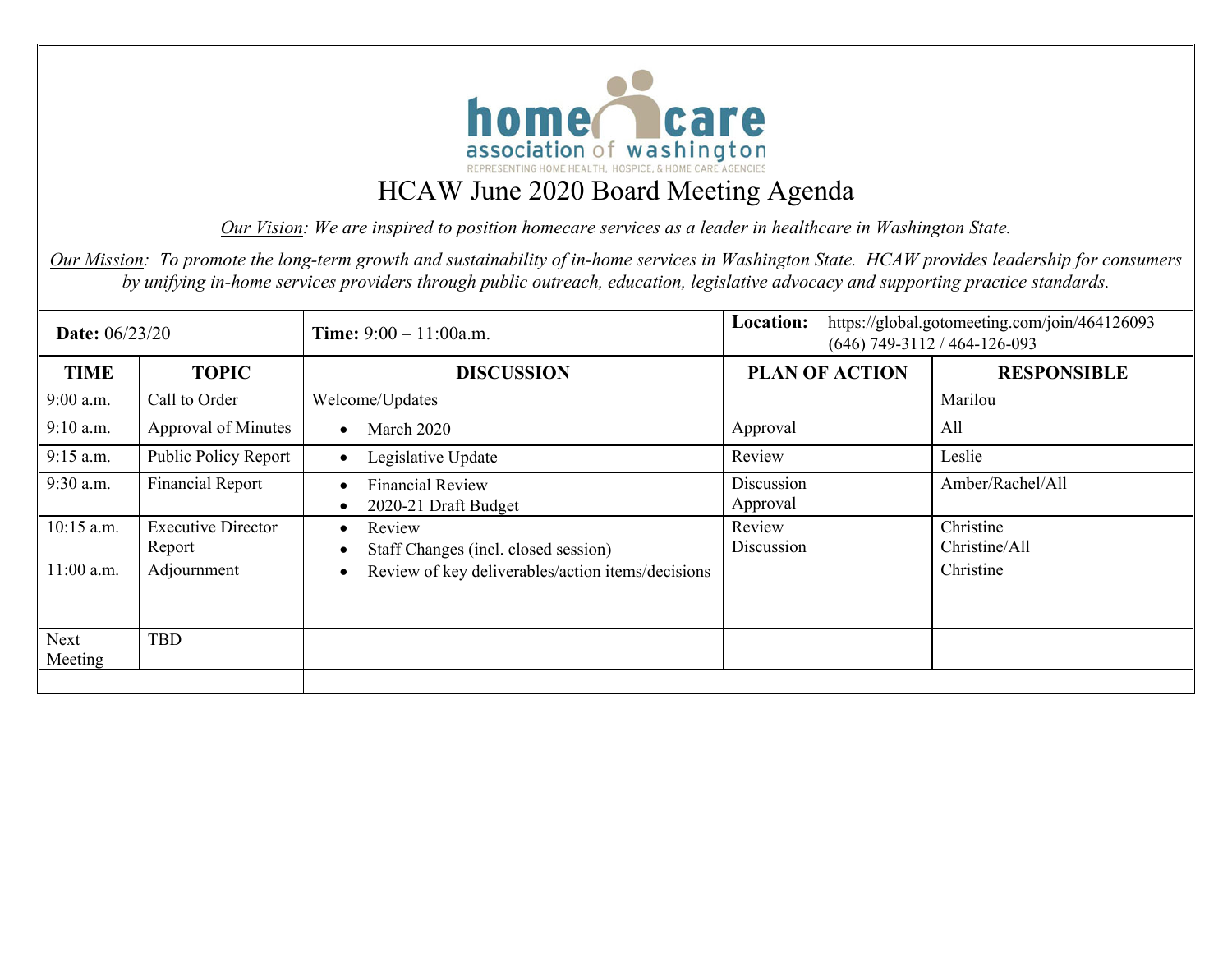home care association of washington

REPRESENTING HOME HEALTH, HOSPICE, & HOME CARE AGENCIES

# HCAW June 2020 Board Meeting Agenda

*Our Vision: We are inspired to position homecare services as a leader in healthcare in Washington State.*

*Our Mission: To promote the long-term growth and sustainability of in-home services in Washington State. HCAW provides leadership for consumers by unifying in-home services providers through public outreach, education, legislative advocacy and supporting practice standards.*

| **Date:** 06/23/20 | | **Time:** 9:00 – 11:00a.m. | **Location:** https://global.gotomeeting.com/join/464126093 (646) 749-3112 / 464-126-093 | |
|---|---|---|---|---|
| **TIME** | **TOPIC** | **DISCUSSION** | **PLAN OF ACTION** | **RESPONSIBLE** |
| 9:00 a.m. | Call to Order | Welcome/Updates | | Marilou |
| 9:10 a.m. | Approval of Minutes | • March 2020 | Approval | All |
| 9:15 a.m. | Public Policy Report | • Legislative Update | Review | Leslie |
| 9:30 a.m. | Financial Report | • Financial Review<br>• 2020-21 Draft Budget | Discussion<br>Approval | Amber/Rachel/All |
| 10:15 a.m. | Executive Director Report | • Review<br>• Staff Changes (incl. closed session) | Review<br>Discussion | Christine<br>Christine/All |
| 11:00 a.m. | Adjournment | • Review of key deliverables/action items/decisions | | Christine |
| Next Meeting | TBD | | | |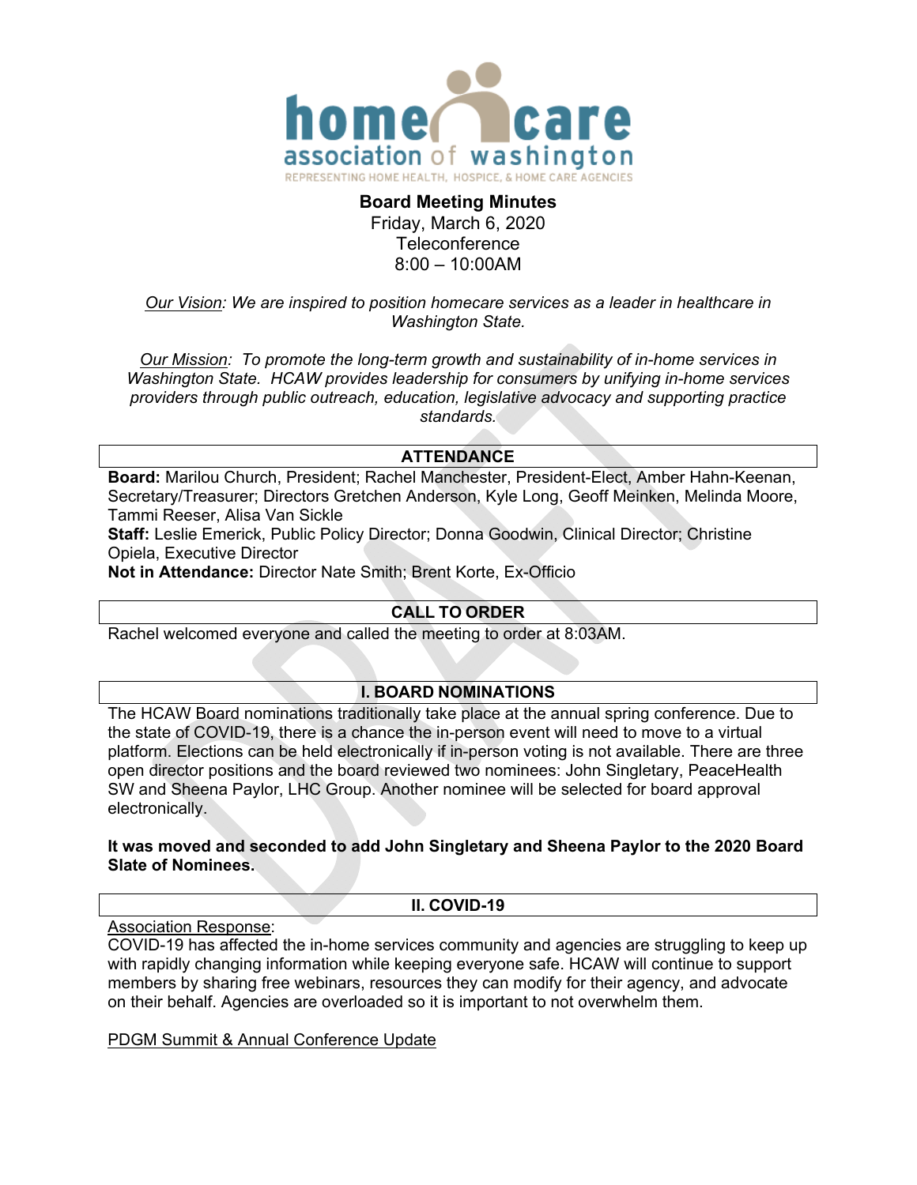**home care association of washington**
REPRESENTING HOME HEALTH, HOSPICE, & HOME CARE AGENCIES

**Board Meeting Minutes**
Friday, March 6, 2020
Teleconference
8:00 – 10:00AM

*Our Vision: We are inspired to position homecare services as a leader in healthcare in Washington State.*

*Our Mission: To promote the long-term growth and sustainability of in-home services in Washington State. HCAW provides leadership for consumers by unifying in-home services providers through public outreach, education, legislative advocacy and supporting practice standards.*

## ATTENDANCE

**Board:** Marilou Church, President; Rachel Manchester, President-Elect, Amber Hahn-Keenan, Secretary/Treasurer; Directors Gretchen Anderson, Kyle Long, Geoff Meinken, Melinda Moore, Tammi Reeser, Alisa Van Sickle
**Staff:** Leslie Emerick, Public Policy Director; Donna Goodwin, Clinical Director; Christine Opiela, Executive Director
**Not in Attendance:** Director Nate Smith; Brent Korte, Ex-Officio

## CALL TO ORDER

Rachel welcomed everyone and called the meeting to order at 8:03AM.

## I. BOARD NOMINATIONS

The HCAW Board nominations traditionally take place at the annual spring conference. Due to the state of COVID-19, there is a chance the in-person event will need to move to a virtual platform. Elections can be held electronically if in-person voting is not available. There are three open director positions and the board reviewed two nominees: John Singletary, PeaceHealth SW and Sheena Paylor, LHC Group. Another nominee will be selected for board approval electronically.

**It was moved and seconded to add John Singletary and Sheena Paylor to the 2020 Board Slate of Nominees.**

## II. COVID-19

Association Response:
COVID-19 has affected the in-home services community and agencies are struggling to keep up with rapidly changing information while keeping everyone safe. HCAW will continue to support members by sharing free webinars, resources they can modify for their agency, and advocate on their behalf. Agencies are overloaded so it is important to not overwhelm them.

PDGM Summit & Annual Conference Update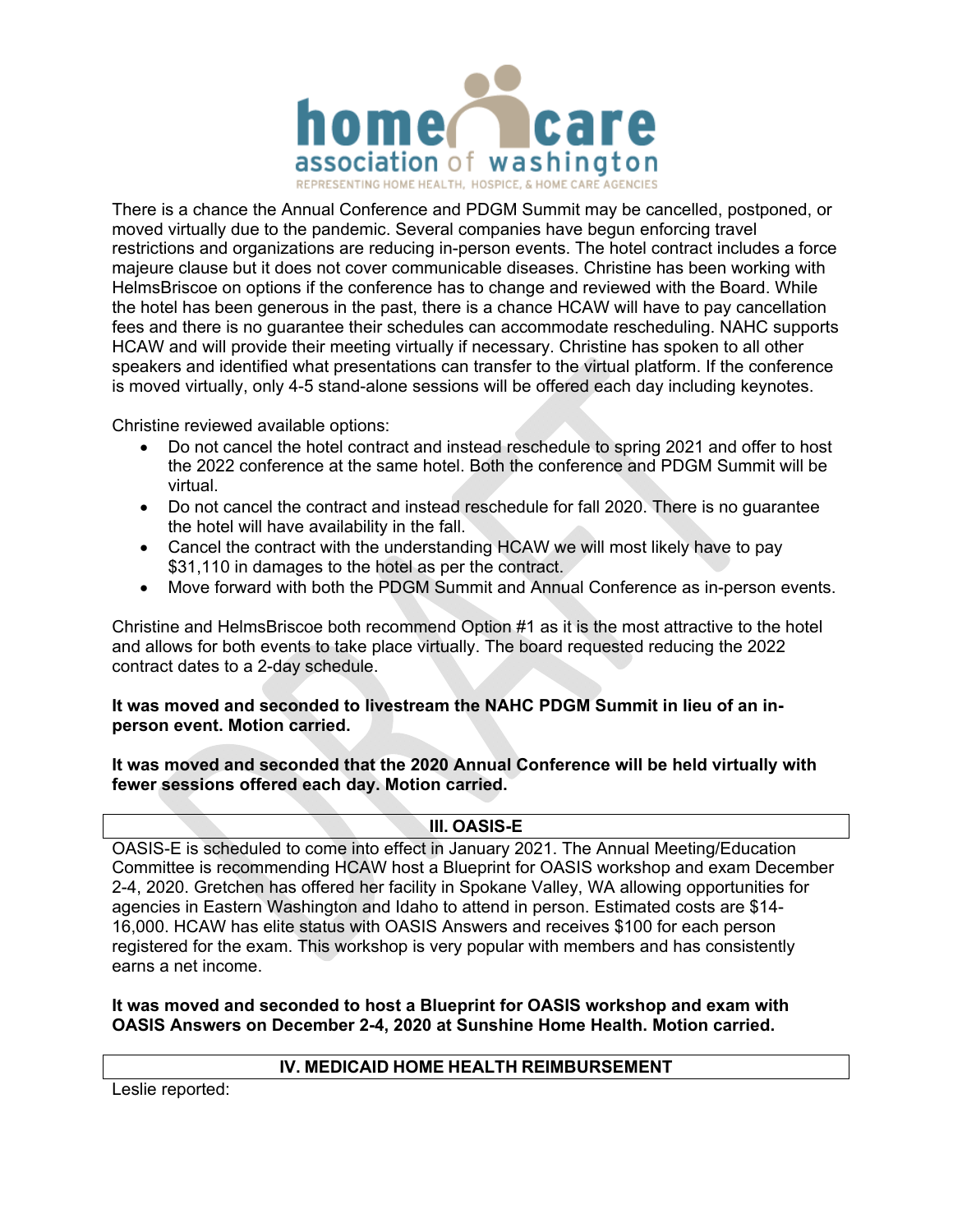There is a chance the Annual Conference and PDGM Summit may be cancelled, postponed, or moved virtually due to the pandemic. Several companies have begun enforcing travel restrictions and organizations are reducing in-person events. The hotel contract includes a force majeure clause but it does not cover communicable diseases. Christine has been working with HelmsBriscoe on options if the conference has to change and reviewed with the Board. While the hotel has been generous in the past, there is a chance HCAW will have to pay cancellation fees and there is no guarantee their schedules can accommodate rescheduling. NAHC supports HCAW and will provide their meeting virtually if necessary. Christine has spoken to all other speakers and identified what presentations can transfer to the virtual platform. If the conference is moved virtually, only 4-5 stand-alone sessions will be offered each day including keynotes.

Christine reviewed available options:

- Do not cancel the hotel contract and instead reschedule to spring 2021 and offer to host the 2022 conference at the same hotel. Both the conference and PDGM Summit will be virtual.
- Do not cancel the contract and instead reschedule for fall 2020. There is no guarantee the hotel will have availability in the fall.
- Cancel the contract with the understanding HCAW we will most likely have to pay $31,110 in damages to the hotel as per the contract.
- Move forward with both the PDGM Summit and Annual Conference as in-person events.

Christine and HelmsBriscoe both recommend Option #1 as it is the most attractive to the hotel and allows for both events to take place virtually. The board requested reducing the 2022 contract dates to a 2-day schedule.

**It was moved and seconded to livestream the NAHC PDGM Summit in lieu of an in-person event. Motion carried.**

**It was moved and seconded that the 2020 Annual Conference will be held virtually with fewer sessions offered each day. Motion carried.**

## III. OASIS-E

OASIS-E is scheduled to come into effect in January 2021. The Annual Meeting/Education Committee is recommending HCAW host a Blueprint for OASIS workshop and exam December 2-4, 2020. Gretchen has offered her facility in Spokane Valley, WA allowing opportunities for agencies in Eastern Washington and Idaho to attend in person. Estimated costs are $14-16,000. HCAW has elite status with OASIS Answers and receives $100 for each person registered for the exam. This workshop is very popular with members and has consistently earns a net income.

**It was moved and seconded to host a Blueprint for OASIS workshop and exam with OASIS Answers on December 2-4, 2020 at Sunshine Home Health. Motion carried.**

## IV. MEDICAID HOME HEALTH REIMBURSEMENT

Leslie reported: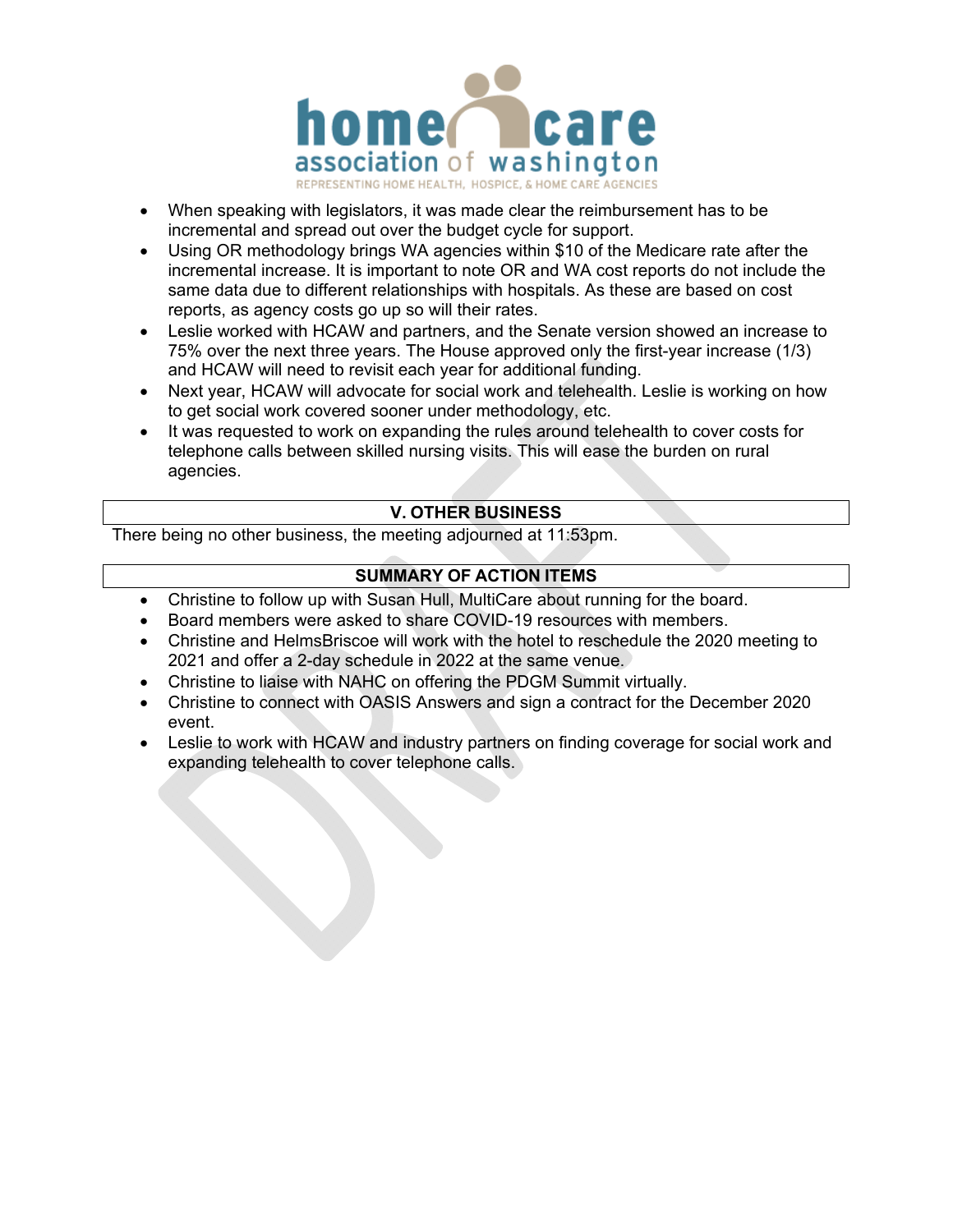- When speaking with legislators, it was made clear the reimbursement has to be incremental and spread out over the budget cycle for support.
- Using OR methodology brings WA agencies within $10 of the Medicare rate after the incremental increase. It is important to note OR and WA cost reports do not include the same data due to different relationships with hospitals. As these are based on cost reports, as agency costs go up so will their rates.
- Leslie worked with HCAW and partners, and the Senate version showed an increase to 75% over the next three years. The House approved only the first-year increase (1/3) and HCAW will need to revisit each year for additional funding.
- Next year, HCAW will advocate for social work and telehealth. Leslie is working on how to get social work covered sooner under methodology, etc.
- It was requested to work on expanding the rules around telehealth to cover costs for telephone calls between skilled nursing visits. This will ease the burden on rural agencies.

## V. OTHER BUSINESS

There being no other business, the meeting adjourned at 11:53pm.

## SUMMARY OF ACTION ITEMS

- Christine to follow up with Susan Hull, MultiCare about running for the board.
- Board members were asked to share COVID-19 resources with members.
- Christine and HelmsBriscoe will work with the hotel to reschedule the 2020 meeting to 2021 and offer a 2-day schedule in 2022 at the same venue.
- Christine to liaise with NAHC on offering the PDGM Summit virtually.
- Christine to connect with OASIS Answers and sign a contract for the December 2020 event.
- Leslie to work with HCAW and industry partners on finding coverage for social work and expanding telehealth to cover telephone calls.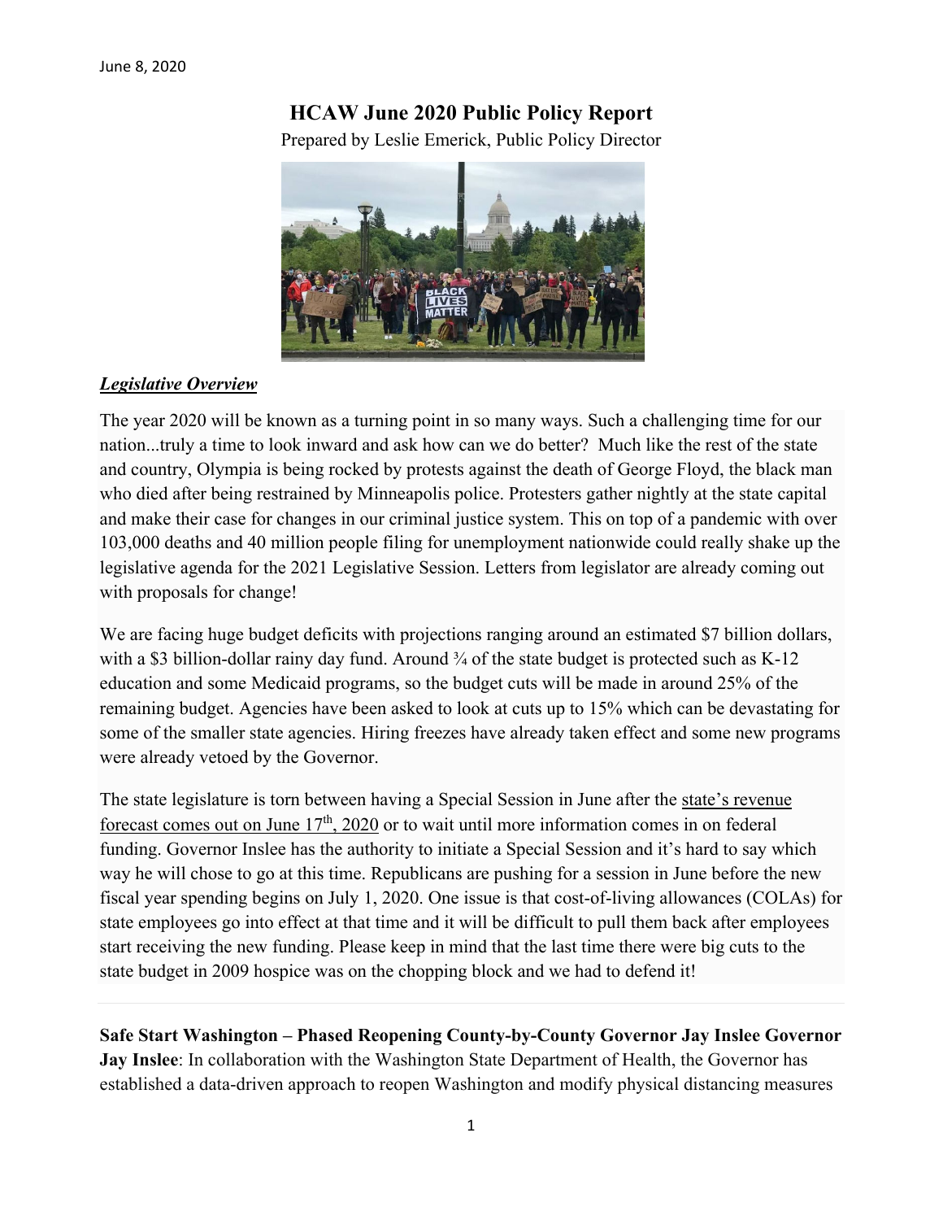June 8, 2020

# HCAW June 2020 Public Policy Report

Prepared by Leslie Emerick, Public Policy Director

## ***Legislative Overview***

The year 2020 will be known as a turning point in so many ways. Such a challenging time for our nation...truly a time to look inward and ask how can we do better? Much like the rest of the state and country, Olympia is being rocked by protests against the death of George Floyd, the black man who died after being restrained by Minneapolis police. Protesters gather nightly at the state capital and make their case for changes in our criminal justice system. This on top of a pandemic with over 103,000 deaths and 40 million people filing for unemployment nationwide could really shake up the legislative agenda for the 2021 Legislative Session. Letters from legislator are already coming out with proposals for change!

We are facing huge budget deficits with projections ranging around an estimated $7 billion dollars, with a $3 billion-dollar rainy day fund. Around ¾ of the state budget is protected such as K-12 education and some Medicaid programs, so the budget cuts will be made in around 25% of the remaining budget. Agencies have been asked to look at cuts up to 15% which can be devastating for some of the smaller state agencies. Hiring freezes have already taken effect and some new programs were already vetoed by the Governor.

The state legislature is torn between having a Special Session in June after the state's revenue forecast comes out on June 17th, 2020 or to wait until more information comes in on federal funding. Governor Inslee has the authority to initiate a Special Session and it's hard to say which way he will chose to go at this time. Republicans are pushing for a session in June before the new fiscal year spending begins on July 1, 2020. One issue is that cost-of-living allowances (COLAs) for state employees go into effect at that time and it will be difficult to pull them back after employees start receiving the new funding. Please keep in mind that the last time there were big cuts to the state budget in 2009 hospice was on the chopping block and we had to defend it!

---

**Safe Start Washington – Phased Reopening County-by-County Governor Jay Inslee Governor Jay Inslee**: In collaboration with the Washington State Department of Health, the Governor has established a data-driven approach to reopen Washington and modify physical distancing measures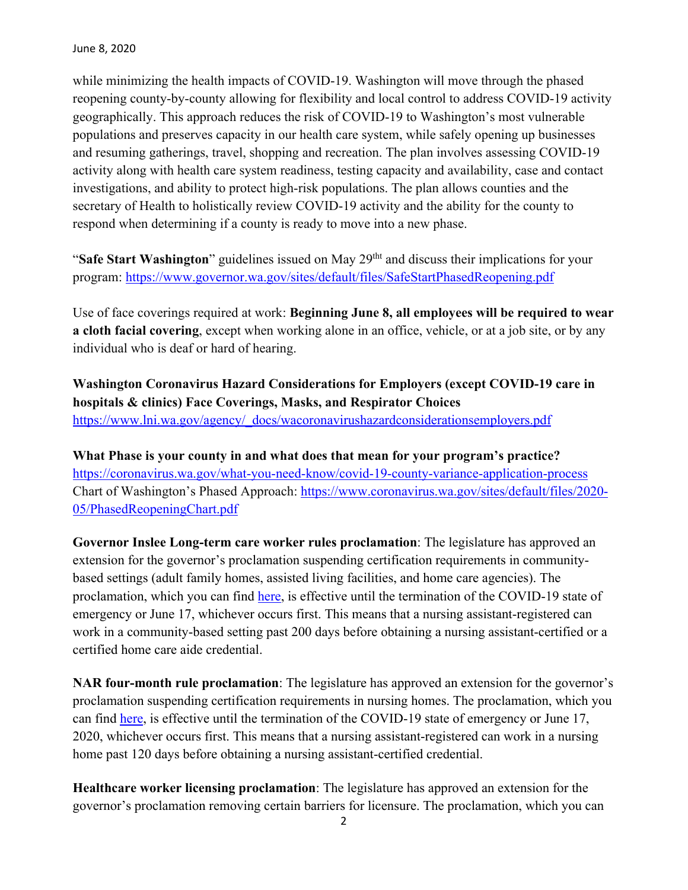while minimizing the health impacts of COVID-19. Washington will move through the phased reopening county-by-county allowing for flexibility and local control to address COVID-19 activity geographically. This approach reduces the risk of COVID-19 to Washington's most vulnerable populations and preserves capacity in our health care system, while safely opening up businesses and resuming gatherings, travel, shopping and recreation. The plan involves assessing COVID-19 activity along with health care system readiness, testing capacity and availability, case and contact investigations, and ability to protect high-risk populations. The plan allows counties and the secretary of Health to holistically review COVID-19 activity and the ability for the county to respond when determining if a county is ready to move into a new phase.

"**Safe Start Washington**" guidelines issued on May 29[tht] and discuss their implications for your program: https://www.governor.wa.gov/sites/default/files/SafeStartPhasedReopening.pdf

Use of face coverings required at work: **Beginning June 8, all employees will be required to wear a cloth facial covering**, except when working alone in an office, vehicle, or at a job site, or by any individual who is deaf or hard of hearing.

**Washington Coronavirus Hazard Considerations for Employers (except COVID-19 care in hospitals & clinics) Face Coverings, Masks, and Respirator Choices**
https://www.lni.wa.gov/agency/_docs/wacoronavirushazardconsiderationsemployers.pdf

**What Phase is your county in and what does that mean for your program's practice?**
https://coronavirus.wa.gov/what-you-need-know/covid-19-county-variance-application-process
Chart of Washington's Phased Approach: https://www.coronavirus.wa.gov/sites/default/files/2020-05/PhasedReopeningChart.pdf

**Governor Inslee Long-term care worker rules proclamation**: The legislature has approved an extension for the governor's proclamation suspending certification requirements in community-based settings (adult family homes, assisted living facilities, and home care agencies). The proclamation, which you can find here, is effective until the termination of the COVID-19 state of emergency or June 17, whichever occurs first. This means that a nursing assistant-registered can work in a community-based setting past 200 days before obtaining a nursing assistant-certified or a certified home care aide credential.

**NAR four-month rule proclamation**: The legislature has approved an extension for the governor's proclamation suspending certification requirements in nursing homes. The proclamation, which you can find here, is effective until the termination of the COVID-19 state of emergency or June 17, 2020, whichever occurs first. This means that a nursing assistant-registered can work in a nursing home past 120 days before obtaining a nursing assistant-certified credential.

**Healthcare worker licensing proclamation**: The legislature has approved an extension for the governor's proclamation removing certain barriers for licensure. The proclamation, which you can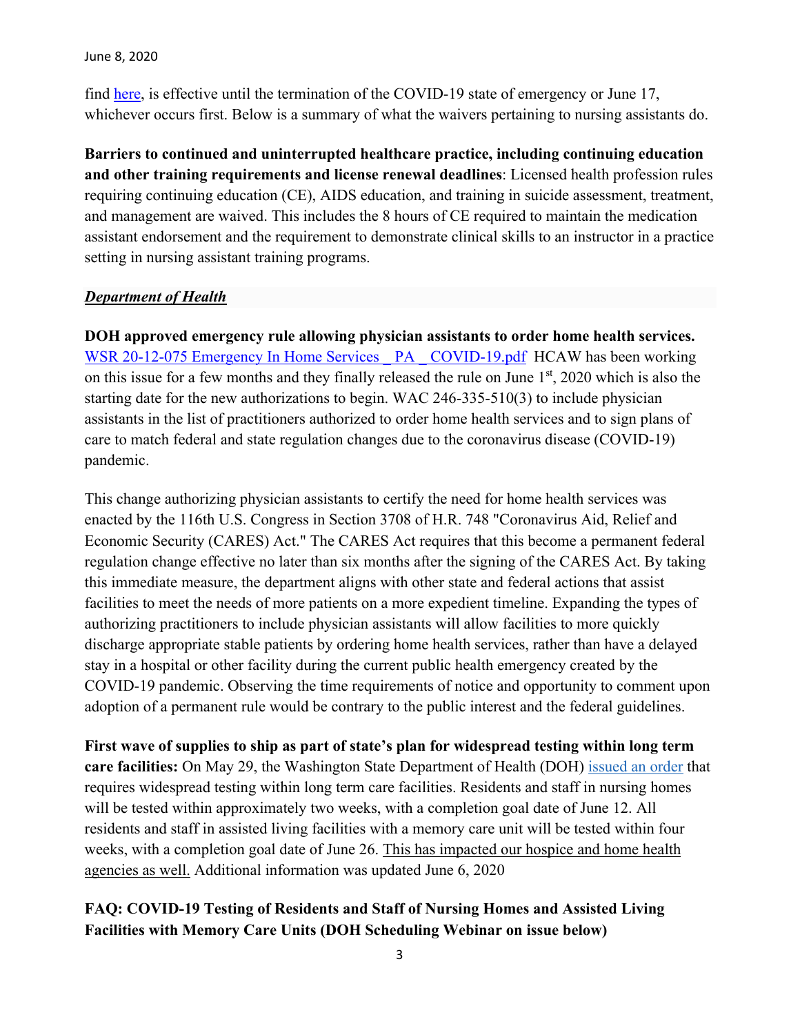find [here](), is effective until the termination of the COVID-19 state of emergency or June 17, whichever occurs first. Below is a summary of what the waivers pertaining to nursing assistants do.

**Barriers to continued and uninterrupted healthcare practice, including continuing education and other training requirements and license renewal deadlines**: Licensed health profession rules requiring continuing education (CE), AIDS education, and training in suicide assessment, treatment, and management are waived. This includes the 8 hours of CE required to maintain the medication assistant endorsement and the requirement to demonstrate clinical skills to an instructor in a practice setting in nursing assistant training programs.

***Department of Health***

**DOH approved emergency rule allowing physician assistants to order home health services.** WSR 20-12-075 Emergency In Home Services _ PA _ COVID-19.pdf HCAW has been working on this issue for a few months and they finally released the rule on June 1st, 2020 which is also the starting date for the new authorizations to begin. WAC 246-335-510(3) to include physician assistants in the list of practitioners authorized to order home health services and to sign plans of care to match federal and state regulation changes due to the coronavirus disease (COVID-19) pandemic.

This change authorizing physician assistants to certify the need for home health services was enacted by the 116th U.S. Congress in Section 3708 of H.R. 748 "Coronavirus Aid, Relief and Economic Security (CARES) Act." The CARES Act requires that this become a permanent federal regulation change effective no later than six months after the signing of the CARES Act. By taking this immediate measure, the department aligns with other state and federal actions that assist facilities to meet the needs of more patients on a more expedient timeline. Expanding the types of authorizing practitioners to include physician assistants will allow facilities to more quickly discharge appropriate stable patients by ordering home health services, rather than have a delayed stay in a hospital or other facility during the current public health emergency created by the COVID-19 pandemic. Observing the time requirements of notice and opportunity to comment upon adoption of a permanent rule would be contrary to the public interest and the federal guidelines.

**First wave of supplies to ship as part of state's plan for widespread testing within long term care facilities:** On May 29, the Washington State Department of Health (DOH) issued an order that requires widespread testing within long term care facilities. Residents and staff in nursing homes will be tested within approximately two weeks, with a completion goal date of June 12. All residents and staff in assisted living facilities with a memory care unit will be tested within four weeks, with a completion goal date of June 26. <u>This has impacted our hospice and home health agencies as well.</u> Additional information was updated June 6, 2020

**FAQ: COVID-19 Testing of Residents and Staff of Nursing Homes and Assisted Living Facilities with Memory Care Units (DOH Scheduling Webinar on issue below)**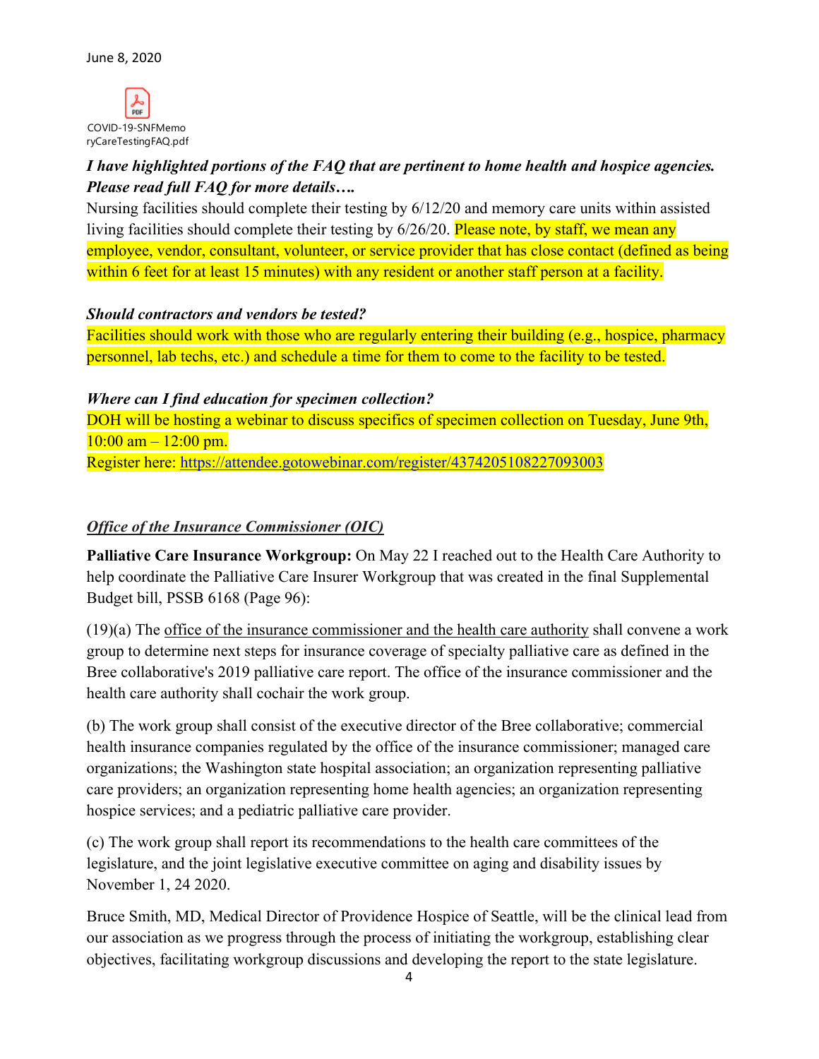June 8, 2020

COVID-19-SNFMemoryCareTestingFAQ.pdf

***I have highlighted portions of the FAQ that are pertinent to home health and hospice agencies. Please read full FAQ for more details….***

Nursing facilities should complete their testing by 6/12/20 and memory care units within assisted living facilities should complete their testing by 6/26/20. Please note, by staff, we mean any employee, vendor, consultant, volunteer, or service provider that has close contact (defined as being within 6 feet for at least 15 minutes) with any resident or another staff person at a facility.

***Should contractors and vendors be tested?***

Facilities should work with those who are regularly entering their building (e.g., hospice, pharmacy personnel, lab techs, etc.) and schedule a time for them to come to the facility to be tested.

***Where can I find education for specimen collection?***

DOH will be hosting a webinar to discuss specifics of specimen collection on Tuesday, June 9th, 10:00 am – 12:00 pm.

Register here: https://attendee.gotowebinar.com/register/4374205108227093003

***Office of the Insurance Commissioner (OIC)***

**Palliative Care Insurance Workgroup:** On May 22 I reached out to the Health Care Authority to help coordinate the Palliative Care Insurer Workgroup that was created in the final Supplemental Budget bill, PSSB 6168 (Page 96):

(19)(a) The office of the insurance commissioner and the health care authority shall convene a work group to determine next steps for insurance coverage of specialty palliative care as defined in the Bree collaborative's 2019 palliative care report. The office of the insurance commissioner and the health care authority shall cochair the work group.

(b) The work group shall consist of the executive director of the Bree collaborative; commercial health insurance companies regulated by the office of the insurance commissioner; managed care organizations; the Washington state hospital association; an organization representing palliative care providers; an organization representing home health agencies; an organization representing hospice services; and a pediatric palliative care provider.

(c) The work group shall report its recommendations to the health care committees of the legislature, and the joint legislative executive committee on aging and disability issues by November 1, 24 2020.

Bruce Smith, MD, Medical Director of Providence Hospice of Seattle, will be the clinical lead from our association as we progress through the process of initiating the workgroup, establishing clear objectives, facilitating workgroup discussions and developing the report to the state legislature.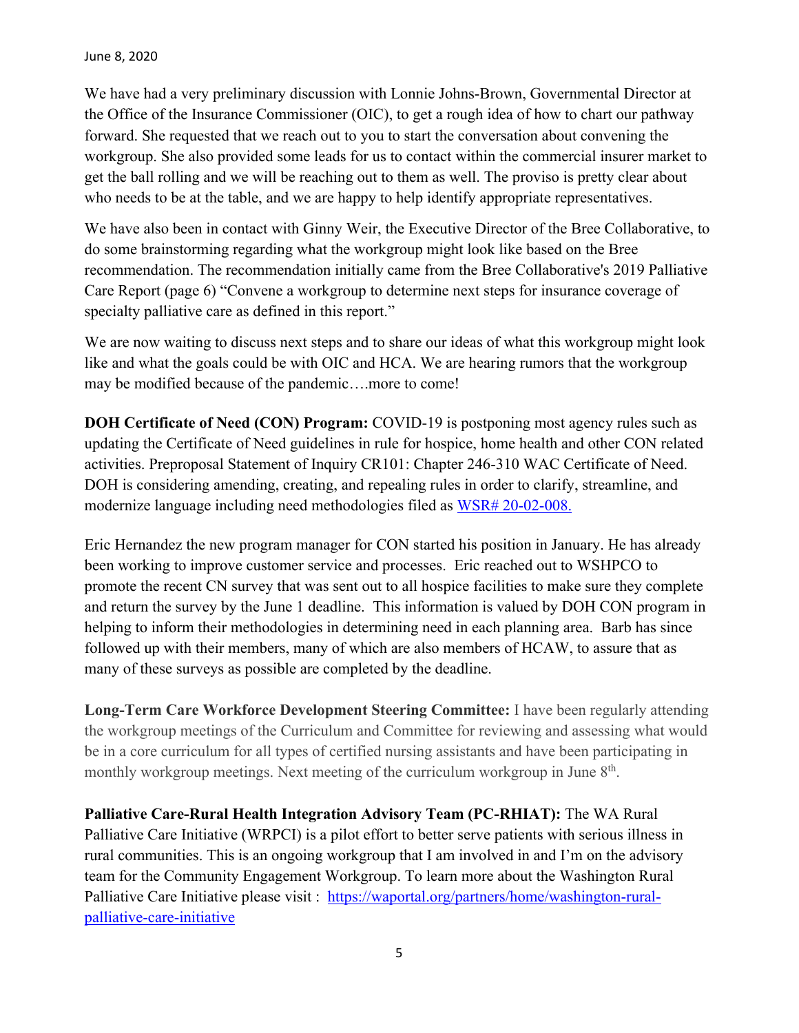We have had a very preliminary discussion with Lonnie Johns-Brown, Governmental Director at the Office of the Insurance Commissioner (OIC), to get a rough idea of how to chart our pathway forward. She requested that we reach out to you to start the conversation about convening the workgroup. She also provided some leads for us to contact within the commercial insurer market to get the ball rolling and we will be reaching out to them as well. The proviso is pretty clear about who needs to be at the table, and we are happy to help identify appropriate representatives.

We have also been in contact with Ginny Weir, the Executive Director of the Bree Collaborative, to do some brainstorming regarding what the workgroup might look like based on the Bree recommendation. The recommendation initially came from the Bree Collaborative's 2019 Palliative Care Report (page 6) "Convene a workgroup to determine next steps for insurance coverage of specialty palliative care as defined in this report."

We are now waiting to discuss next steps and to share our ideas of what this workgroup might look like and what the goals could be with OIC and HCA. We are hearing rumors that the workgroup may be modified because of the pandemic….more to come!

**DOH Certificate of Need (CON) Program:** COVID-19 is postponing most agency rules such as updating the Certificate of Need guidelines in rule for hospice, home health and other CON related activities. Preproposal Statement of Inquiry CR101: Chapter 246-310 WAC Certificate of Need. DOH is considering amending, creating, and repealing rules in order to clarify, streamline, and modernize language including need methodologies filed as [WSR# 20-02-008.](WSR# 20-02-008.)

Eric Hernandez the new program manager for CON started his position in January. He has already been working to improve customer service and processes. Eric reached out to WSHPCO to promote the recent CN survey that was sent out to all hospice facilities to make sure they complete and return the survey by the June 1 deadline. This information is valued by DOH CON program in helping to inform their methodologies in determining need in each planning area. Barb has since followed up with their members, many of which are also members of HCAW, to assure that as many of these surveys as possible are completed by the deadline.

**Long-Term Care Workforce Development Steering Committee:** I have been regularly attending the workgroup meetings of the Curriculum and Committee for reviewing and assessing what would be in a core curriculum for all types of certified nursing assistants and have been participating in monthly workgroup meetings. Next meeting of the curriculum workgroup in June 8th.

**Palliative Care-Rural Health Integration Advisory Team (PC-RHIAT):** The WA Rural Palliative Care Initiative (WRPCI) is a pilot effort to better serve patients with serious illness in rural communities. This is an ongoing workgroup that I am involved in and I'm on the advisory team for the Community Engagement Workgroup. To learn more about the Washington Rural Palliative Care Initiative please visit : [https://waportal.org/partners/home/washington-rural-palliative-care-initiative](https://waportal.org/partners/home/washington-rural-palliative-care-initiative)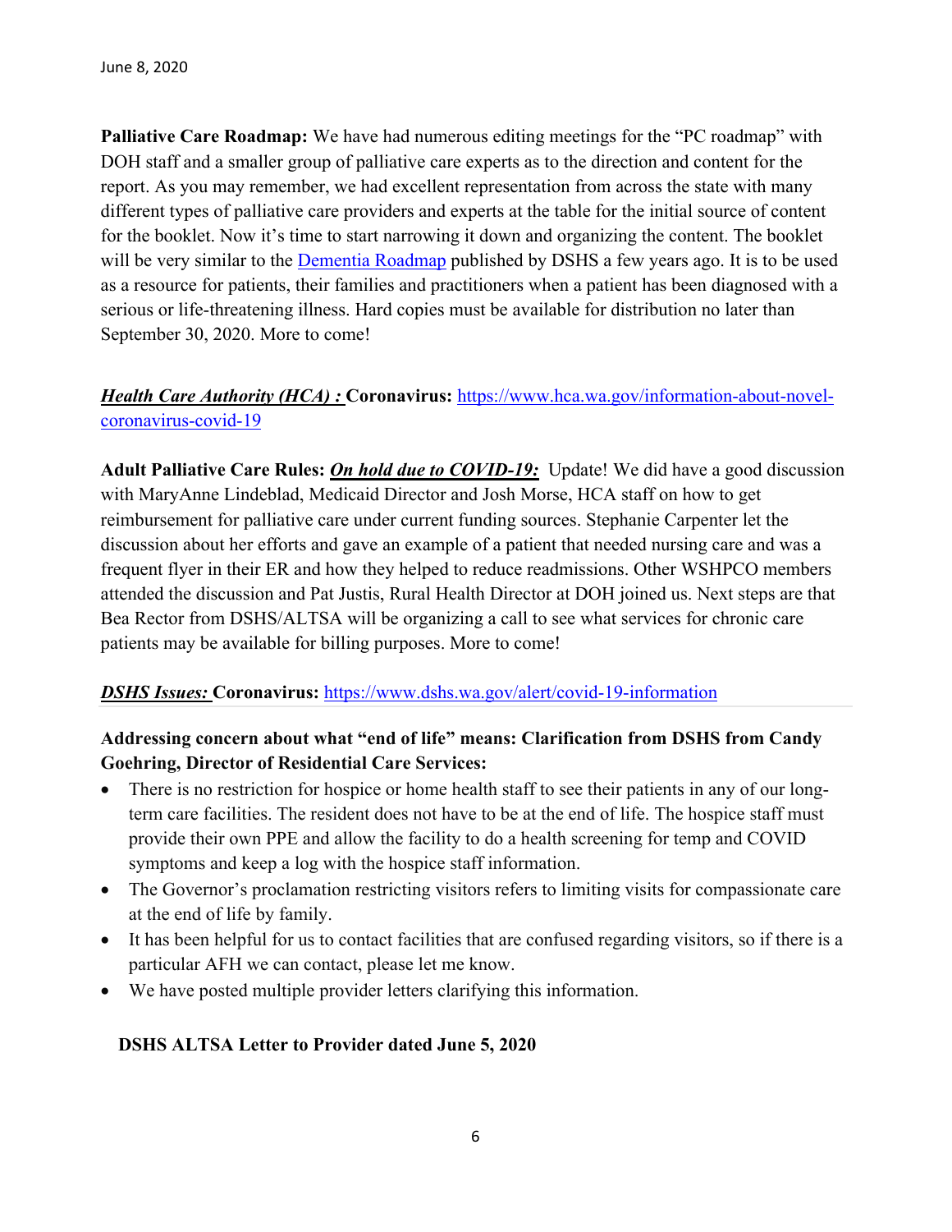**Palliative Care Roadmap:** We have had numerous editing meetings for the "PC roadmap" with DOH staff and a smaller group of palliative care experts as to the direction and content for the report. As you may remember, we had excellent representation from across the state with many different types of palliative care providers and experts at the table for the initial source of content for the booklet. Now it's time to start narrowing it down and organizing the content. The booklet will be very similar to the [Dementia Roadmap](Dementia Roadmap) published by DSHS a few years ago. It is to be used as a resource for patients, their families and practitioners when a patient has been diagnosed with a serious or life-threatening illness. Hard copies must be available for distribution no later than September 30, 2020. More to come!

***Health Care Authority (HCA) :*** **Coronavirus:** https://www.hca.wa.gov/information-about-novel-coronavirus-covid-19

**Adult Palliative Care Rules:** ***On hold due to COVID-19:*** Update! We did have a good discussion with MaryAnne Lindeblad, Medicaid Director and Josh Morse, HCA staff on how to get reimbursement for palliative care under current funding sources. Stephanie Carpenter let the discussion about her efforts and gave an example of a patient that needed nursing care and was a frequent flyer in their ER and how they helped to reduce readmissions. Other WSHPCO members attended the discussion and Pat Justis, Rural Health Director at DOH joined us. Next steps are that Bea Rector from DSHS/ALTSA will be organizing a call to see what services for chronic care patients may be available for billing purposes. More to come!

***DSHS Issues:*** **Coronavirus:** https://www.dshs.wa.gov/alert/covid-19-information

**Addressing concern about what "end of life" means: Clarification from DSHS from Candy Goehring, Director of Residential Care Services:**

- There is no restriction for hospice or home health staff to see their patients in any of our long-term care facilities. The resident does not have to be at the end of life. The hospice staff must provide their own PPE and allow the facility to do a health screening for temp and COVID symptoms and keep a log with the hospice staff information.
- The Governor's proclamation restricting visitors refers to limiting visits for compassionate care at the end of life by family.
- It has been helpful for us to contact facilities that are confused regarding visitors, so if there is a particular AFH we can contact, please let me know.
- We have posted multiple provider letters clarifying this information.

**DSHS ALTSA Letter to Provider dated June 5, 2020**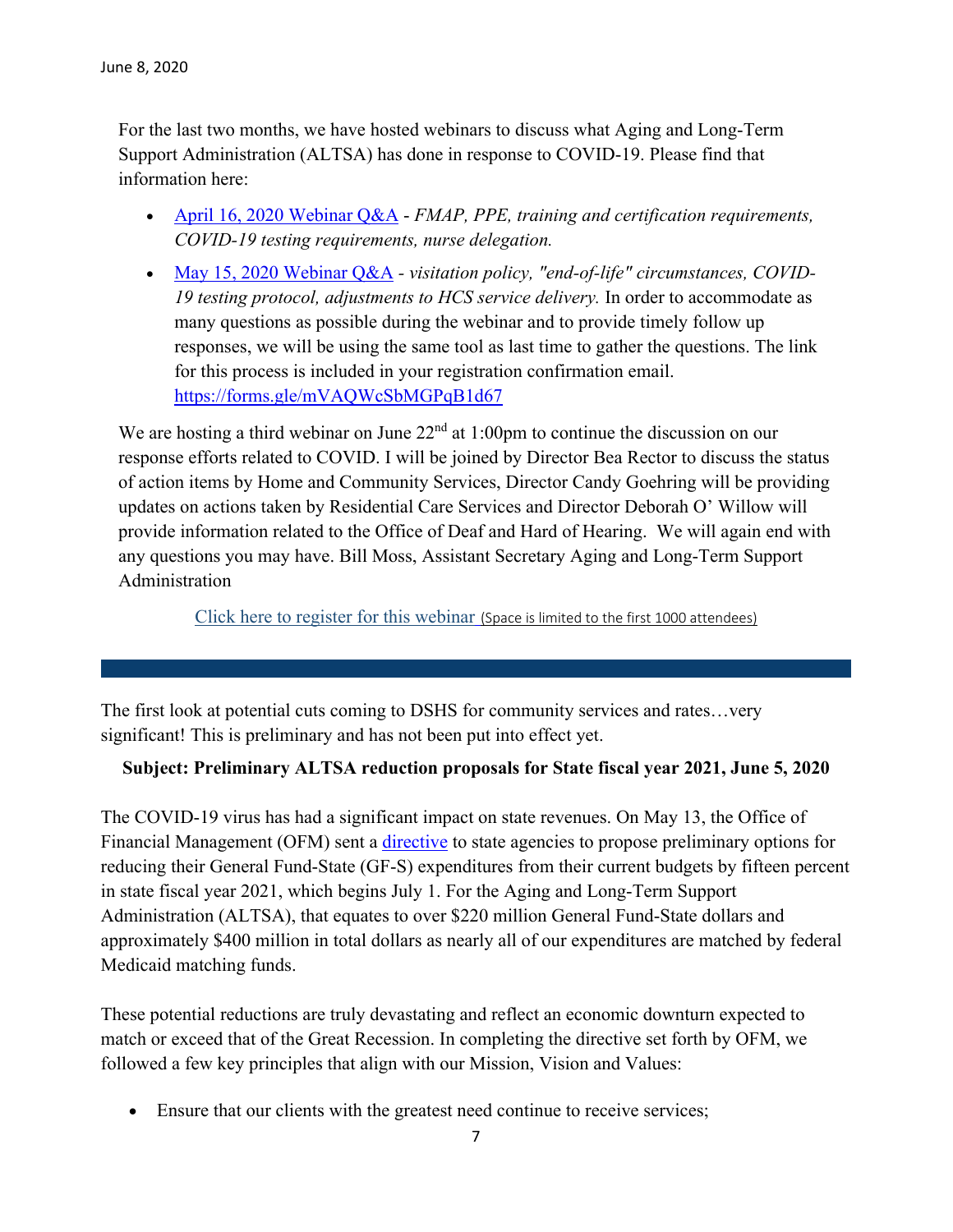June 8, 2020

For the last two months, we have hosted webinars to discuss what Aging and Long-Term Support Administration (ALTSA) has done in response to COVID-19. Please find that information here:

- April 16, 2020 Webinar Q&A - *FMAP, PPE, training and certification requirements, COVID-19 testing requirements, nurse delegation.*
- May 15, 2020 Webinar Q&A - *visitation policy, "end-of-life" circumstances, COVID-19 testing protocol, adjustments to HCS service delivery.* In order to accommodate as many questions as possible during the webinar and to provide timely follow up responses, we will be using the same tool as last time to gather the questions. The link for this process is included in your registration confirmation email. https://forms.gle/mVAQWcSbMGPqB1d67

We are hosting a third webinar on June 22nd at 1:00pm to continue the discussion on our response efforts related to COVID. I will be joined by Director Bea Rector to discuss the status of action items by Home and Community Services, Director Candy Goehring will be providing updates on actions taken by Residential Care Services and Director Deborah O' Willow will provide information related to the Office of Deaf and Hard of Hearing. We will again end with any questions you may have. Bill Moss, Assistant Secretary Aging and Long-Term Support Administration

Click here to register for this webinar (Space is limited to the first 1000 attendees)

---

The first look at potential cuts coming to DSHS for community services and rates…very significant! This is preliminary and has not been put into effect yet.

**Subject: Preliminary ALTSA reduction proposals for State fiscal year 2021, June 5, 2020**

The COVID-19 virus has had a significant impact on state revenues. On May 13, the Office of Financial Management (OFM) sent a directive to state agencies to propose preliminary options for reducing their General Fund-State (GF-S) expenditures from their current budgets by fifteen percent in state fiscal year 2021, which begins July 1. For the Aging and Long-Term Support Administration (ALTSA), that equates to over $220 million General Fund-State dollars and approximately $400 million in total dollars as nearly all of our expenditures are matched by federal Medicaid matching funds.

These potential reductions are truly devastating and reflect an economic downturn expected to match or exceed that of the Great Recession. In completing the directive set forth by OFM, we followed a few key principles that align with our Mission, Vision and Values:

- Ensure that our clients with the greatest need continue to receive services;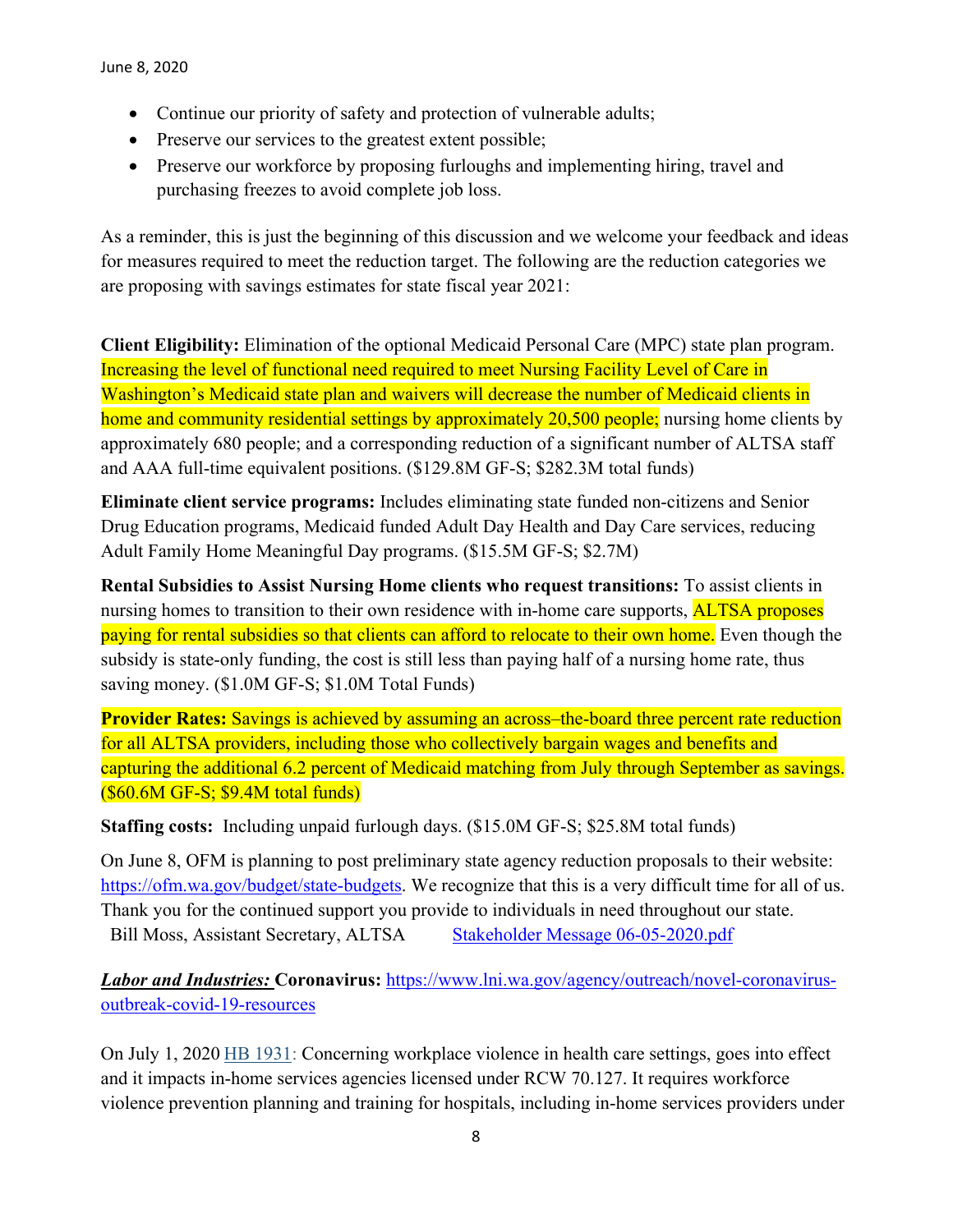- Continue our priority of safety and protection of vulnerable adults;
- Preserve our services to the greatest extent possible;
- Preserve our workforce by proposing furloughs and implementing hiring, travel and purchasing freezes to avoid complete job loss.

As a reminder, this is just the beginning of this discussion and we welcome your feedback and ideas for measures required to meet the reduction target. The following are the reduction categories we are proposing with savings estimates for state fiscal year 2021:

**Client Eligibility:** Elimination of the optional Medicaid Personal Care (MPC) state plan program. Increasing the level of functional need required to meet Nursing Facility Level of Care in Washington's Medicaid state plan and waivers will decrease the number of Medicaid clients in home and community residential settings by approximately 20,500 people; nursing home clients by approximately 680 people; and a corresponding reduction of a significant number of ALTSA staff and AAA full-time equivalent positions. ($129.8M GF-S; $282.3M total funds)

**Eliminate client service programs:** Includes eliminating state funded non-citizens and Senior Drug Education programs, Medicaid funded Adult Day Health and Day Care services, reducing Adult Family Home Meaningful Day programs. ($15.5M GF-S; $2.7M)

**Rental Subsidies to Assist Nursing Home clients who request transitions:** To assist clients in nursing homes to transition to their own residence with in-home care supports, ALTSA proposes paying for rental subsidies so that clients can afford to relocate to their own home. Even though the subsidy is state-only funding, the cost is still less than paying half of a nursing home rate, thus saving money. ($1.0M GF-S; $1.0M Total Funds)

**Provider Rates:** Savings is achieved by assuming an across–the-board three percent rate reduction for all ALTSA providers, including those who collectively bargain wages and benefits and capturing the additional 6.2 percent of Medicaid matching from July through September as savings. ($60.6M GF-S; $9.4M total funds)

**Staffing costs:** Including unpaid furlough days. ($15.0M GF-S; $25.8M total funds)

On June 8, OFM is planning to post preliminary state agency reduction proposals to their website: https://ofm.wa.gov/budget/state-budgets. We recognize that this is a very difficult time for all of us. Thank you for the continued support you provide to individuals in need throughout our state.
Bill Moss, Assistant Secretary, ALTSA Stakeholder Message 06-05-2020.pdf

***Labor and Industries:*** **Coronavirus:** https://www.lni.wa.gov/agency/outreach/novel-coronavirus-outbreak-covid-19-resources

On July 1, 2020 HB 1931: Concerning workplace violence in health care settings, goes into effect and it impacts in-home services agencies licensed under RCW 70.127. It requires workforce violence prevention planning and training for hospitals, including in-home services providers under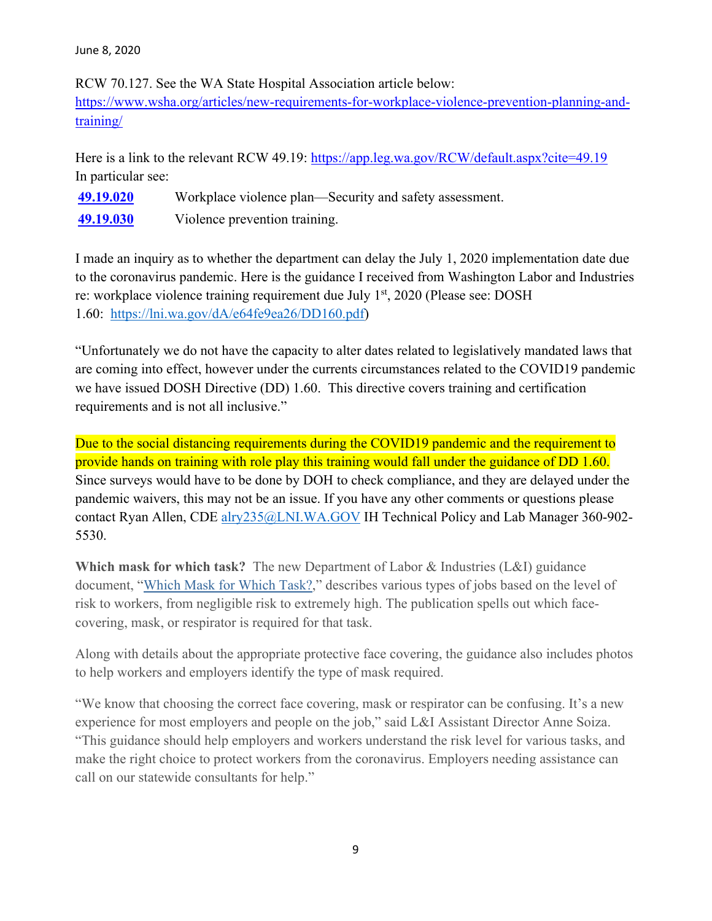RCW 70.127. See the WA State Hospital Association article below: https://www.wsha.org/articles/new-requirements-for-workplace-violence-prevention-planning-and-training/

Here is a link to the relevant RCW 49.19: https://app.leg.wa.gov/RCW/default.aspx?cite=49.19
In particular see:

**49.19.020** Workplace violence plan—Security and safety assessment.

**49.19.030** Violence prevention training.

I made an inquiry as to whether the department can delay the July 1, 2020 implementation date due to the coronavirus pandemic. Here is the guidance I received from Washington Labor and Industries re: workplace violence training requirement due July 1st, 2020 (Please see: DOSH 1.60: https://lni.wa.gov/dA/e64fe9ea26/DD160.pdf)

"Unfortunately we do not have the capacity to alter dates related to legislatively mandated laws that are coming into effect, however under the currents circumstances related to the COVID19 pandemic we have issued DOSH Directive (DD) 1.60. This directive covers training and certification requirements and is not all inclusive."

Due to the social distancing requirements during the COVID19 pandemic and the requirement to provide hands on training with role play this training would fall under the guidance of DD 1.60. Since surveys would have to be done by DOH to check compliance, and they are delayed under the pandemic waivers, this may not be an issue. If you have any other comments or questions please contact Ryan Allen, CDE alry235@LNI.WA.GOV IH Technical Policy and Lab Manager 360-902-5530.

**Which mask for which task?** The new Department of Labor & Industries (L&I) guidance document, "Which Mask for Which Task?," describes various types of jobs based on the level of risk to workers, from negligible risk to extremely high. The publication spells out which face-covering, mask, or respirator is required for that task.

Along with details about the appropriate protective face covering, the guidance also includes photos to help workers and employers identify the type of mask required.

"We know that choosing the correct face covering, mask or respirator can be confusing. It's a new experience for most employers and people on the job," said L&I Assistant Director Anne Soiza. "This guidance should help employers and workers understand the risk level for various tasks, and make the right choice to protect workers from the coronavirus. Employers needing assistance can call on our statewide consultants for help."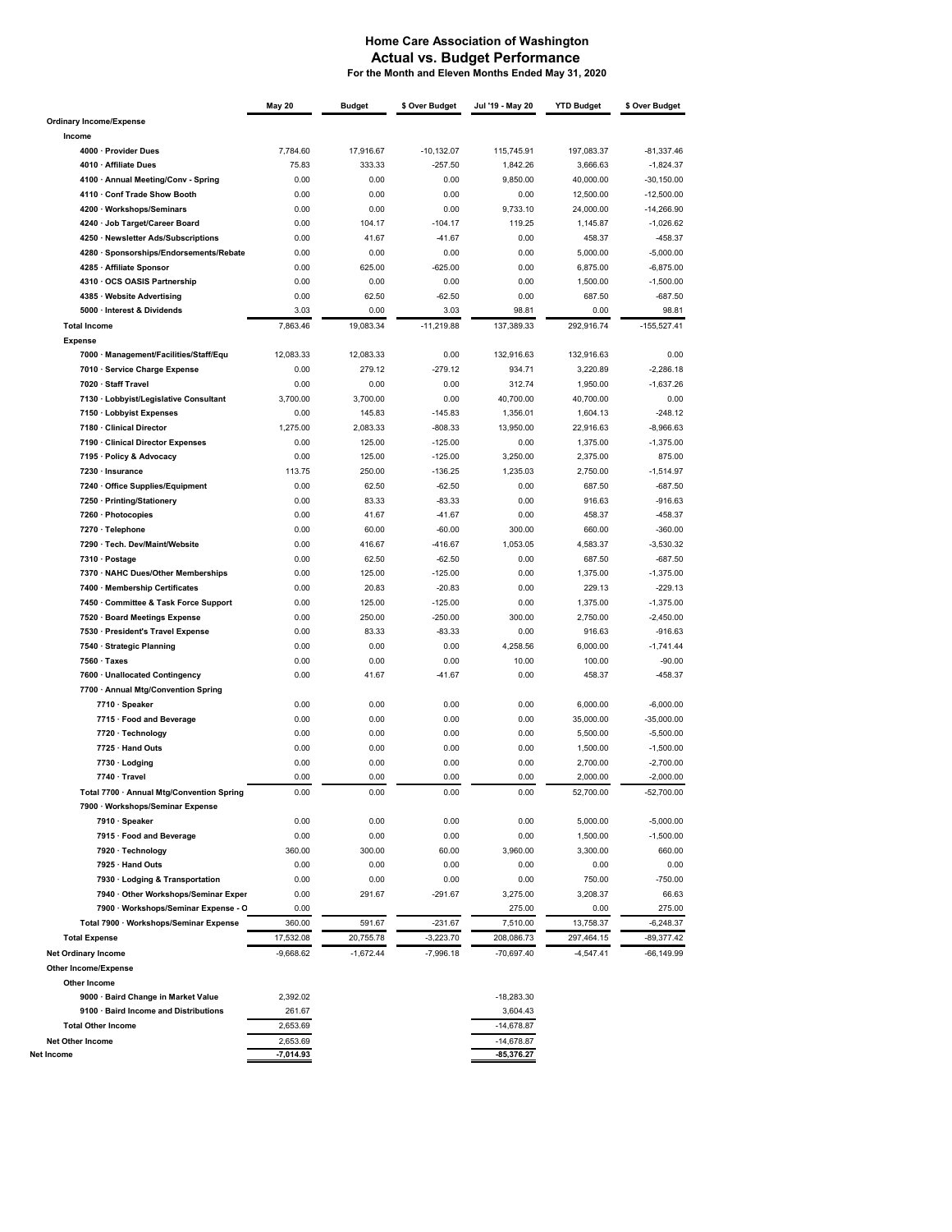# Home Care Association of Washington
## Actual vs. Budget Performance
### For the Month and Eleven Months Ended May 31, 2020

| | May 20 | Budget | $ Over Budget | Jul '19 - May 20 | YTD Budget | $ Over Budget |
|---|---|---|---|---|---|---|
| **Ordinary Income/Expense** | | | | | | |
| **Income** | | | | | | |
| 4000 · Provider Dues | 7,784.60 | 17,916.67 | -10,132.07 | 115,745.91 | 197,083.37 | -81,337.46 |
| 4010 · Affiliate Dues | 75.83 | 333.33 | -257.50 | 1,842.26 | 3,666.63 | -1,824.37 |
| 4100 · Annual Meeting/Conv - Spring | 0.00 | 0.00 | 0.00 | 9,850.00 | 40,000.00 | -30,150.00 |
| 4110 · Conf Trade Show Booth | 0.00 | 0.00 | 0.00 | 0.00 | 12,500.00 | -12,500.00 |
| 4200 · Workshops/Seminars | 0.00 | 0.00 | 0.00 | 9,733.10 | 24,000.00 | -14,266.90 |
| 4240 · Job Target/Career Board | 0.00 | 104.17 | -104.17 | 119.25 | 1,145.87 | -1,026.62 |
| 4250 · Newsletter Ads/Subscriptions | 0.00 | 41.67 | -41.67 | 0.00 | 458.37 | -458.37 |
| 4280 · Sponsorships/Endorsements/Rebate | 0.00 | 0.00 | 0.00 | 0.00 | 5,000.00 | -5,000.00 |
| 4285 · Affiliate Sponsor | 0.00 | 625.00 | -625.00 | 0.00 | 6,875.00 | -6,875.00 |
| 4310 · OCS OASIS Partnership | 0.00 | 0.00 | 0.00 | 0.00 | 1,500.00 | -1,500.00 |
| 4385 · Website Advertising | 0.00 | 62.50 | -62.50 | 0.00 | 687.50 | -687.50 |
| 5000 · Interest & Dividends | 3.03 | 0.00 | 3.03 | 98.81 | 0.00 | 98.81 |
| **Total Income** | 7,863.46 | 19,083.34 | -11,219.88 | 137,389.33 | 292,916.74 | -155,527.41 |
| **Expense** | | | | | | |
| 7000 · Management/Facilities/Staff/Equ | 12,083.33 | 12,083.33 | 0.00 | 132,916.63 | 132,916.63 | 0.00 |
| 7010 · Service Charge Expense | 0.00 | 279.12 | -279.12 | 934.71 | 3,220.89 | -2,286.18 |
| 7020 · Staff Travel | 0.00 | 0.00 | 0.00 | 312.74 | 1,950.00 | -1,637.26 |
| 7130 · Lobbyist/Legislative Consultant | 3,700.00 | 3,700.00 | 0.00 | 40,700.00 | 40,700.00 | 0.00 |
| 7150 · Lobbyist Expenses | 0.00 | 145.83 | -145.83 | 1,356.01 | 1,604.13 | -248.12 |
| 7180 · Clinical Director | 1,275.00 | 2,083.33 | -808.33 | 13,950.00 | 22,916.63 | -8,966.63 |
| 7190 · Clinical Director Expenses | 0.00 | 125.00 | -125.00 | 0.00 | 1,375.00 | -1,375.00 |
| 7195 · Policy & Advocacy | 0.00 | 125.00 | -125.00 | 3,250.00 | 2,375.00 | 875.00 |
| 7230 · Insurance | 113.75 | 250.00 | -136.25 | 1,235.03 | 2,750.00 | -1,514.97 |
| 7240 · Office Supplies/Equipment | 0.00 | 62.50 | -62.50 | 0.00 | 687.50 | -687.50 |
| 7250 · Printing/Stationery | 0.00 | 83.33 | -83.33 | 0.00 | 916.63 | -916.63 |
| 7260 · Photocopies | 0.00 | 41.67 | -41.67 | 0.00 | 458.37 | -458.37 |
| 7270 · Telephone | 0.00 | 60.00 | -60.00 | 300.00 | 660.00 | -360.00 |
| 7290 · Tech. Dev/Maint/Website | 0.00 | 416.67 | -416.67 | 1,053.05 | 4,583.37 | -3,530.32 |
| 7310 · Postage | 0.00 | 62.50 | -62.50 | 0.00 | 687.50 | -687.50 |
| 7370 · NAHC Dues/Other Memberships | 0.00 | 125.00 | -125.00 | 0.00 | 1,375.00 | -1,375.00 |
| 7400 · Membership Certificates | 0.00 | 20.83 | -20.83 | 0.00 | 229.13 | -229.13 |
| 7450 · Committee & Task Force Support | 0.00 | 125.00 | -125.00 | 0.00 | 1,375.00 | -1,375.00 |
| 7520 · Board Meetings Expense | 0.00 | 250.00 | -250.00 | 300.00 | 2,750.00 | -2,450.00 |
| 7530 · President's Travel Expense | 0.00 | 83.33 | -83.33 | 0.00 | 916.63 | -916.63 |
| 7540 · Strategic Planning | 0.00 | 0.00 | 0.00 | 4,258.56 | 6,000.00 | -1,741.44 |
| 7560 · Taxes | 0.00 | 0.00 | 0.00 | 10.00 | 100.00 | -90.00 |
| 7600 · Unallocated Contingency | 0.00 | 41.67 | -41.67 | 0.00 | 458.37 | -458.37 |
| 7700 · Annual Mtg/Convention Spring | | | | | | |
| 7710 · Speaker | 0.00 | 0.00 | 0.00 | 0.00 | 6,000.00 | -6,000.00 |
| 7715 · Food and Beverage | 0.00 | 0.00 | 0.00 | 0.00 | 35,000.00 | -35,000.00 |
| 7720 · Technology | 0.00 | 0.00 | 0.00 | 0.00 | 5,500.00 | -5,500.00 |
| 7725 · Hand Outs | 0.00 | 0.00 | 0.00 | 0.00 | 1,500.00 | -1,500.00 |
| 7730 · Lodging | 0.00 | 0.00 | 0.00 | 0.00 | 2,700.00 | -2,700.00 |
| 7740 · Travel | 0.00 | 0.00 | 0.00 | 0.00 | 2,000.00 | -2,000.00 |
| Total 7700 · Annual Mtg/Convention Spring | 0.00 | 0.00 | 0.00 | 0.00 | 52,700.00 | -52,700.00 |
| 7900 · Workshops/Seminar Expense | | | | | | |
| 7910 · Speaker | 0.00 | 0.00 | 0.00 | 0.00 | 5,000.00 | -5,000.00 |
| 7915 · Food and Beverage | 0.00 | 0.00 | 0.00 | 0.00 | 1,500.00 | -1,500.00 |
| 7920 · Technology | 360.00 | 300.00 | 60.00 | 3,960.00 | 3,300.00 | 660.00 |
| 7925 · Hand Outs | 0.00 | 0.00 | 0.00 | 0.00 | 0.00 | 0.00 |
| 7930 · Lodging & Transportation | 0.00 | 0.00 | 0.00 | 0.00 | 750.00 | -750.00 |
| 7940 · Other Workshops/Seminar Exper | 0.00 | 291.67 | -291.67 | 3,275.00 | 3,208.37 | 66.63 |
| 7900 · Workshops/Seminar Expense - O | 0.00 | | | 275.00 | 0.00 | 275.00 |
| Total 7900 · Workshops/Seminar Expense | 360.00 | 591.67 | -231.67 | 7,510.00 | 13,758.37 | -6,248.37 |
| **Total Expense** | 17,532.08 | 20,755.78 | -3,223.70 | 208,086.73 | 297,464.15 | -89,377.42 |
| **Net Ordinary Income** | -9,668.62 | -1,672.44 | -7,996.18 | -70,697.40 | -4,547.41 | -66,149.99 |
| **Other Income/Expense** | | | | | | |
| **Other Income** | | | | | | |
| 9000 · Baird Change in Market Value | 2,392.02 | | | -18,283.30 | | |
| 9100 · Baird Income and Distributions | 261.67 | | | 3,604.43 | | |
| **Total Other Income** | 2,653.69 | | | -14,678.87 | | |
| **Net Other Income** | 2,653.69 | | | -14,678.87 | | |
| **Net Income** | **-7,014.93** | | | **-85,376.27** | | |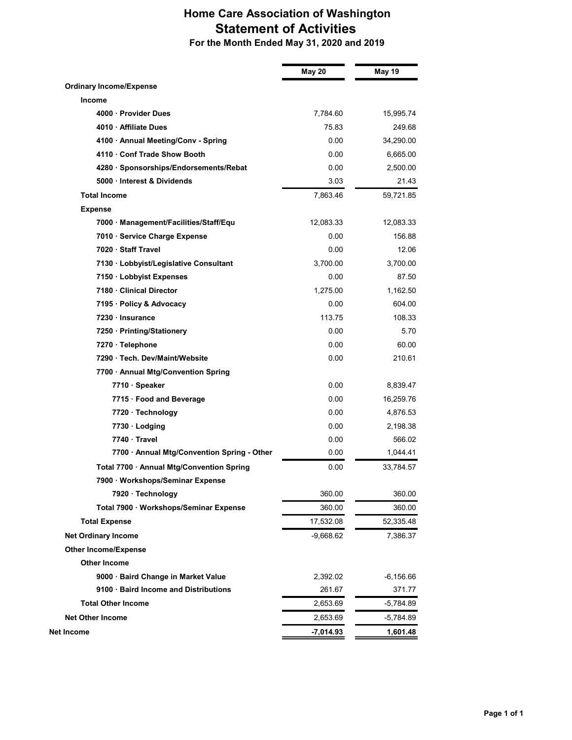# Home Care Association of Washington
## Statement of Activities
### For the Month Ended May 31, 2020 and 2019

| | May 20 | May 19 |
|---|---|---|
| **Ordinary Income/Expense** | | |
| **Income** | | |
| 4000 · Provider Dues | 7,784.60 | 15,995.74 |
| 4010 · Affiliate Dues | 75.83 | 249.68 |
| 4100 · Annual Meeting/Conv - Spring | 0.00 | 34,290.00 |
| 4110 · Conf Trade Show Booth | 0.00 | 6,665.00 |
| 4280 · Sponsorships/Endorsements/Rebat | 0.00 | 2,500.00 |
| 5000 · Interest & Dividends | 3.03 | 21.43 |
| **Total Income** | 7,863.46 | 59,721.85 |
| **Expense** | | |
| 7000 · Management/Facilities/Staff/Equ | 12,083.33 | 12,083.33 |
| 7010 · Service Charge Expense | 0.00 | 156.88 |
| 7020 · Staff Travel | 0.00 | 12.06 |
| 7130 · Lobbyist/Legislative Consultant | 3,700.00 | 3,700.00 |
| 7150 · Lobbyist Expenses | 0.00 | 87.50 |
| 7180 · Clinical Director | 1,275.00 | 1,162.50 |
| 7195 · Policy & Advocacy | 0.00 | 604.00 |
| 7230 · Insurance | 113.75 | 108.33 |
| 7250 · Printing/Stationery | 0.00 | 5.70 |
| 7270 · Telephone | 0.00 | 60.00 |
| 7290 · Tech. Dev/Maint/Website | 0.00 | 210.61 |
| 7700 · Annual Mtg/Convention Spring | | |
| 7710 · Speaker | 0.00 | 8,839.47 |
| 7715 · Food and Beverage | 0.00 | 16,259.76 |
| 7720 · Technology | 0.00 | 4,876.53 |
| 7730 · Lodging | 0.00 | 2,198.38 |
| 7740 · Travel | 0.00 | 566.02 |
| 7700 · Annual Mtg/Convention Spring - Other | 0.00 | 1,044.41 |
| Total 7700 · Annual Mtg/Convention Spring | 0.00 | 33,784.57 |
| 7900 · Workshops/Seminar Expense | | |
| 7920 · Technology | 360.00 | 360.00 |
| Total 7900 · Workshops/Seminar Expense | 360.00 | 360.00 |
| **Total Expense** | 17,532.08 | 52,335.48 |
| **Net Ordinary Income** | -9,668.62 | 7,386.37 |
| **Other Income/Expense** | | |
| **Other Income** | | |
| 9000 · Baird Change in Market Value | 2,392.02 | -6,156.66 |
| 9100 · Baird Income and Distributions | 261.67 | 371.77 |
| **Total Other Income** | 2,653.69 | -5,784.89 |
| **Net Other Income** | 2,653.69 | -5,784.89 |
| **Net Income** | **-7,014.93** | **1,601.48** |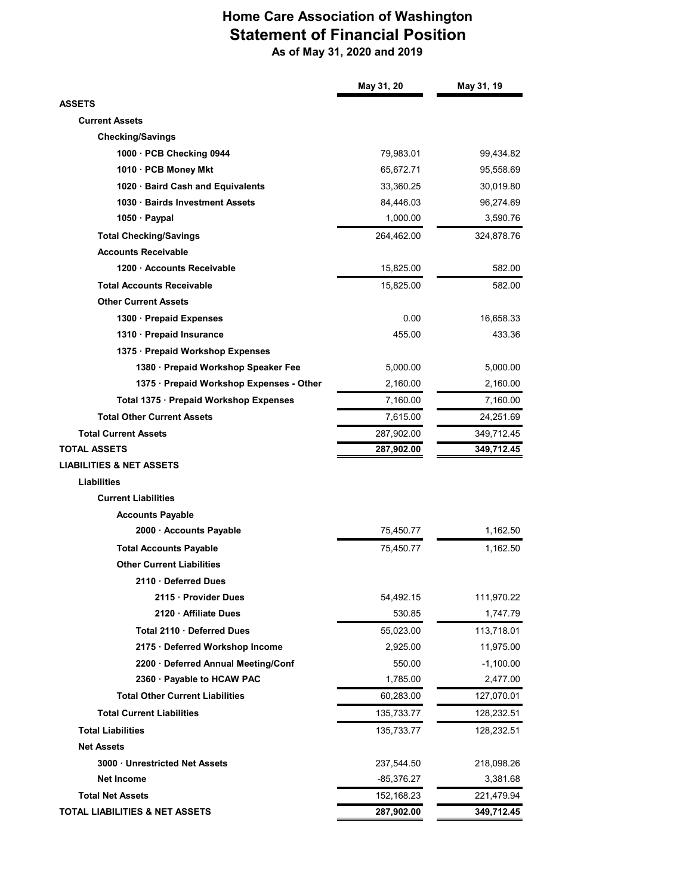# Home Care Association of Washington
## Statement of Financial Position
### As of May 31, 2020 and 2019

| | May 31, 20 | May 31, 19 |
|---|---|---|
| **ASSETS** | | |
| **Current Assets** | | |
| **Checking/Savings** | | |
| **1000 · PCB Checking 0944** | 79,983.01 | 99,434.82 |
| **1010 · PCB Money Mkt** | 65,672.71 | 95,558.69 |
| **1020 · Baird Cash and Equivalents** | 33,360.25 | 30,019.80 |
| **1030 · Bairds Investment Assets** | 84,446.03 | 96,274.69 |
| **1050 · Paypal** | 1,000.00 | 3,590.76 |
| **Total Checking/Savings** | 264,462.00 | 324,878.76 |
| **Accounts Receivable** | | |
| **1200 · Accounts Receivable** | 15,825.00 | 582.00 |
| **Total Accounts Receivable** | 15,825.00 | 582.00 |
| **Other Current Assets** | | |
| **1300 · Prepaid Expenses** | 0.00 | 16,658.33 |
| **1310 · Prepaid Insurance** | 455.00 | 433.36 |
| **1375 · Prepaid Workshop Expenses** | | |
| **1380 · Prepaid Workshop Speaker Fee** | 5,000.00 | 5,000.00 |
| **1375 · Prepaid Workshop Expenses - Other** | 2,160.00 | 2,160.00 |
| **Total 1375 · Prepaid Workshop Expenses** | 7,160.00 | 7,160.00 |
| **Total Other Current Assets** | 7,615.00 | 24,251.69 |
| **Total Current Assets** | 287,902.00 | 349,712.45 |
| **TOTAL ASSETS** | **287,902.00** | **349,712.45** |
| **LIABILITIES & NET ASSETS** | | |
| **Liabilities** | | |
| **Current Liabilities** | | |
| **Accounts Payable** | | |
| **2000 · Accounts Payable** | 75,450.77 | 1,162.50 |
| **Total Accounts Payable** | 75,450.77 | 1,162.50 |
| **Other Current Liabilities** | | |
| **2110 · Deferred Dues** | | |
| **2115 · Provider Dues** | 54,492.15 | 111,970.22 |
| **2120 · Affiliate Dues** | 530.85 | 1,747.79 |
| **Total 2110 · Deferred Dues** | 55,023.00 | 113,718.01 |
| **2175 · Deferred Workshop Income** | 2,925.00 | 11,975.00 |
| **2200 · Deferred Annual Meeting/Conf** | 550.00 | -1,100.00 |
| **2360 · Payable to HCAW PAC** | 1,785.00 | 2,477.00 |
| **Total Other Current Liabilities** | 60,283.00 | 127,070.01 |
| **Total Current Liabilities** | 135,733.77 | 128,232.51 |
| **Total Liabilities** | 135,733.77 | 128,232.51 |
| **Net Assets** | | |
| **3000 · Unrestricted Net Assets** | 237,544.50 | 218,098.26 |
| **Net Income** | -85,376.27 | 3,381.68 |
| **Total Net Assets** | 152,168.23 | 221,479.94 |
| **TOTAL LIABILITIES & NET ASSETS** | **287,902.00** | **349,712.45** |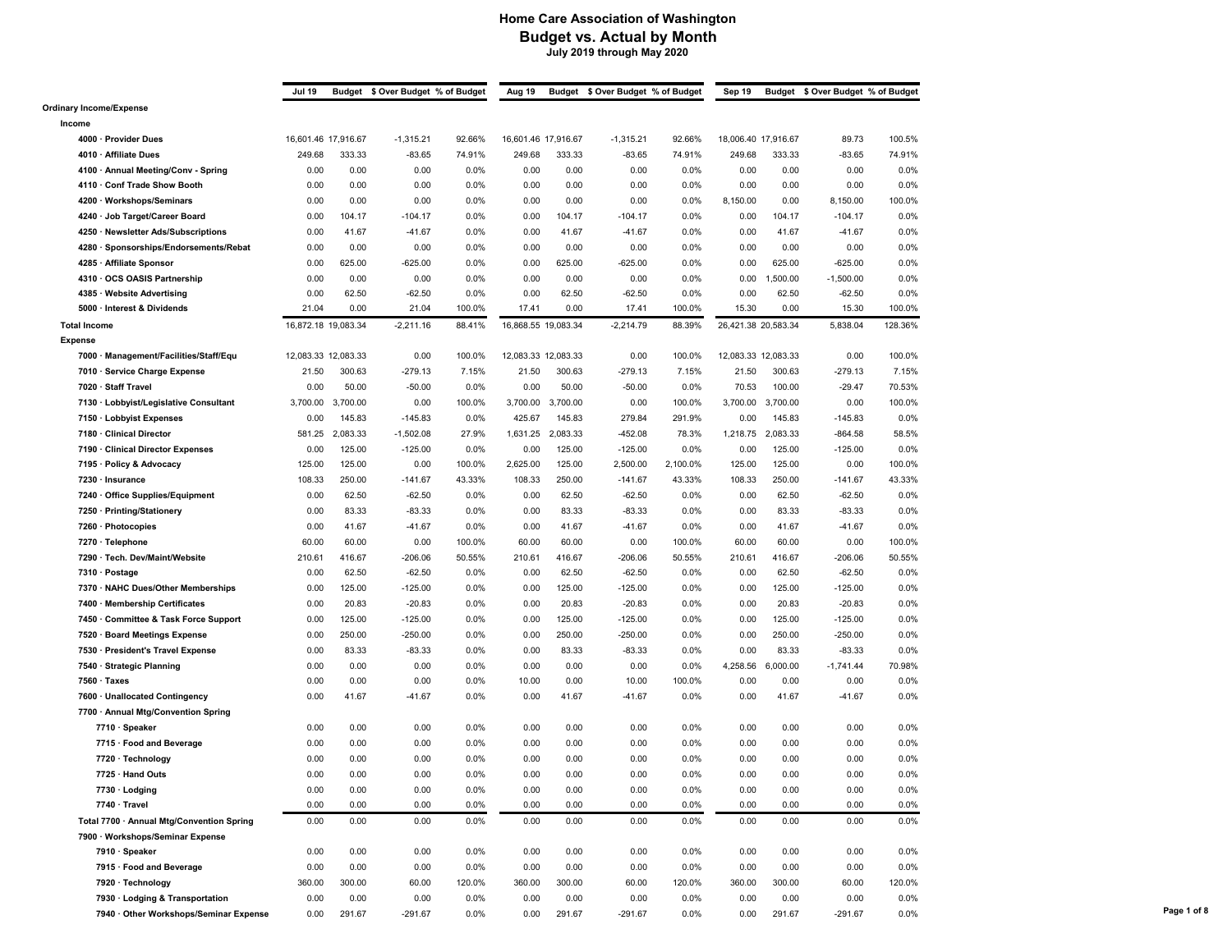# Home Care Association of Washington
## Budget vs. Actual by Month
### July 2019 through May 2020

| | Jul 19 | Budget | $ Over Budget | % of Budget | Aug 19 | Budget | $ Over Budget | % of Budget | Sep 19 | Budget | $ Over Budget | % of Budget |
|---|---|---|---|---|---|---|---|---|---|---|---|---|
| **Ordinary Income/Expense** | | | | | | | | | | | | |
| **Income** | | | | | | | | | | | | |
| 4000 · Provider Dues | 16,601.46 | 17,916.67 | -1,315.21 | 92.66% | 16,601.46 | 17,916.67 | -1,315.21 | 92.66% | 18,006.40 | 17,916.67 | 89.73 | 100.5% |
| 4010 · Affiliate Dues | 249.68 | 333.33 | -83.65 | 74.91% | 249.68 | 333.33 | -83.65 | 74.91% | 249.68 | 333.33 | -83.65 | 74.91% |
| 4100 · Annual Meeting/Conv - Spring | 0.00 | 0.00 | 0.00 | 0.0% | 0.00 | 0.00 | 0.00 | 0.0% | 0.00 | 0.00 | 0.00 | 0.0% |
| 4110 · Conf Trade Show Booth | 0.00 | 0.00 | 0.00 | 0.0% | 0.00 | 0.00 | 0.00 | 0.0% | 0.00 | 0.00 | 0.00 | 0.0% |
| 4200 · Workshops/Seminars | 0.00 | 0.00 | 0.00 | 0.0% | 0.00 | 0.00 | 0.00 | 0.0% | 8,150.00 | 0.00 | 8,150.00 | 100.0% |
| 4240 · Job Target/Career Board | 0.00 | 104.17 | -104.17 | 0.0% | 0.00 | 104.17 | -104.17 | 0.0% | 0.00 | 104.17 | -104.17 | 0.0% |
| 4250 · Newsletter Ads/Subscriptions | 0.00 | 41.67 | -41.67 | 0.0% | 0.00 | 41.67 | -41.67 | 0.0% | 0.00 | 41.67 | -41.67 | 0.0% |
| 4280 · Sponsorships/Endorsements/Rebat | 0.00 | 0.00 | 0.00 | 0.0% | 0.00 | 0.00 | 0.00 | 0.0% | 0.00 | 0.00 | 0.00 | 0.0% |
| 4285 · Affiliate Sponsor | 0.00 | 625.00 | -625.00 | 0.0% | 0.00 | 625.00 | -625.00 | 0.0% | 0.00 | 625.00 | -625.00 | 0.0% |
| 4310 · OCS OASIS Partnership | 0.00 | 0.00 | 0.00 | 0.0% | 0.00 | 0.00 | 0.00 | 0.0% | 0.00 | 1,500.00 | -1,500.00 | 0.0% |
| 4385 · Website Advertising | 0.00 | 62.50 | -62.50 | 0.0% | 0.00 | 62.50 | -62.50 | 0.0% | 0.00 | 62.50 | -62.50 | 0.0% |
| 5000 · Interest & Dividends | 21.04 | 0.00 | 21.04 | 100.0% | 17.41 | 0.00 | 17.41 | 100.0% | 15.30 | 0.00 | 15.30 | 100.0% |
| **Total Income** | 16,872.18 | 19,083.34 | -2,211.16 | 88.41% | 16,868.55 | 19,083.34 | -2,214.79 | 88.39% | 26,421.38 | 20,583.34 | 5,838.04 | 128.36% |
| **Expense** | | | | | | | | | | | | |
| 7000 · Management/Facilities/Staff/Equ | 12,083.33 | 12,083.33 | 0.00 | 100.0% | 12,083.33 | 12,083.33 | 0.00 | 100.0% | 12,083.33 | 12,083.33 | 0.00 | 100.0% |
| 7010 · Service Charge Expense | 21.50 | 300.63 | -279.13 | 7.15% | 21.50 | 300.63 | -279.13 | 7.15% | 21.50 | 300.63 | -279.13 | 7.15% |
| 7020 · Staff Travel | 0.00 | 50.00 | -50.00 | 0.0% | 0.00 | 50.00 | -50.00 | 0.0% | 70.53 | 100.00 | -29.47 | 70.53% |
| 7130 · Lobbyist/Legislative Consultant | 3,700.00 | 3,700.00 | 0.00 | 100.0% | 3,700.00 | 3,700.00 | 0.00 | 100.0% | 3,700.00 | 3,700.00 | 0.00 | 100.0% |
| 7150 · Lobbyist Expenses | 0.00 | 145.83 | -145.83 | 0.0% | 425.67 | 145.83 | 279.84 | 291.9% | 0.00 | 145.83 | -145.83 | 0.0% |
| 7180 · Clinical Director | 581.25 | 2,083.33 | -1,502.08 | 27.9% | 1,631.25 | 2,083.33 | -452.08 | 78.3% | 1,218.75 | 2,083.33 | -864.58 | 58.5% |
| 7190 · Clinical Director Expenses | 0.00 | 125.00 | -125.00 | 0.0% | 0.00 | 125.00 | -125.00 | 0.0% | 0.00 | 125.00 | -125.00 | 0.0% |
| 7195 · Policy & Advocacy | 125.00 | 125.00 | 0.00 | 100.0% | 2,625.00 | 125.00 | 2,500.00 | 2,100.0% | 125.00 | 125.00 | 0.00 | 100.0% |
| 7230 · Insurance | 108.33 | 250.00 | -141.67 | 43.33% | 108.33 | 250.00 | -141.67 | 43.33% | 108.33 | 250.00 | -141.67 | 43.33% |
| 7240 · Office Supplies/Equipment | 0.00 | 62.50 | -62.50 | 0.0% | 0.00 | 62.50 | -62.50 | 0.0% | 0.00 | 62.50 | -62.50 | 0.0% |
| 7250 · Printing/Stationery | 0.00 | 83.33 | -83.33 | 0.0% | 0.00 | 83.33 | -83.33 | 0.0% | 0.00 | 83.33 | -83.33 | 0.0% |
| 7260 · Photocopies | 0.00 | 41.67 | -41.67 | 0.0% | 0.00 | 41.67 | -41.67 | 0.0% | 0.00 | 41.67 | -41.67 | 0.0% |
| 7270 · Telephone | 60.00 | 60.00 | 0.00 | 100.0% | 60.00 | 60.00 | 0.00 | 100.0% | 60.00 | 60.00 | 0.00 | 100.0% |
| 7290 · Tech. Dev/Maint/Website | 210.61 | 416.67 | -206.06 | 50.55% | 210.61 | 416.67 | -206.06 | 50.55% | 210.61 | 416.67 | -206.06 | 50.55% |
| 7310 · Postage | 0.00 | 62.50 | -62.50 | 0.0% | 0.00 | 62.50 | -62.50 | 0.0% | 0.00 | 62.50 | -62.50 | 0.0% |
| 7370 · NAHC Dues/Other Memberships | 0.00 | 125.00 | -125.00 | 0.0% | 0.00 | 125.00 | -125.00 | 0.0% | 0.00 | 125.00 | -125.00 | 0.0% |
| 7400 · Membership Certificates | 0.00 | 20.83 | -20.83 | 0.0% | 0.00 | 20.83 | -20.83 | 0.0% | 0.00 | 20.83 | -20.83 | 0.0% |
| 7450 · Committee & Task Force Support | 0.00 | 125.00 | -125.00 | 0.0% | 0.00 | 125.00 | -125.00 | 0.0% | 0.00 | 125.00 | -125.00 | 0.0% |
| 7520 · Board Meetings Expense | 0.00 | 250.00 | -250.00 | 0.0% | 0.00 | 250.00 | -250.00 | 0.0% | 0.00 | 250.00 | -250.00 | 0.0% |
| 7530 · President's Travel Expense | 0.00 | 83.33 | -83.33 | 0.0% | 0.00 | 83.33 | -83.33 | 0.0% | 0.00 | 83.33 | -83.33 | 0.0% |
| 7540 · Strategic Planning | 0.00 | 0.00 | 0.00 | 0.0% | 0.00 | 0.00 | 0.00 | 0.0% | 4,258.56 | 6,000.00 | -1,741.44 | 70.98% |
| 7560 · Taxes | 0.00 | 0.00 | 0.00 | 0.0% | 10.00 | 0.00 | 10.00 | 100.0% | 0.00 | 0.00 | 0.00 | 0.0% |
| 7600 · Unallocated Contingency | 0.00 | 41.67 | -41.67 | 0.0% | 0.00 | 41.67 | -41.67 | 0.0% | 0.00 | 41.67 | -41.67 | 0.0% |
| 7700 · Annual Mtg/Convention Spring | | | | | | | | | | | | |
| 7710 · Speaker | 0.00 | 0.00 | 0.00 | 0.0% | 0.00 | 0.00 | 0.00 | 0.0% | 0.00 | 0.00 | 0.00 | 0.0% |
| 7715 · Food and Beverage | 0.00 | 0.00 | 0.00 | 0.0% | 0.00 | 0.00 | 0.00 | 0.0% | 0.00 | 0.00 | 0.00 | 0.0% |
| 7720 · Technology | 0.00 | 0.00 | 0.00 | 0.0% | 0.00 | 0.00 | 0.00 | 0.0% | 0.00 | 0.00 | 0.00 | 0.0% |
| 7725 · Hand Outs | 0.00 | 0.00 | 0.00 | 0.0% | 0.00 | 0.00 | 0.00 | 0.0% | 0.00 | 0.00 | 0.00 | 0.0% |
| 7730 · Lodging | 0.00 | 0.00 | 0.00 | 0.0% | 0.00 | 0.00 | 0.00 | 0.0% | 0.00 | 0.00 | 0.00 | 0.0% |
| 7740 · Travel | 0.00 | 0.00 | 0.00 | 0.0% | 0.00 | 0.00 | 0.00 | 0.0% | 0.00 | 0.00 | 0.00 | 0.0% |
| Total 7700 · Annual Mtg/Convention Spring | 0.00 | 0.00 | 0.00 | 0.0% | 0.00 | 0.00 | 0.00 | 0.0% | 0.00 | 0.00 | 0.00 | 0.0% |
| 7900 · Workshops/Seminar Expense | | | | | | | | | | | | |
| 7910 · Speaker | 0.00 | 0.00 | 0.00 | 0.0% | 0.00 | 0.00 | 0.00 | 0.0% | 0.00 | 0.00 | 0.00 | 0.0% |
| 7915 · Food and Beverage | 0.00 | 0.00 | 0.00 | 0.0% | 0.00 | 0.00 | 0.00 | 0.0% | 0.00 | 0.00 | 0.00 | 0.0% |
| 7920 · Technology | 360.00 | 300.00 | 60.00 | 120.0% | 360.00 | 300.00 | 60.00 | 120.0% | 360.00 | 300.00 | 60.00 | 120.0% |
| 7930 · Lodging & Transportation | 0.00 | 0.00 | 0.00 | 0.0% | 0.00 | 0.00 | 0.00 | 0.0% | 0.00 | 0.00 | 0.00 | 0.0% |
| 7940 · Other Workshops/Seminar Expense | 0.00 | 291.67 | -291.67 | 0.0% | 0.00 | 291.67 | -291.67 | 0.0% | 0.00 | 291.67 | -291.67 | 0.0% |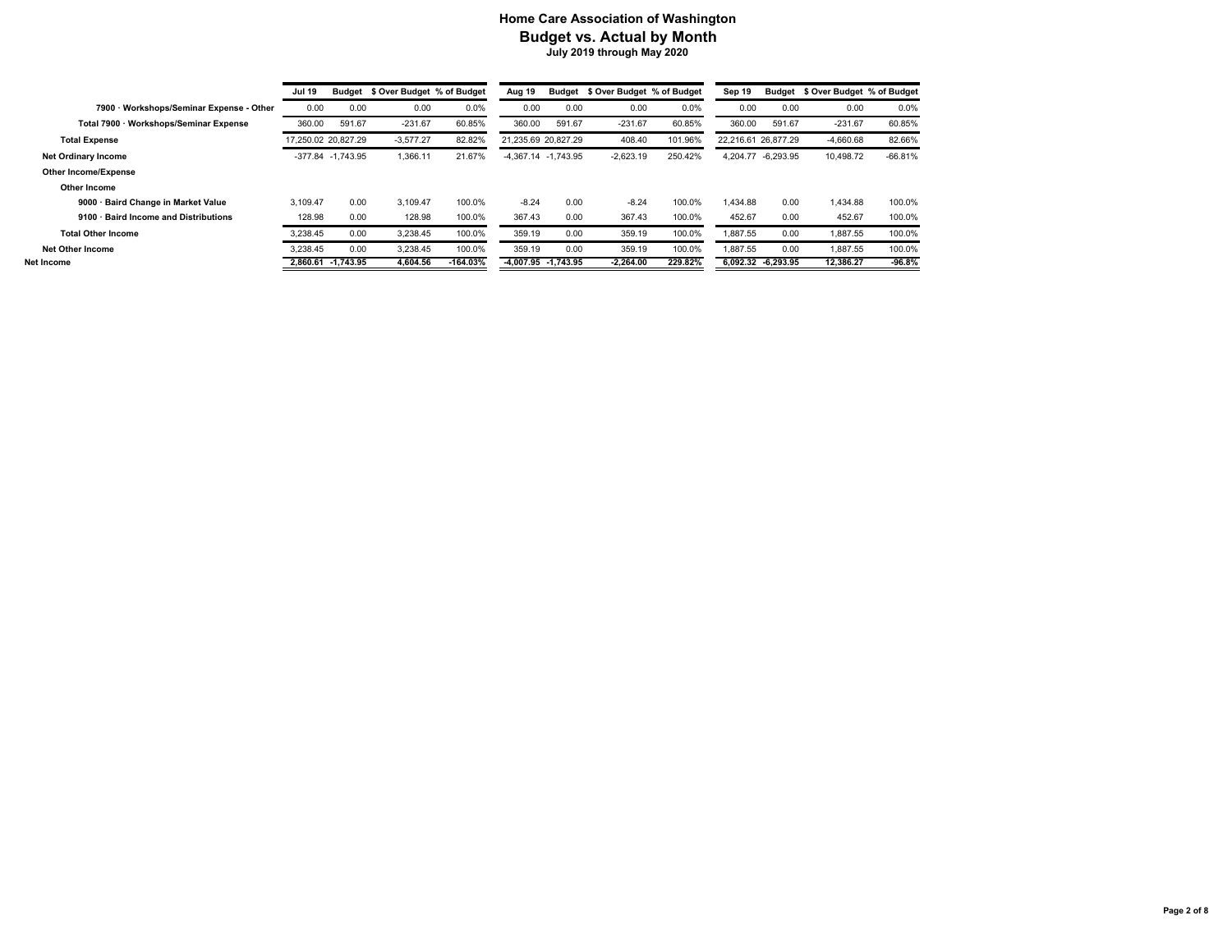# Home Care Association of Washington
## Budget vs. Actual by Month
### July 2019 through May 2020

| | Jul 19 | Budget | $ Over Budget | % of Budget | Aug 19 | Budget | $ Over Budget | % of Budget | Sep 19 | Budget | $ Over Budget | % of Budget |
|---|---|---|---|---|---|---|---|---|---|---|---|---|
| 7900 · Workshops/Seminar Expense - Other | 0.00 | 0.00 | 0.00 | 0.0% | 0.00 | 0.00 | 0.00 | 0.0% | 0.00 | 0.00 | 0.00 | 0.0% |
| Total 7900 · Workshops/Seminar Expense | 360.00 | 591.67 | -231.67 | 60.85% | 360.00 | 591.67 | -231.67 | 60.85% | 360.00 | 591.67 | -231.67 | 60.85% |
| Total Expense | 17,250.02 | 20,827.29 | -3,577.27 | 82.82% | 21,235.69 | 20,827.29 | 408.40 | 101.96% | 22,216.61 | 26,877.29 | -4,660.68 | 82.66% |
| Net Ordinary Income | -377.84 | -1,743.95 | 1,366.11 | 21.67% | -4,367.14 | -1,743.95 | -2,623.19 | 250.42% | 4,204.77 | -6,293.95 | 10,498.72 | -66.81% |
| Other Income/Expense | | | | | | | | | | | | |
| Other Income | | | | | | | | | | | | |
| 9000 · Baird Change in Market Value | 3,109.47 | 0.00 | 3,109.47 | 100.0% | -8.24 | 0.00 | -8.24 | 100.0% | 1,434.88 | 0.00 | 1,434.88 | 100.0% |
| 9100 · Baird Income and Distributions | 128.98 | 0.00 | 128.98 | 100.0% | 367.43 | 0.00 | 367.43 | 100.0% | 452.67 | 0.00 | 452.67 | 100.0% |
| Total Other Income | 3,238.45 | 0.00 | 3,238.45 | 100.0% | 359.19 | 0.00 | 359.19 | 100.0% | 1,887.55 | 0.00 | 1,887.55 | 100.0% |
| Net Other Income | 3,238.45 | 0.00 | 3,238.45 | 100.0% | 359.19 | 0.00 | 359.19 | 100.0% | 1,887.55 | 0.00 | 1,887.55 | 100.0% |
| **Net Income** | **2,860.61** | **-1,743.95** | **4,604.56** | **-164.03%** | **-4,007.95** | **-1,743.95** | **-2,264.00** | **229.82%** | **6,092.32** | **-6,293.95** | **12,386.27** | **-96.8%** |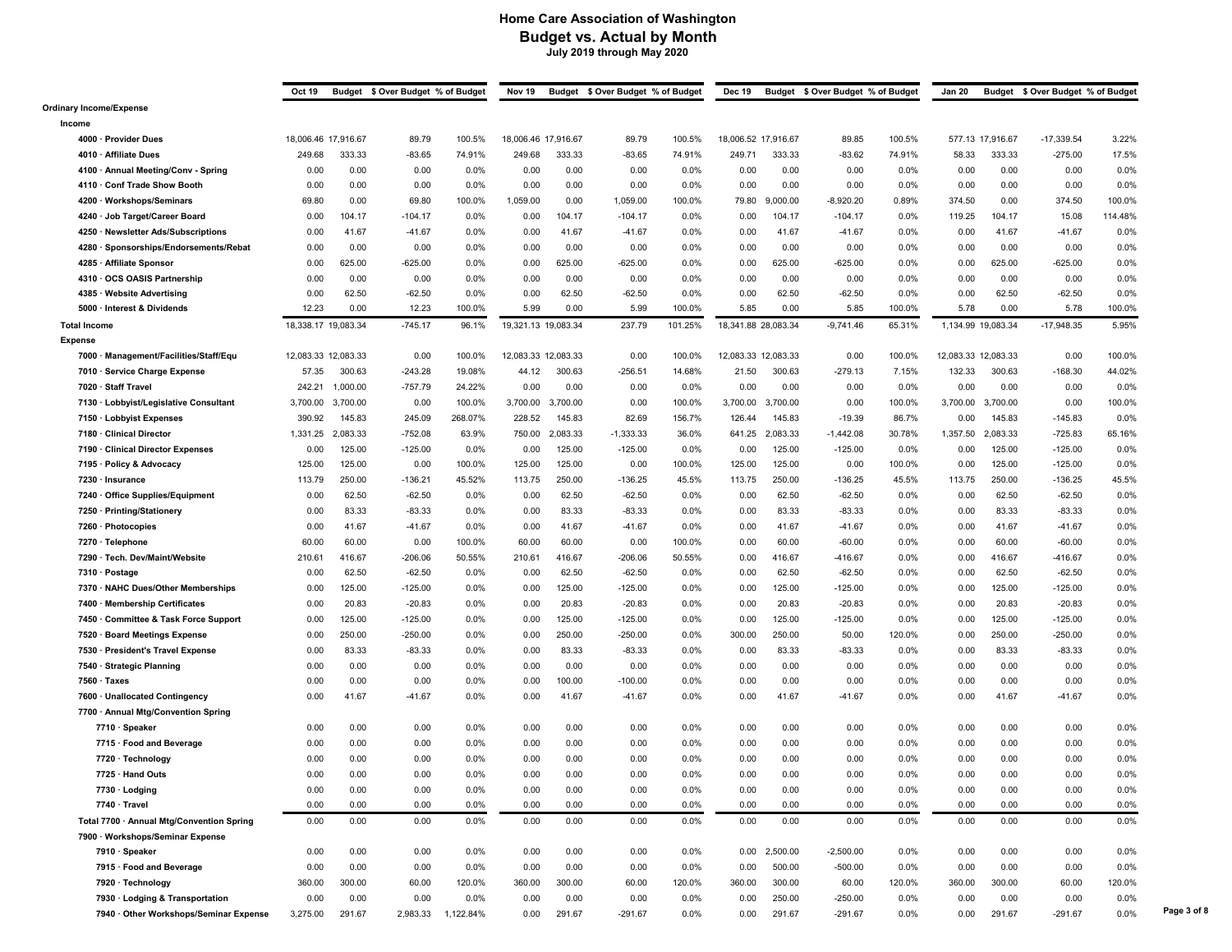# Home Care Association of Washington
## Budget vs. Actual by Month
### July 2019 through May 2020

| | Oct 19 | Budget | $ Over Budget | % of Budget | Nov 19 | Budget | $ Over Budget | % of Budget | Dec 19 | Budget | $ Over Budget | % of Budget | Jan 20 | Budget | $ Over Budget | % of Budget |
|---|---|---|---|---|---|---|---|---|---|---|---|---|---|---|---|---|
| **Ordinary Income/Expense** | | | | | | | | | | | | | | | | |
| **Income** | | | | | | | | | | | | | | | | |
| 4000 · Provider Dues | 18,006.46 | 17,916.67 | 89.79 | 100.5% | 18,006.46 | 17,916.67 | 89.79 | 100.5% | 18,006.52 | 17,916.67 | 89.85 | 100.5% | 577.13 | 17,916.67 | -17,339.54 | 3.22% |
| 4010 · Affiliate Dues | 249.68 | 333.33 | -83.65 | 74.91% | 249.68 | 333.33 | -83.65 | 74.91% | 249.71 | 333.33 | -83.62 | 74.91% | 58.33 | 333.33 | -275.00 | 17.5% |
| 4100 · Annual Meeting/Conv - Spring | 0.00 | 0.00 | 0.00 | 0.0% | 0.00 | 0.00 | 0.00 | 0.0% | 0.00 | 0.00 | 0.00 | 0.0% | 0.00 | 0.00 | 0.00 | 0.0% |
| 4110 · Conf Trade Show Booth | 0.00 | 0.00 | 0.00 | 0.0% | 0.00 | 0.00 | 0.00 | 0.0% | 0.00 | 0.00 | 0.00 | 0.0% | 0.00 | 0.00 | 0.00 | 0.0% |
| 4200 · Workshops/Seminars | 69.80 | 0.00 | 69.80 | 100.0% | 1,059.00 | 0.00 | 1,059.00 | 100.0% | 79.80 | 9,000.00 | -8,920.20 | 0.89% | 374.50 | 0.00 | 374.50 | 100.0% |
| 4240 · Job Target/Career Board | 0.00 | 104.17 | -104.17 | 0.0% | 0.00 | 104.17 | -104.17 | 0.0% | 0.00 | 104.17 | -104.17 | 0.0% | 119.25 | 104.17 | 15.08 | 114.48% |
| 4250 · Newsletter Ads/Subscriptions | 0.00 | 41.67 | -41.67 | 0.0% | 0.00 | 41.67 | -41.67 | 0.0% | 0.00 | 41.67 | -41.67 | 0.0% | 0.00 | 41.67 | -41.67 | 0.0% |
| 4280 · Sponsorships/Endorsements/Rebat | 0.00 | 0.00 | 0.00 | 0.0% | 0.00 | 0.00 | 0.00 | 0.0% | 0.00 | 0.00 | 0.00 | 0.0% | 0.00 | 0.00 | 0.00 | 0.0% |
| 4285 · Affiliate Sponsor | 0.00 | 625.00 | -625.00 | 0.0% | 0.00 | 625.00 | -625.00 | 0.0% | 0.00 | 625.00 | -625.00 | 0.0% | 0.00 | 625.00 | -625.00 | 0.0% |
| 4310 · OCS OASIS Partnership | 0.00 | 0.00 | 0.00 | 0.0% | 0.00 | 0.00 | 0.00 | 0.0% | 0.00 | 0.00 | 0.00 | 0.0% | 0.00 | 0.00 | 0.00 | 0.0% |
| 4385 · Website Advertising | 0.00 | 62.50 | -62.50 | 0.0% | 0.00 | 62.50 | -62.50 | 0.0% | 0.00 | 62.50 | -62.50 | 0.0% | 0.00 | 62.50 | -62.50 | 0.0% |
| 5000 · Interest & Dividends | 12.23 | 0.00 | 12.23 | 100.0% | 5.99 | 0.00 | 5.99 | 100.0% | 5.85 | 0.00 | 5.85 | 100.0% | 5.78 | 0.00 | 5.78 | 100.0% |
| **Total Income** | 18,338.17 | 19,083.34 | -745.17 | 96.1% | 19,321.13 | 19,083.34 | 237.79 | 101.25% | 18,341.88 | 28,083.34 | -9,741.46 | 65.31% | 1,134.99 | 19,083.34 | -17,948.35 | 5.95% |
| **Expense** | | | | | | | | | | | | | | | | |
| 7000 · Management/Facilities/Staff/Equ | 12,083.33 | 12,083.33 | 0.00 | 100.0% | 12,083.33 | 12,083.33 | 0.00 | 100.0% | 12,083.33 | 12,083.33 | 0.00 | 100.0% | 12,083.33 | 12,083.33 | 0.00 | 100.0% |
| 7010 · Service Charge Expense | 57.35 | 300.63 | -243.28 | 19.08% | 44.12 | 300.63 | -256.51 | 14.68% | 21.50 | 300.63 | -279.13 | 7.15% | 132.33 | 300.63 | -168.30 | 44.02% |
| 7020 · Staff Travel | 242.21 | 1,000.00 | -757.79 | 24.22% | 0.00 | 0.00 | 0.00 | 0.0% | 0.00 | 0.00 | 0.00 | 0.0% | 0.00 | 0.00 | 0.00 | 0.0% |
| 7130 · Lobbyist/Legislative Consultant | 3,700.00 | 3,700.00 | 0.00 | 100.0% | 3,700.00 | 3,700.00 | 0.00 | 100.0% | 3,700.00 | 3,700.00 | 0.00 | 100.0% | 3,700.00 | 3,700.00 | 0.00 | 100.0% |
| 7150 · Lobbyist Expenses | 390.92 | 145.83 | 245.09 | 268.07% | 228.52 | 145.83 | 82.69 | 156.7% | 126.44 | 145.83 | -19.39 | 86.7% | 0.00 | 145.83 | -145.83 | 0.0% |
| 7180 · Clinical Director | 1,331.25 | 2,083.33 | -752.08 | 63.9% | 750.00 | 2,083.33 | -1,333.33 | 36.0% | 641.25 | 2,083.33 | -1,442.08 | 30.78% | 1,357.50 | 2,083.33 | -725.83 | 65.16% |
| 7190 · Clinical Director Expenses | 0.00 | 125.00 | -125.00 | 0.0% | 0.00 | 125.00 | -125.00 | 0.0% | 0.00 | 125.00 | -125.00 | 0.0% | 0.00 | 125.00 | -125.00 | 0.0% |
| 7195 · Policy & Advocacy | 125.00 | 125.00 | 0.00 | 100.0% | 125.00 | 125.00 | 0.00 | 100.0% | 125.00 | 125.00 | 0.00 | 100.0% | 0.00 | 125.00 | -125.00 | 0.0% |
| 7230 · Insurance | 113.79 | 250.00 | -136.21 | 45.52% | 113.75 | 250.00 | -136.25 | 45.5% | 113.75 | 250.00 | -136.25 | 45.5% | 113.75 | 250.00 | -136.25 | 45.5% |
| 7240 · Office Supplies/Equipment | 0.00 | 62.50 | -62.50 | 0.0% | 0.00 | 62.50 | -62.50 | 0.0% | 0.00 | 62.50 | -62.50 | 0.0% | 0.00 | 62.50 | -62.50 | 0.0% |
| 7250 · Printing/Stationery | 0.00 | 83.33 | -83.33 | 0.0% | 0.00 | 83.33 | -83.33 | 0.0% | 0.00 | 83.33 | -83.33 | 0.0% | 0.00 | 83.33 | -83.33 | 0.0% |
| 7260 · Photocopies | 0.00 | 41.67 | -41.67 | 0.0% | 0.00 | 41.67 | -41.67 | 0.0% | 0.00 | 41.67 | -41.67 | 0.0% | 0.00 | 41.67 | -41.67 | 0.0% |
| 7270 · Telephone | 60.00 | 60.00 | 0.00 | 100.0% | 60.00 | 60.00 | 0.00 | 100.0% | 0.00 | 60.00 | -60.00 | 0.0% | 0.00 | 60.00 | -60.00 | 0.0% |
| 7290 · Tech. Dev/Maint/Website | 210.61 | 416.67 | -206.06 | 50.55% | 210.61 | 416.67 | -206.06 | 50.55% | 0.00 | 416.67 | -416.67 | 0.0% | 0.00 | 416.67 | -416.67 | 0.0% |
| 7310 · Postage | 0.00 | 62.50 | -62.50 | 0.0% | 0.00 | 62.50 | -62.50 | 0.0% | 0.00 | 62.50 | -62.50 | 0.0% | 0.00 | 62.50 | -62.50 | 0.0% |
| 7370 · NAHC Dues/Other Memberships | 0.00 | 125.00 | -125.00 | 0.0% | 0.00 | 125.00 | -125.00 | 0.0% | 0.00 | 125.00 | -125.00 | 0.0% | 0.00 | 125.00 | -125.00 | 0.0% |
| 7400 · Membership Certificates | 0.00 | 20.83 | -20.83 | 0.0% | 0.00 | 20.83 | -20.83 | 0.0% | 0.00 | 20.83 | -20.83 | 0.0% | 0.00 | 20.83 | -20.83 | 0.0% |
| 7450 · Committee & Task Force Support | 0.00 | 125.00 | -125.00 | 0.0% | 0.00 | 125.00 | -125.00 | 0.0% | 0.00 | 125.00 | -125.00 | 0.0% | 0.00 | 125.00 | -125.00 | 0.0% |
| 7520 · Board Meetings Expense | 0.00 | 250.00 | -250.00 | 0.0% | 0.00 | 250.00 | -250.00 | 0.0% | 300.00 | 250.00 | 50.00 | 120.0% | 0.00 | 250.00 | -250.00 | 0.0% |
| 7530 · President's Travel Expense | 0.00 | 83.33 | -83.33 | 0.0% | 0.00 | 83.33 | -83.33 | 0.0% | 0.00 | 83.33 | -83.33 | 0.0% | 0.00 | 83.33 | -83.33 | 0.0% |
| 7540 · Strategic Planning | 0.00 | 0.00 | 0.00 | 0.0% | 0.00 | 0.00 | 0.00 | 0.0% | 0.00 | 0.00 | 0.00 | 0.0% | 0.00 | 0.00 | 0.00 | 0.0% |
| 7560 · Taxes | 0.00 | 0.00 | 0.00 | 0.0% | 0.00 | 100.00 | -100.00 | 0.0% | 0.00 | 0.00 | 0.00 | 0.0% | 0.00 | 0.00 | 0.00 | 0.0% |
| 7600 · Unallocated Contingency | 0.00 | 41.67 | -41.67 | 0.0% | 0.00 | 41.67 | -41.67 | 0.0% | 0.00 | 41.67 | -41.67 | 0.0% | 0.00 | 41.67 | -41.67 | 0.0% |
| 7700 · Annual Mtg/Convention Spring | | | | | | | | | | | | | | | | |
| 7710 · Speaker | 0.00 | 0.00 | 0.00 | 0.0% | 0.00 | 0.00 | 0.00 | 0.0% | 0.00 | 0.00 | 0.00 | 0.0% | 0.00 | 0.00 | 0.00 | 0.0% |
| 7715 · Food and Beverage | 0.00 | 0.00 | 0.00 | 0.0% | 0.00 | 0.00 | 0.00 | 0.0% | 0.00 | 0.00 | 0.00 | 0.0% | 0.00 | 0.00 | 0.00 | 0.0% |
| 7720 · Technology | 0.00 | 0.00 | 0.00 | 0.0% | 0.00 | 0.00 | 0.00 | 0.0% | 0.00 | 0.00 | 0.00 | 0.0% | 0.00 | 0.00 | 0.00 | 0.0% |
| 7725 · Hand Outs | 0.00 | 0.00 | 0.00 | 0.0% | 0.00 | 0.00 | 0.00 | 0.0% | 0.00 | 0.00 | 0.00 | 0.0% | 0.00 | 0.00 | 0.00 | 0.0% |
| 7730 · Lodging | 0.00 | 0.00 | 0.00 | 0.0% | 0.00 | 0.00 | 0.00 | 0.0% | 0.00 | 0.00 | 0.00 | 0.0% | 0.00 | 0.00 | 0.00 | 0.0% |
| 7740 · Travel | 0.00 | 0.00 | 0.00 | 0.0% | 0.00 | 0.00 | 0.00 | 0.0% | 0.00 | 0.00 | 0.00 | 0.0% | 0.00 | 0.00 | 0.00 | 0.0% |
| Total 7700 · Annual Mtg/Convention Spring | 0.00 | 0.00 | 0.00 | 0.0% | 0.00 | 0.00 | 0.00 | 0.0% | 0.00 | 0.00 | 0.00 | 0.0% | 0.00 | 0.00 | 0.00 | 0.0% |
| 7900 · Workshops/Seminar Expense | | | | | | | | | | | | | | | | |
| 7910 · Speaker | 0.00 | 0.00 | 0.00 | 0.0% | 0.00 | 0.00 | 0.00 | 0.0% | 0.00 | 2,500.00 | -2,500.00 | 0.0% | 0.00 | 0.00 | 0.00 | 0.0% |
| 7915 · Food and Beverage | 0.00 | 0.00 | 0.00 | 0.0% | 0.00 | 0.00 | 0.00 | 0.0% | 0.00 | 500.00 | -500.00 | 0.0% | 0.00 | 0.00 | 0.00 | 0.0% |
| 7920 · Technology | 360.00 | 300.00 | 60.00 | 120.0% | 360.00 | 300.00 | 60.00 | 120.0% | 360.00 | 300.00 | 60.00 | 120.0% | 360.00 | 300.00 | 60.00 | 120.0% |
| 7930 · Lodging & Transportation | 0.00 | 0.00 | 0.00 | 0.0% | 0.00 | 0.00 | 0.00 | 0.0% | 0.00 | 250.00 | -250.00 | 0.0% | 0.00 | 0.00 | 0.00 | 0.0% |
| 7940 · Other Workshops/Seminar Expense | 3,275.00 | 291.67 | 2,983.33 | 1,122.84% | 0.00 | 291.67 | -291.67 | 0.0% | 0.00 | 291.67 | -291.67 | 0.0% | 0.00 | 291.67 | -291.67 | 0.0% |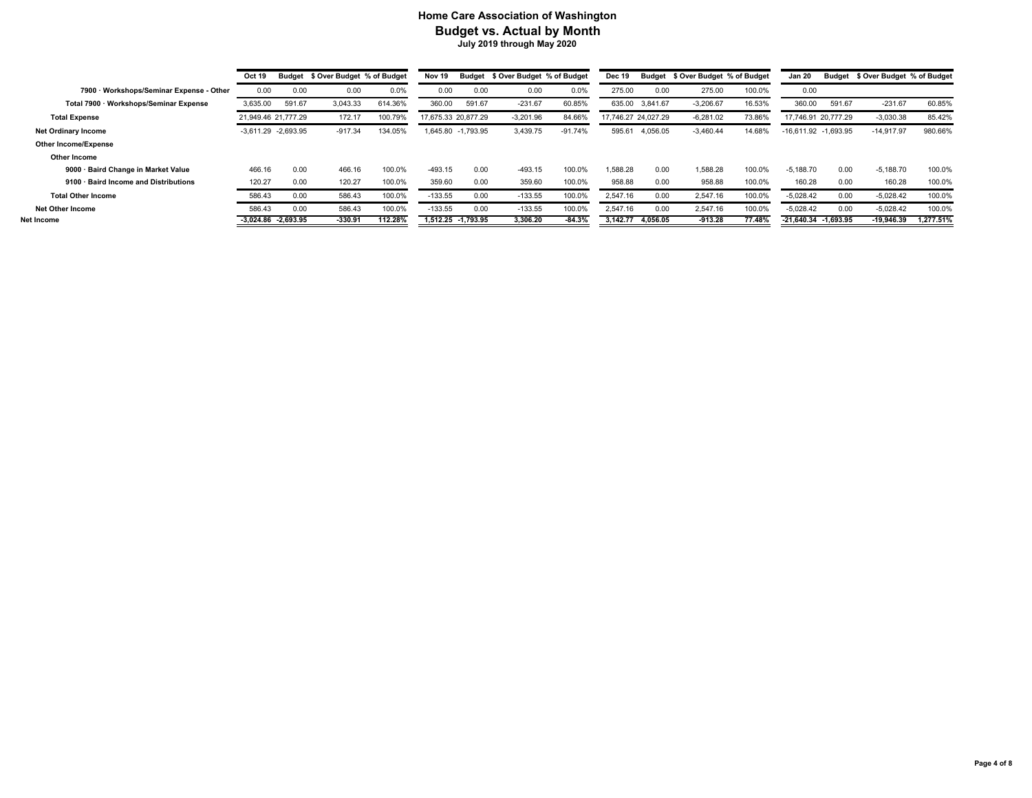# Home Care Association of Washington
## Budget vs. Actual by Month
### July 2019 through May 2020

| | Oct 19 | Budget | $ Over Budget | % of Budget | Nov 19 | Budget | $ Over Budget | % of Budget | Dec 19 | Budget | $ Over Budget | % of Budget | Jan 20 | Budget | $ Over Budget | % of Budget |
|---|---|---|---|---|---|---|---|---|---|---|---|---|---|---|---|---|
| 7900 · Workshops/Seminar Expense - Other | 0.00 | 0.00 | 0.00 | 0.0% | 0.00 | 0.00 | 0.00 | 0.0% | 275.00 | 0.00 | 275.00 | 100.0% | 0.00 | | | |
| Total 7900 · Workshops/Seminar Expense | 3,635.00 | 591.67 | 3,043.33 | 614.36% | 360.00 | 591.67 | -231.67 | 60.85% | 635.00 | 3,841.67 | -3,206.67 | 16.53% | 360.00 | 591.67 | -231.67 | 60.85% |
| Total Expense | 21,949.46 | 21,777.29 | 172.17 | 100.79% | 17,675.33 | 20,877.29 | -3,201.96 | 84.66% | 17,746.27 | 24,027.29 | -6,281.02 | 73.86% | 17,746.91 | 20,777.29 | -3,030.38 | 85.42% |
| Net Ordinary Income | -3,611.29 | -2,693.95 | -917.34 | 134.05% | 1,645.80 | -1,793.95 | 3,439.75 | -91.74% | 595.61 | 4,056.05 | -3,460.44 | 14.68% | -16,611.92 | -1,693.95 | -14,917.97 | 980.66% |
| Other Income/Expense | | | | | | | | | | | | | | | | |
| Other Income | | | | | | | | | | | | | | | | |
| 9000 · Baird Change in Market Value | 466.16 | 0.00 | 466.16 | 100.0% | -493.15 | 0.00 | -493.15 | 100.0% | 1,588.28 | 0.00 | 1,588.28 | 100.0% | -5,188.70 | 0.00 | -5,188.70 | 100.0% |
| 9100 · Baird Income and Distributions | 120.27 | 0.00 | 120.27 | 100.0% | 359.60 | 0.00 | 359.60 | 100.0% | 958.88 | 0.00 | 958.88 | 100.0% | 160.28 | 0.00 | 160.28 | 100.0% |
| Total Other Income | 586.43 | 0.00 | 586.43 | 100.0% | -133.55 | 0.00 | -133.55 | 100.0% | 2,547.16 | 0.00 | 2,547.16 | 100.0% | -5,028.42 | 0.00 | -5,028.42 | 100.0% |
| Net Other Income | 586.43 | 0.00 | 586.43 | 100.0% | -133.55 | 0.00 | -133.55 | 100.0% | 2,547.16 | 0.00 | 2,547.16 | 100.0% | -5,028.42 | 0.00 | -5,028.42 | 100.0% |
| **Net Income** | **-3,024.86** | **-2,693.95** | **-330.91** | **112.28%** | **1,512.25** | **-1,793.95** | **3,306.20** | **-84.3%** | **3,142.77** | **4,056.05** | **-913.28** | **77.48%** | **-21,640.34** | **-1,693.95** | **-19,946.39** | **1,277.51%** |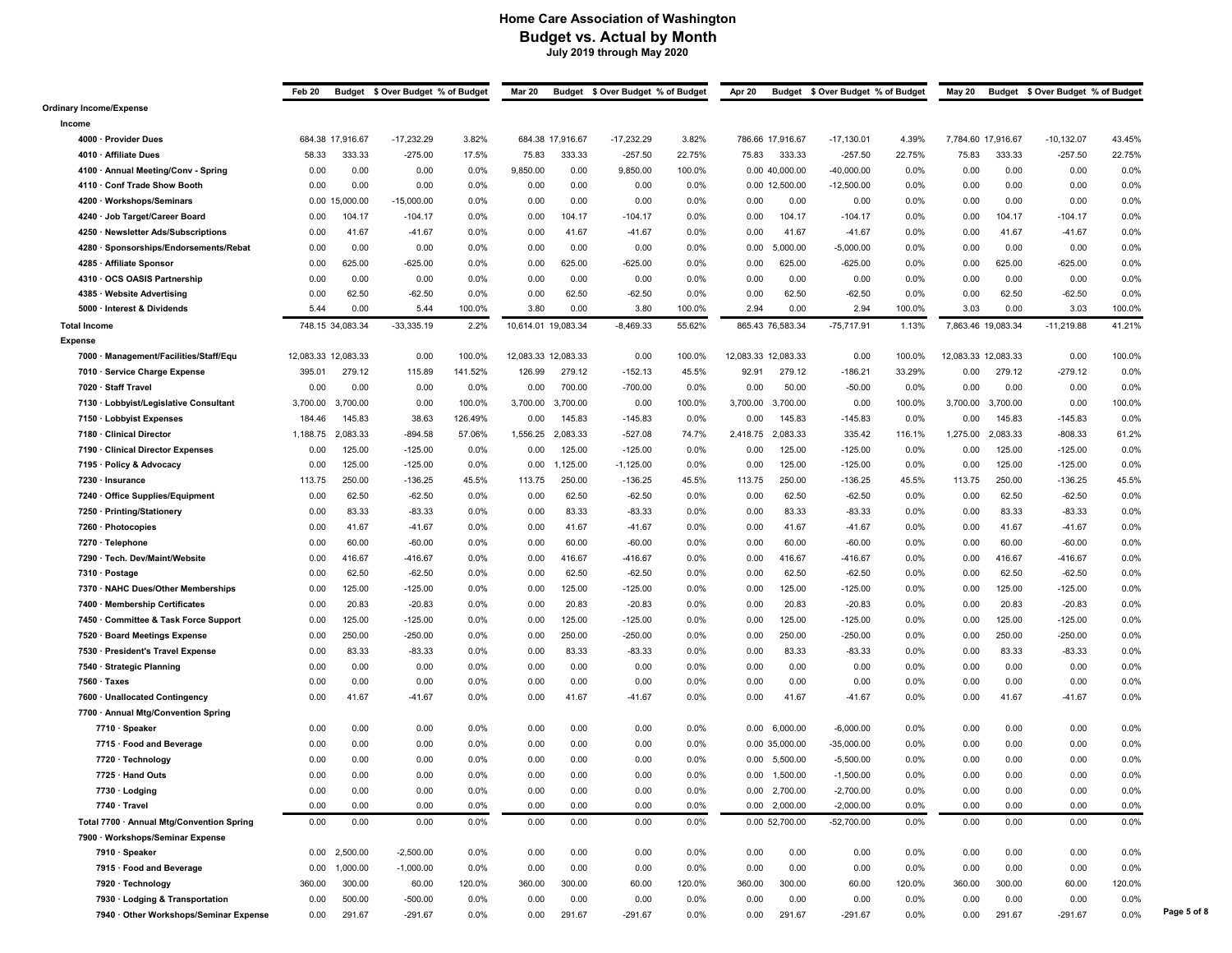# Home Care Association of Washington
## Budget vs. Actual by Month
### July 2019 through May 2020

| | Feb 20 | Budget | $ Over Budget | % of Budget | Mar 20 | Budget | $ Over Budget | % of Budget | Apr 20 | Budget | $ Over Budget | % of Budget | May 20 | Budget | $ Over Budget | % of Budget |
|---|---|---|---|---|---|---|---|---|---|---|---|---|---|---|---|---|
| **Ordinary Income/Expense** | | | | | | | | | | | | | | | | |
| **Income** | | | | | | | | | | | | | | | | |
| **4000 · Provider Dues** | 684.38 | 17,916.67 | -17,232.29 | 3.82% | 684.38 | 17,916.67 | -17,232.29 | 3.82% | 786.66 | 17,916.67 | -17,130.01 | 4.39% | 7,784.60 | 17,916.67 | -10,132.07 | 43.45% |
| **4010 · Affiliate Dues** | 58.33 | 333.33 | -275.00 | 17.5% | 75.83 | 333.33 | -257.50 | 22.75% | 75.83 | 333.33 | -257.50 | 22.75% | 75.83 | 333.33 | -257.50 | 22.75% |
| **4100 · Annual Meeting/Conv - Spring** | 0.00 | 0.00 | 0.00 | 0.0% | 9,850.00 | 0.00 | 9,850.00 | 100.0% | 0.00 | 40,000.00 | -40,000.00 | 0.0% | 0.00 | 0.00 | 0.00 | 0.0% |
| **4110 · Conf Trade Show Booth** | 0.00 | 0.00 | 0.00 | 0.0% | 0.00 | 0.00 | 0.00 | 0.0% | 0.00 | 12,500.00 | -12,500.00 | 0.0% | 0.00 | 0.00 | 0.00 | 0.0% |
| **4200 · Workshops/Seminars** | 0.00 | 15,000.00 | -15,000.00 | 0.0% | 0.00 | 0.00 | 0.00 | 0.0% | 0.00 | 0.00 | 0.00 | 0.0% | 0.00 | 0.00 | 0.00 | 0.0% |
| **4240 · Job Target/Career Board** | 0.00 | 104.17 | -104.17 | 0.0% | 0.00 | 104.17 | -104.17 | 0.0% | 0.00 | 104.17 | -104.17 | 0.0% | 0.00 | 104.17 | -104.17 | 0.0% |
| **4250 · Newsletter Ads/Subscriptions** | 0.00 | 41.67 | -41.67 | 0.0% | 0.00 | 41.67 | -41.67 | 0.0% | 0.00 | 41.67 | -41.67 | 0.0% | 0.00 | 41.67 | -41.67 | 0.0% |
| **4280 · Sponsorships/Endorsements/Rebat** | 0.00 | 0.00 | 0.00 | 0.0% | 0.00 | 0.00 | 0.00 | 0.0% | 0.00 | 5,000.00 | -5,000.00 | 0.0% | 0.00 | 0.00 | 0.00 | 0.0% |
| **4285 · Affiliate Sponsor** | 0.00 | 625.00 | -625.00 | 0.0% | 0.00 | 625.00 | -625.00 | 0.0% | 0.00 | 625.00 | -625.00 | 0.0% | 0.00 | 625.00 | -625.00 | 0.0% |
| **4310 · OCS OASIS Partnership** | 0.00 | 0.00 | 0.00 | 0.0% | 0.00 | 0.00 | 0.00 | 0.0% | 0.00 | 0.00 | 0.00 | 0.0% | 0.00 | 0.00 | 0.00 | 0.0% |
| **4385 · Website Advertising** | 0.00 | 62.50 | -62.50 | 0.0% | 0.00 | 62.50 | -62.50 | 0.0% | 0.00 | 62.50 | -62.50 | 0.0% | 0.00 | 62.50 | -62.50 | 0.0% |
| **5000 · Interest & Dividends** | 5.44 | 0.00 | 5.44 | 100.0% | 3.80 | 0.00 | 3.80 | 100.0% | 2.94 | 0.00 | 2.94 | 100.0% | 3.03 | 0.00 | 3.03 | 100.0% |
| **Total Income** | 748.15 | 34,083.34 | -33,335.19 | 2.2% | 10,614.01 | 19,083.34 | -8,469.33 | 55.62% | 865.43 | 76,583.34 | -75,717.91 | 1.13% | 7,863.46 | 19,083.34 | -11,219.88 | 41.21% |
| **Expense** | | | | | | | | | | | | | | | | |
| **7000 · Management/Facilities/Staff/Equ** | 12,083.33 | 12,083.33 | 0.00 | 100.0% | 12,083.33 | 12,083.33 | 0.00 | 100.0% | 12,083.33 | 12,083.33 | 0.00 | 100.0% | 12,083.33 | 12,083.33 | 0.00 | 100.0% |
| **7010 · Service Charge Expense** | 395.01 | 279.12 | 115.89 | 141.52% | 126.99 | 279.12 | -152.13 | 45.5% | 92.91 | 279.12 | -186.21 | 33.29% | 0.00 | 279.12 | -279.12 | 0.0% |
| **7020 · Staff Travel** | 0.00 | 0.00 | 0.00 | 0.0% | 0.00 | 700.00 | -700.00 | 0.0% | 0.00 | 50.00 | -50.00 | 0.0% | 0.00 | 0.00 | 0.00 | 0.0% |
| **7130 · Lobbyist/Legislative Consultant** | 3,700.00 | 3,700.00 | 0.00 | 100.0% | 3,700.00 | 3,700.00 | 0.00 | 100.0% | 3,700.00 | 3,700.00 | 0.00 | 100.0% | 3,700.00 | 3,700.00 | 0.00 | 100.0% |
| **7150 · Lobbyist Expenses** | 184.46 | 145.83 | 38.63 | 126.49% | 0.00 | 145.83 | -145.83 | 0.0% | 0.00 | 145.83 | -145.83 | 0.0% | 0.00 | 145.83 | -145.83 | 0.0% |
| **7180 · Clinical Director** | 1,188.75 | 2,083.33 | -894.58 | 57.06% | 1,556.25 | 2,083.33 | -527.08 | 74.7% | 2,418.75 | 2,083.33 | 335.42 | 116.1% | 1,275.00 | 2,083.33 | -808.33 | 61.2% |
| **7190 · Clinical Director Expenses** | 0.00 | 125.00 | -125.00 | 0.0% | 0.00 | 125.00 | -125.00 | 0.0% | 0.00 | 125.00 | -125.00 | 0.0% | 0.00 | 125.00 | -125.00 | 0.0% |
| **7195 · Policy & Advocacy** | 0.00 | 125.00 | -125.00 | 0.0% | 0.00 | 1,125.00 | -1,125.00 | 0.0% | 0.00 | 125.00 | -125.00 | 0.0% | 0.00 | 125.00 | -125.00 | 0.0% |
| **7230 · Insurance** | 113.75 | 250.00 | -136.25 | 45.5% | 113.75 | 250.00 | -136.25 | 45.5% | 113.75 | 250.00 | -136.25 | 45.5% | 113.75 | 250.00 | -136.25 | 45.5% |
| **7240 · Office Supplies/Equipment** | 0.00 | 62.50 | -62.50 | 0.0% | 0.00 | 62.50 | -62.50 | 0.0% | 0.00 | 62.50 | -62.50 | 0.0% | 0.00 | 62.50 | -62.50 | 0.0% |
| **7250 · Printing/Stationery** | 0.00 | 83.33 | -83.33 | 0.0% | 0.00 | 83.33 | -83.33 | 0.0% | 0.00 | 83.33 | -83.33 | 0.0% | 0.00 | 83.33 | -83.33 | 0.0% |
| **7260 · Photocopies** | 0.00 | 41.67 | -41.67 | 0.0% | 0.00 | 41.67 | -41.67 | 0.0% | 0.00 | 41.67 | -41.67 | 0.0% | 0.00 | 41.67 | -41.67 | 0.0% |
| **7270 · Telephone** | 0.00 | 60.00 | -60.00 | 0.0% | 0.00 | 60.00 | -60.00 | 0.0% | 0.00 | 60.00 | -60.00 | 0.0% | 0.00 | 60.00 | -60.00 | 0.0% |
| **7290 · Tech. Dev/Maint/Website** | 0.00 | 416.67 | -416.67 | 0.0% | 0.00 | 416.67 | -416.67 | 0.0% | 0.00 | 416.67 | -416.67 | 0.0% | 0.00 | 416.67 | -416.67 | 0.0% |
| **7310 · Postage** | 0.00 | 62.50 | -62.50 | 0.0% | 0.00 | 62.50 | -62.50 | 0.0% | 0.00 | 62.50 | -62.50 | 0.0% | 0.00 | 62.50 | -62.50 | 0.0% |
| **7370 · NAHC Dues/Other Memberships** | 0.00 | 125.00 | -125.00 | 0.0% | 0.00 | 125.00 | -125.00 | 0.0% | 0.00 | 125.00 | -125.00 | 0.0% | 0.00 | 125.00 | -125.00 | 0.0% |
| **7400 · Membership Certificates** | 0.00 | 20.83 | -20.83 | 0.0% | 0.00 | 20.83 | -20.83 | 0.0% | 0.00 | 20.83 | -20.83 | 0.0% | 0.00 | 20.83 | -20.83 | 0.0% |
| **7450 · Committee & Task Force Support** | 0.00 | 125.00 | -125.00 | 0.0% | 0.00 | 125.00 | -125.00 | 0.0% | 0.00 | 125.00 | -125.00 | 0.0% | 0.00 | 125.00 | -125.00 | 0.0% |
| **7520 · Board Meetings Expense** | 0.00 | 250.00 | -250.00 | 0.0% | 0.00 | 250.00 | -250.00 | 0.0% | 0.00 | 250.00 | -250.00 | 0.0% | 0.00 | 250.00 | -250.00 | 0.0% |
| **7530 · President's Travel Expense** | 0.00 | 83.33 | -83.33 | 0.0% | 0.00 | 83.33 | -83.33 | 0.0% | 0.00 | 83.33 | -83.33 | 0.0% | 0.00 | 83.33 | -83.33 | 0.0% |
| **7540 · Strategic Planning** | 0.00 | 0.00 | 0.00 | 0.0% | 0.00 | 0.00 | 0.00 | 0.0% | 0.00 | 0.00 | 0.00 | 0.0% | 0.00 | 0.00 | 0.00 | 0.0% |
| **7560 · Taxes** | 0.00 | 0.00 | 0.00 | 0.0% | 0.00 | 0.00 | 0.00 | 0.0% | 0.00 | 0.00 | 0.00 | 0.0% | 0.00 | 0.00 | 0.00 | 0.0% |
| **7600 · Unallocated Contingency** | 0.00 | 41.67 | -41.67 | 0.0% | 0.00 | 41.67 | -41.67 | 0.0% | 0.00 | 41.67 | -41.67 | 0.0% | 0.00 | 41.67 | -41.67 | 0.0% |
| **7700 · Annual Mtg/Convention Spring** | | | | | | | | | | | | | | | | |
| **7710 · Speaker** | 0.00 | 0.00 | 0.00 | 0.0% | 0.00 | 0.00 | 0.00 | 0.0% | 0.00 | 6,000.00 | -6,000.00 | 0.0% | 0.00 | 0.00 | 0.00 | 0.0% |
| **7715 · Food and Beverage** | 0.00 | 0.00 | 0.00 | 0.0% | 0.00 | 0.00 | 0.00 | 0.0% | 0.00 | 35,000.00 | -35,000.00 | 0.0% | 0.00 | 0.00 | 0.00 | 0.0% |
| **7720 · Technology** | 0.00 | 0.00 | 0.00 | 0.0% | 0.00 | 0.00 | 0.00 | 0.0% | 0.00 | 5,500.00 | -5,500.00 | 0.0% | 0.00 | 0.00 | 0.00 | 0.0% |
| **7725 · Hand Outs** | 0.00 | 0.00 | 0.00 | 0.0% | 0.00 | 0.00 | 0.00 | 0.0% | 0.00 | 1,500.00 | -1,500.00 | 0.0% | 0.00 | 0.00 | 0.00 | 0.0% |
| **7730 · Lodging** | 0.00 | 0.00 | 0.00 | 0.0% | 0.00 | 0.00 | 0.00 | 0.0% | 0.00 | 2,700.00 | -2,700.00 | 0.0% | 0.00 | 0.00 | 0.00 | 0.0% |
| **7740 · Travel** | 0.00 | 0.00 | 0.00 | 0.0% | 0.00 | 0.00 | 0.00 | 0.0% | 0.00 | 2,000.00 | -2,000.00 | 0.0% | 0.00 | 0.00 | 0.00 | 0.0% |
| **Total 7700 · Annual Mtg/Convention Spring** | 0.00 | 0.00 | 0.00 | 0.0% | 0.00 | 0.00 | 0.00 | 0.0% | 0.00 | 52,700.00 | -52,700.00 | 0.0% | 0.00 | 0.00 | 0.00 | 0.0% |
| **7900 · Workshops/Seminar Expense** | | | | | | | | | | | | | | | | |
| **7910 · Speaker** | 0.00 | 2,500.00 | -2,500.00 | 0.0% | 0.00 | 0.00 | 0.00 | 0.0% | 0.00 | 0.00 | 0.00 | 0.0% | 0.00 | 0.00 | 0.00 | 0.0% |
| **7915 · Food and Beverage** | 0.00 | 1,000.00 | -1,000.00 | 0.0% | 0.00 | 0.00 | 0.00 | 0.0% | 0.00 | 0.00 | 0.00 | 0.0% | 0.00 | 0.00 | 0.00 | 0.0% |
| **7920 · Technology** | 360.00 | 300.00 | 60.00 | 120.0% | 360.00 | 300.00 | 60.00 | 120.0% | 360.00 | 300.00 | 60.00 | 120.0% | 360.00 | 300.00 | 60.00 | 120.0% |
| **7930 · Lodging & Transportation** | 0.00 | 500.00 | -500.00 | 0.0% | 0.00 | 0.00 | 0.00 | 0.0% | 0.00 | 0.00 | 0.00 | 0.0% | 0.00 | 0.00 | 0.00 | 0.0% |
| **7940 · Other Workshops/Seminar Expense** | 0.00 | 291.67 | -291.67 | 0.0% | 0.00 | 291.67 | -291.67 | 0.0% | 0.00 | 291.67 | -291.67 | 0.0% | 0.00 | 291.67 | -291.67 | 0.0% |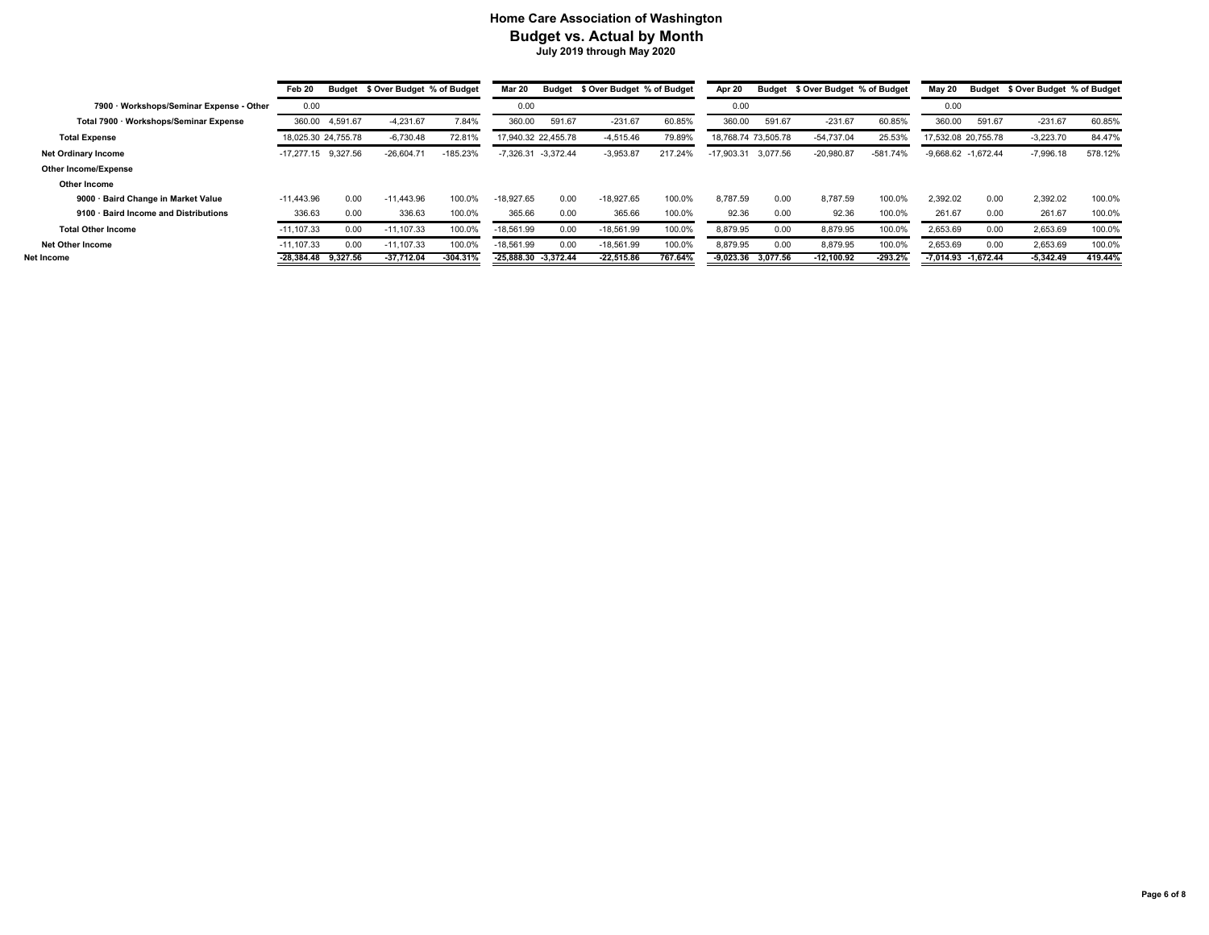# Home Care Association of Washington
## Budget vs. Actual by Month
### July 2019 through May 2020

| | Feb 20 | Budget | $ Over Budget | % of Budget | Mar 20 | Budget | $ Over Budget | % of Budget | Apr 20 | Budget | $ Over Budget | % of Budget | May 20 | Budget | $ Over Budget | % of Budget |
|---|---|---|---|---|---|---|---|---|---|---|---|---|---|---|---|---|
| 7900 · Workshops/Seminar Expense - Other | 0.00 | | | | 0.00 | | | | 0.00 | | | | 0.00 | | | |
| Total 7900 · Workshops/Seminar Expense | 360.00 | 4,591.67 | -4,231.67 | 7.84% | 360.00 | 591.67 | -231.67 | 60.85% | 360.00 | 591.67 | -231.67 | 60.85% | 360.00 | 591.67 | -231.67 | 60.85% |
| Total Expense | 18,025.30 | 24,755.78 | -6,730.48 | 72.81% | 17,940.32 | 22,455.78 | -4,515.46 | 79.89% | 18,768.74 | 73,505.78 | -54,737.04 | 25.53% | 17,532.08 | 20,755.78 | -3,223.70 | 84.47% |
| Net Ordinary Income | -17,277.15 | 9,327.56 | -26,604.71 | -185.23% | -7,326.31 | -3,372.44 | -3,953.87 | 217.24% | -17,903.31 | 3,077.56 | -20,980.87 | -581.74% | -9,668.62 | -1,672.44 | -7,996.18 | 578.12% |
| Other Income/Expense | | | | | | | | | | | | | | | | |
| Other Income | | | | | | | | | | | | | | | | |
| 9000 · Baird Change in Market Value | -11,443.96 | 0.00 | -11,443.96 | 100.0% | -18,927.65 | 0.00 | -18,927.65 | 100.0% | 8,787.59 | 0.00 | 8,787.59 | 100.0% | 2,392.02 | 0.00 | 2,392.02 | 100.0% |
| 9100 · Baird Income and Distributions | 336.63 | 0.00 | 336.63 | 100.0% | 365.66 | 0.00 | 365.66 | 100.0% | 92.36 | 0.00 | 92.36 | 100.0% | 261.67 | 0.00 | 261.67 | 100.0% |
| Total Other Income | -11,107.33 | 0.00 | -11,107.33 | 100.0% | -18,561.99 | 0.00 | -18,561.99 | 100.0% | 8,879.95 | 0.00 | 8,879.95 | 100.0% | 2,653.69 | 0.00 | 2,653.69 | 100.0% |
| Net Other Income | -11,107.33 | 0.00 | -11,107.33 | 100.0% | -18,561.99 | 0.00 | -18,561.99 | 100.0% | 8,879.95 | 0.00 | 8,879.95 | 100.0% | 2,653.69 | 0.00 | 2,653.69 | 100.0% |
| **Net Income** | **-28,384.48** | **9,327.56** | **-37,712.04** | **-304.31%** | **-25,888.30** | **-3,372.44** | **-22,515.86** | **767.64%** | **-9,023.36** | **3,077.56** | **-12,100.92** | **-293.2%** | **-7,014.93** | **-1,672.44** | **-5,342.49** | **419.44%** |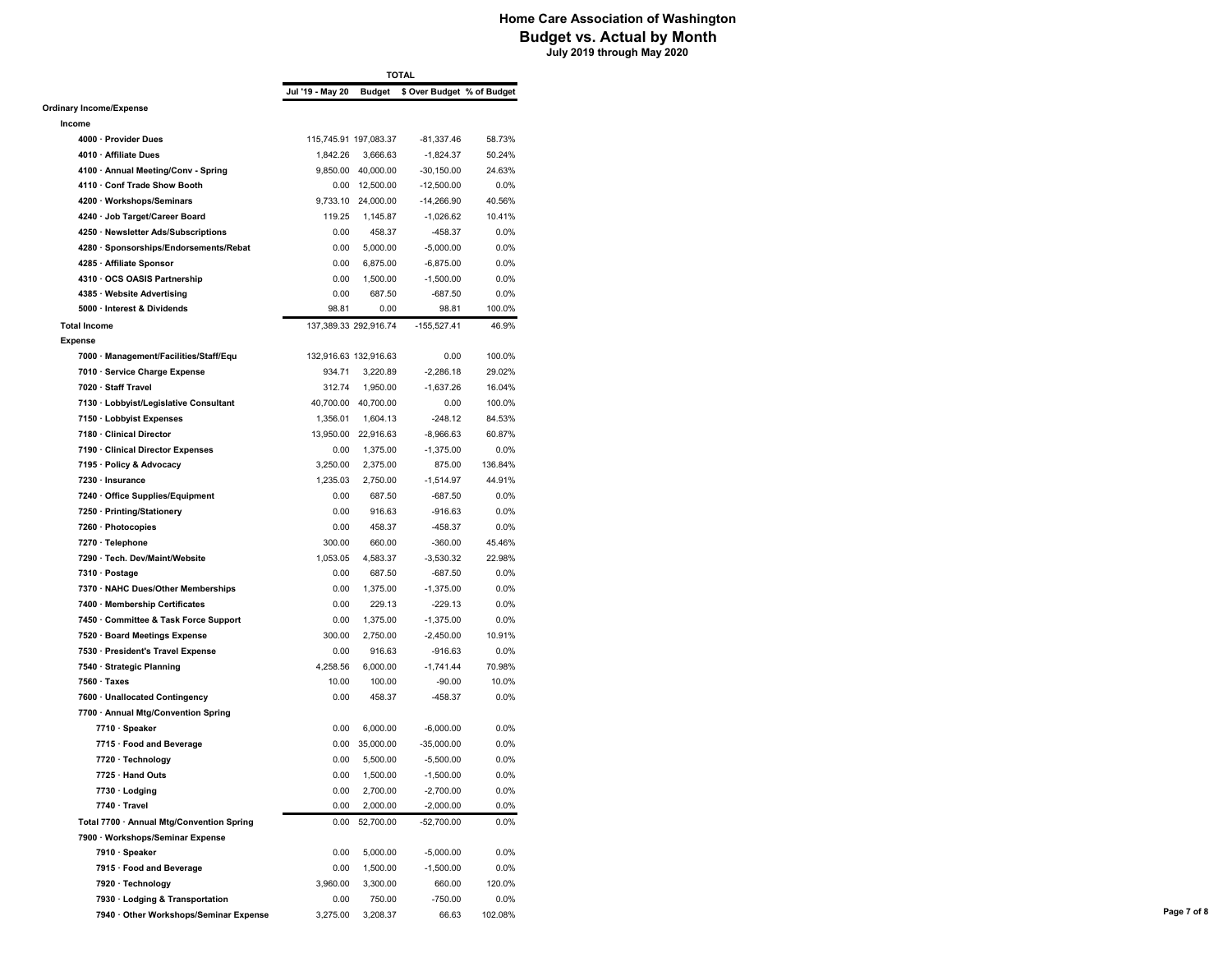# Home Care Association of Washington
## Budget vs. Actual by Month
### July 2019 through May 2020

| | TOTAL | | | |
|---|---|---|---|---|
| | Jul '19 - May 20 | Budget | $ Over Budget | % of Budget |
| **Ordinary Income/Expense** | | | | |
| **Income** | | | | |
| 4000 · Provider Dues | 115,745.91 | 197,083.37 | -81,337.46 | 58.73% |
| 4010 · Affiliate Dues | 1,842.26 | 3,666.63 | -1,824.37 | 50.24% |
| 4100 · Annual Meeting/Conv - Spring | 9,850.00 | 40,000.00 | -30,150.00 | 24.63% |
| 4110 · Conf Trade Show Booth | 0.00 | 12,500.00 | -12,500.00 | 0.0% |
| 4200 · Workshops/Seminars | 9,733.10 | 24,000.00 | -14,266.90 | 40.56% |
| 4240 · Job Target/Career Board | 119.25 | 1,145.87 | -1,026.62 | 10.41% |
| 4250 · Newsletter Ads/Subscriptions | 0.00 | 458.37 | -458.37 | 0.0% |
| 4280 · Sponsorships/Endorsements/Rebat | 0.00 | 5,000.00 | -5,000.00 | 0.0% |
| 4285 · Affiliate Sponsor | 0.00 | 6,875.00 | -6,875.00 | 0.0% |
| 4310 · OCS OASIS Partnership | 0.00 | 1,500.00 | -1,500.00 | 0.0% |
| 4385 · Website Advertising | 0.00 | 687.50 | -687.50 | 0.0% |
| 5000 · Interest & Dividends | 98.81 | 0.00 | 98.81 | 100.0% |
| **Total Income** | 137,389.33 | 292,916.74 | -155,527.41 | 46.9% |
| **Expense** | | | | |
| 7000 · Management/Facilities/Staff/Equ | 132,916.63 | 132,916.63 | 0.00 | 100.0% |
| 7010 · Service Charge Expense | 934.71 | 3,220.89 | -2,286.18 | 29.02% |
| 7020 · Staff Travel | 312.74 | 1,950.00 | -1,637.26 | 16.04% |
| 7130 · Lobbyist/Legislative Consultant | 40,700.00 | 40,700.00 | 0.00 | 100.0% |
| 7150 · Lobbyist Expenses | 1,356.01 | 1,604.13 | -248.12 | 84.53% |
| 7180 · Clinical Director | 13,950.00 | 22,916.63 | -8,966.63 | 60.87% |
| 7190 · Clinical Director Expenses | 0.00 | 1,375.00 | -1,375.00 | 0.0% |
| 7195 · Policy & Advocacy | 3,250.00 | 2,375.00 | 875.00 | 136.84% |
| 7230 · Insurance | 1,235.03 | 2,750.00 | -1,514.97 | 44.91% |
| 7240 · Office Supplies/Equipment | 0.00 | 687.50 | -687.50 | 0.0% |
| 7250 · Printing/Stationery | 0.00 | 916.63 | -916.63 | 0.0% |
| 7260 · Photocopies | 0.00 | 458.37 | -458.37 | 0.0% |
| 7270 · Telephone | 300.00 | 660.00 | -360.00 | 45.46% |
| 7290 · Tech. Dev/Maint/Website | 1,053.05 | 4,583.37 | -3,530.32 | 22.98% |
| 7310 · Postage | 0.00 | 687.50 | -687.50 | 0.0% |
| 7370 · NAHC Dues/Other Memberships | 0.00 | 1,375.00 | -1,375.00 | 0.0% |
| 7400 · Membership Certificates | 0.00 | 229.13 | -229.13 | 0.0% |
| 7450 · Committee & Task Force Support | 0.00 | 1,375.00 | -1,375.00 | 0.0% |
| 7520 · Board Meetings Expense | 300.00 | 2,750.00 | -2,450.00 | 10.91% |
| 7530 · President's Travel Expense | 0.00 | 916.63 | -916.63 | 0.0% |
| 7540 · Strategic Planning | 4,258.56 | 6,000.00 | -1,741.44 | 70.98% |
| 7560 · Taxes | 10.00 | 100.00 | -90.00 | 10.0% |
| 7600 · Unallocated Contingency | 0.00 | 458.37 | -458.37 | 0.0% |
| 7700 · Annual Mtg/Convention Spring | | | | |
| 7710 · Speaker | 0.00 | 6,000.00 | -6,000.00 | 0.0% |
| 7715 · Food and Beverage | 0.00 | 35,000.00 | -35,000.00 | 0.0% |
| 7720 · Technology | 0.00 | 5,500.00 | -5,500.00 | 0.0% |
| 7725 · Hand Outs | 0.00 | 1,500.00 | -1,500.00 | 0.0% |
| 7730 · Lodging | 0.00 | 2,700.00 | -2,700.00 | 0.0% |
| 7740 · Travel | 0.00 | 2,000.00 | -2,000.00 | 0.0% |
| Total 7700 · Annual Mtg/Convention Spring | 0.00 | 52,700.00 | -52,700.00 | 0.0% |
| 7900 · Workshops/Seminar Expense | | | | |
| 7910 · Speaker | 0.00 | 5,000.00 | -5,000.00 | 0.0% |
| 7915 · Food and Beverage | 0.00 | 1,500.00 | -1,500.00 | 0.0% |
| 7920 · Technology | 3,960.00 | 3,300.00 | 660.00 | 120.0% |
| 7930 · Lodging & Transportation | 0.00 | 750.00 | -750.00 | 0.0% |
| 7940 · Other Workshops/Seminar Expense | 3,275.00 | 3,208.37 | 66.63 | 102.08% |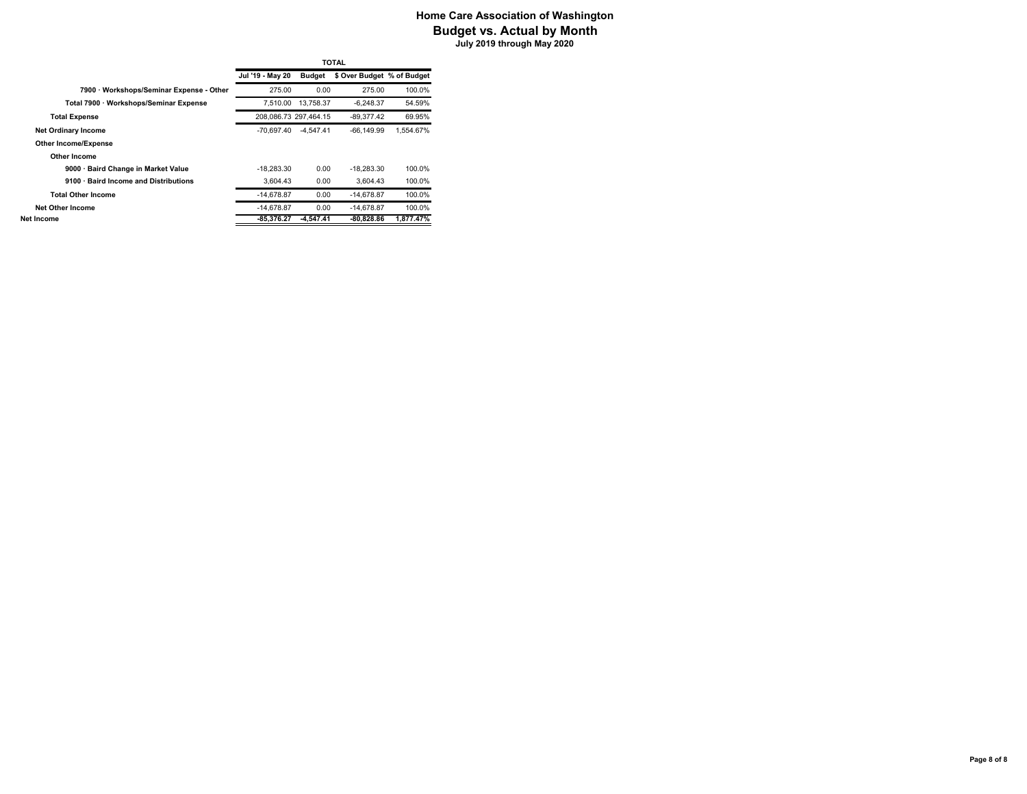# Home Care Association of Washington
## Budget vs. Actual by Month
### July 2019 through May 2020

| | TOTAL | | | |
|---|---|---|---|---|
| | Jul '19 - May 20 | Budget | $ Over Budget | % of Budget |
| 7900 · Workshops/Seminar Expense - Other | 275.00 | 0.00 | 275.00 | 100.0% |
| Total 7900 · Workshops/Seminar Expense | 7,510.00 | 13,758.37 | -6,248.37 | 54.59% |
| Total Expense | 208,086.73 | 297,464.15 | -89,377.42 | 69.95% |
| Net Ordinary Income | -70,697.40 | -4,547.41 | -66,149.99 | 1,554.67% |
| Other Income/Expense | | | | |
| Other Income | | | | |
| 9000 · Baird Change in Market Value | -18,283.30 | 0.00 | -18,283.30 | 100.0% |
| 9100 · Baird Income and Distributions | 3,604.43 | 0.00 | 3,604.43 | 100.0% |
| Total Other Income | -14,678.87 | 0.00 | -14,678.87 | 100.0% |
| Net Other Income | -14,678.87 | 0.00 | -14,678.87 | 100.0% |
| **Net Income** | **-85,376.27** | **-4,547.41** | **-80,828.86** | **1,877.47%** |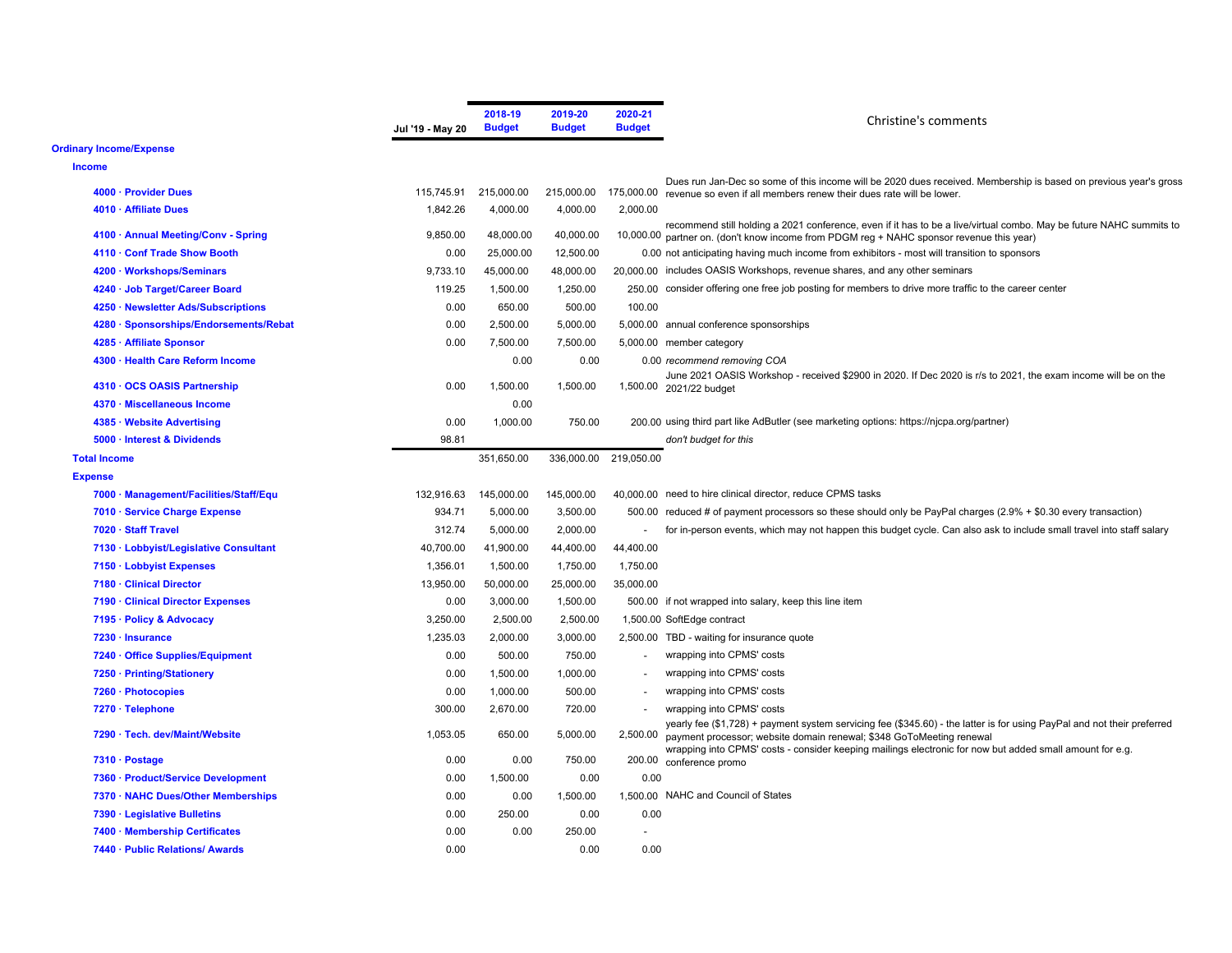| | Jul '19 - May 20 | 2018-19 Budget | 2019-20 Budget | 2020-21 Budget | Christine's comments |
|---|---|---|---|---|---|
| **Ordinary Income/Expense** | | | | | |
| **Income** | | | | | |
| **4000 · Provider Dues** | 115,745.91 | 215,000.00 | 215,000.00 | 175,000.00 | Dues run Jan-Dec so some of this income will be 2020 dues received. Membership is based on previous year's gross revenue so even if all members renew their dues rate will be lower. |
| **4010 · Affiliate Dues** | 1,842.26 | 4,000.00 | 4,000.00 | 2,000.00 | |
| **4100 · Annual Meeting/Conv - Spring** | 9,850.00 | 48,000.00 | 40,000.00 | 10,000.00 | recommend still holding a 2021 conference, even if it has to be a live/virtual combo. May be future NAHC summits to partner on. (don't know income from PDGM reg + NAHC sponsor revenue this year) |
| **4110 · Conf Trade Show Booth** | 0.00 | 25,000.00 | 12,500.00 | 0.00 | not anticipating having much income from exhibitors - most will transition to sponsors |
| **4200 · Workshops/Seminars** | 9,733.10 | 45,000.00 | 48,000.00 | 20,000.00 | includes OASIS Workshops, revenue shares, and any other seminars |
| **4240 · Job Target/Career Board** | 119.25 | 1,500.00 | 1,250.00 | 250.00 | consider offering one free job posting for members to drive more traffic to the career center |
| **4250 · Newsletter Ads/Subscriptions** | 0.00 | 650.00 | 500.00 | 100.00 | |
| **4280 · Sponsorships/Endorsements/Rebat** | 0.00 | 2,500.00 | 5,000.00 | 5,000.00 | annual conference sponsorships |
| **4285 · Affiliate Sponsor** | 0.00 | 7,500.00 | 7,500.00 | 5,000.00 | member category |
| **4300 · Health Care Reform Income** | | 0.00 | 0.00 | 0.00 | *recommend removing COA* |
| **4310 · OCS OASIS Partnership** | 0.00 | 1,500.00 | 1,500.00 | 1,500.00 | June 2021 OASIS Workshop - received $2900 in 2020. If Dec 2020 is r/s to 2021, the exam income will be on the 2021/22 budget |
| **4370 · Miscellaneous Income** | | 0.00 | | | |
| **4385 · Website Advertising** | 0.00 | 1,000.00 | 750.00 | 200.00 | using third part like AdButler (see marketing options: https://njcpa.org/partner) |
| **5000 · Interest & Dividends** | 98.81 | | | | *don't budget for this* |
| **Total Income** | | 351,650.00 | 336,000.00 | 219,050.00 | |
| **Expense** | | | | | |
| **7000 · Management/Facilities/Staff/Equ** | 132,916.63 | 145,000.00 | 145,000.00 | 40,000.00 | need to hire clinical director, reduce CPMS tasks |
| **7010 · Service Charge Expense** | 934.71 | 5,000.00 | 3,500.00 | 500.00 | reduced # of payment processors so these should only be PayPal charges (2.9% + $0.30 every transaction) |
| **7020 · Staff Travel** | 312.74 | 5,000.00 | 2,000.00 | - | for in-person events, which may not happen this budget cycle. Can also ask to include small travel into staff salary |
| **7130 · Lobbyist/Legislative Consultant** | 40,700.00 | 41,900.00 | 44,400.00 | 44,400.00 | |
| **7150 · Lobbyist Expenses** | 1,356.01 | 1,500.00 | 1,750.00 | 1,750.00 | |
| **7180 · Clinical Director** | 13,950.00 | 50,000.00 | 25,000.00 | 35,000.00 | |
| **7190 · Clinical Director Expenses** | 0.00 | 3,000.00 | 1,500.00 | 500.00 | if not wrapped into salary, keep this line item |
| **7195 · Policy & Advocacy** | 3,250.00 | 2,500.00 | 2,500.00 | 1,500.00 | SoftEdge contract |
| **7230 · Insurance** | 1,235.03 | 2,000.00 | 3,000.00 | 2,500.00 | TBD - waiting for insurance quote |
| **7240 · Office Supplies/Equipment** | 0.00 | 500.00 | 750.00 | - | wrapping into CPMS' costs |
| **7250 · Printing/Stationery** | 0.00 | 1,500.00 | 1,000.00 | - | wrapping into CPMS' costs |
| **7260 · Photocopies** | 0.00 | 1,000.00 | 500.00 | - | wrapping into CPMS' costs |
| **7270 · Telephone** | 300.00 | 2,670.00 | 720.00 | - | wrapping into CPMS' costs |
| **7290 · Tech. dev/Maint/Website** | 1,053.05 | 650.00 | 5,000.00 | 2,500.00 | yearly fee ($1,728) + payment system servicing fee ($345.60) - the latter is for using PayPal and not their preferred payment processor; website domain renewal; $348 GoToMeeting renewal |
| **7310 · Postage** | 0.00 | 0.00 | 750.00 | 200.00 | wrapping into CPMS' costs - consider keeping mailings electronic for now but added small amount for e.g. conference promo |
| **7360 · Product/Service Development** | 0.00 | 1,500.00 | 0.00 | 0.00 | |
| **7370 · NAHC Dues/Other Memberships** | 0.00 | 0.00 | 1,500.00 | 1,500.00 | NAHC and Council of States |
| **7390 · Legislative Bulletins** | 0.00 | 250.00 | 0.00 | 0.00 | |
| **7400 · Membership Certificates** | 0.00 | 0.00 | 250.00 | - | |
| **7440 · Public Relations/ Awards** | 0.00 | | 0.00 | 0.00 | |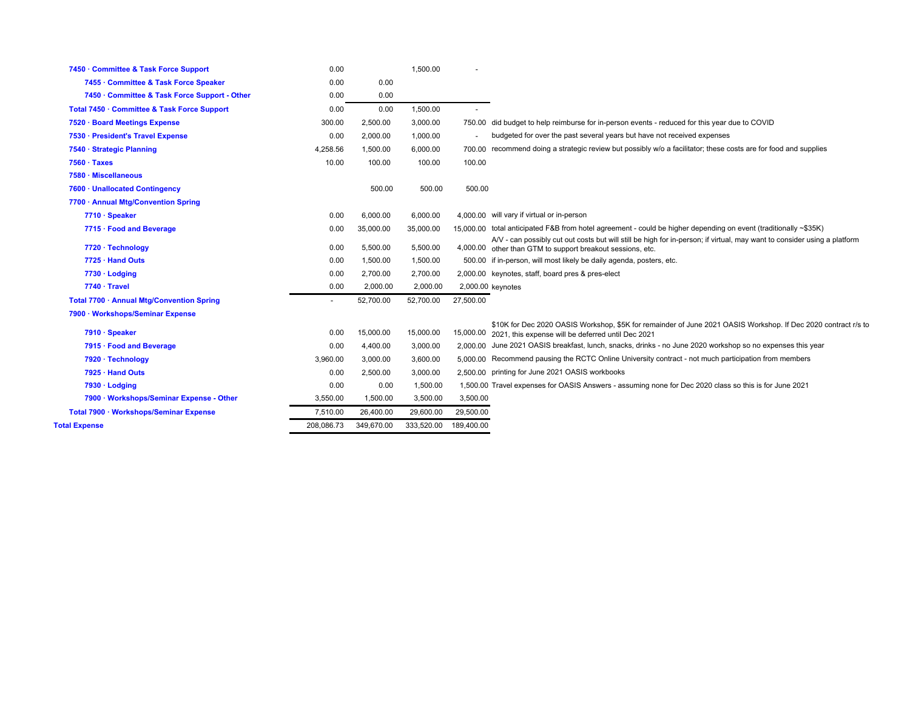| Account | | | | | Notes |
|---|---|---|---|---|---|
| 7450 · Committee & Task Force Support | 0.00 | | 1,500.00 | - | |
| 7455 · Committee & Task Force Speaker | 0.00 | 0.00 | | | |
| 7450 · Committee & Task Force Support - Other | 0.00 | 0.00 | | | |
| Total 7450 · Committee & Task Force Support | 0.00 | 0.00 | 1,500.00 | - | |
| 7520 · Board Meetings Expense | 300.00 | 2,500.00 | 3,000.00 | 750.00 | did budget to help reimburse for in-person events - reduced for this year due to COVID |
| 7530 · President's Travel Expense | 0.00 | 2,000.00 | 1,000.00 | - | budgeted for over the past several years but have not received expenses |
| 7540 · Strategic Planning | 4,258.56 | 1,500.00 | 6,000.00 | 700.00 | recommend doing a strategic review but possibly w/o a facilitator; these costs are for food and supplies |
| 7560 · Taxes | 10.00 | 100.00 | 100.00 | 100.00 | |
| 7580 · Miscellaneous | | | | | |
| 7600 · Unallocated Contingency | | 500.00 | 500.00 | 500.00 | |
| 7700 · Annual Mtg/Convention Spring | | | | | |
| 7710 · Speaker | 0.00 | 6,000.00 | 6,000.00 | 4,000.00 | will vary if virtual or in-person |
| 7715 · Food and Beverage | 0.00 | 35,000.00 | 35,000.00 | 15,000.00 | total anticipated F&B from hotel agreement - could be higher depending on event (traditionally ~$35K) |
| 7720 · Technology | 0.00 | 5,500.00 | 5,500.00 | 4,000.00 | A/V - can possibly cut out costs but will still be high for in-person; if virtual, may want to consider using a platform other than GTM to support breakout sessions, etc. |
| 7725 · Hand Outs | 0.00 | 1,500.00 | 1,500.00 | 500.00 | if in-person, will most likely be daily agenda, posters, etc. |
| 7730 · Lodging | 0.00 | 2,700.00 | 2,700.00 | 2,000.00 | keynotes, staff, board pres & pres-elect |
| 7740 · Travel | 0.00 | 2,000.00 | 2,000.00 | 2,000.00 | keynotes |
| Total 7700 · Annual Mtg/Convention Spring | - | 52,700.00 | 52,700.00 | 27,500.00 | |
| 7900 · Workshops/Seminar Expense | | | | | |
| 7910 · Speaker | 0.00 | 15,000.00 | 15,000.00 | 15,000.00 | $10K for Dec 2020 OASIS Workshop, $5K for remainder of June 2021 OASIS Workshop. If Dec 2020 contract r/s to 2021, this expense will be deferred until Dec 2021 |
| 7915 · Food and Beverage | 0.00 | 4,400.00 | 3,000.00 | 2,000.00 | June 2021 OASIS breakfast, lunch, snacks, drinks - no June 2020 workshop so no expenses this year |
| 7920 · Technology | 3,960.00 | 3,000.00 | 3,600.00 | 5,000.00 | Recommend pausing the RCTC Online University contract - not much participation from members |
| 7925 · Hand Outs | 0.00 | 2,500.00 | 3,000.00 | 2,500.00 | printing for June 2021 OASIS workbooks |
| 7930 · Lodging | 0.00 | 0.00 | 1,500.00 | 1,500.00 | Travel expenses for OASIS Answers - assuming none for Dec 2020 class so this is for June 2021 |
| 7900 · Workshops/Seminar Expense - Other | 3,550.00 | 1,500.00 | 3,500.00 | 3,500.00 | |
| Total 7900 · Workshops/Seminar Expense | 7,510.00 | 26,400.00 | 29,600.00 | 29,500.00 | |
| Total Expense | 208,086.73 | 349,670.00 | 333,520.00 | 189,400.00 | |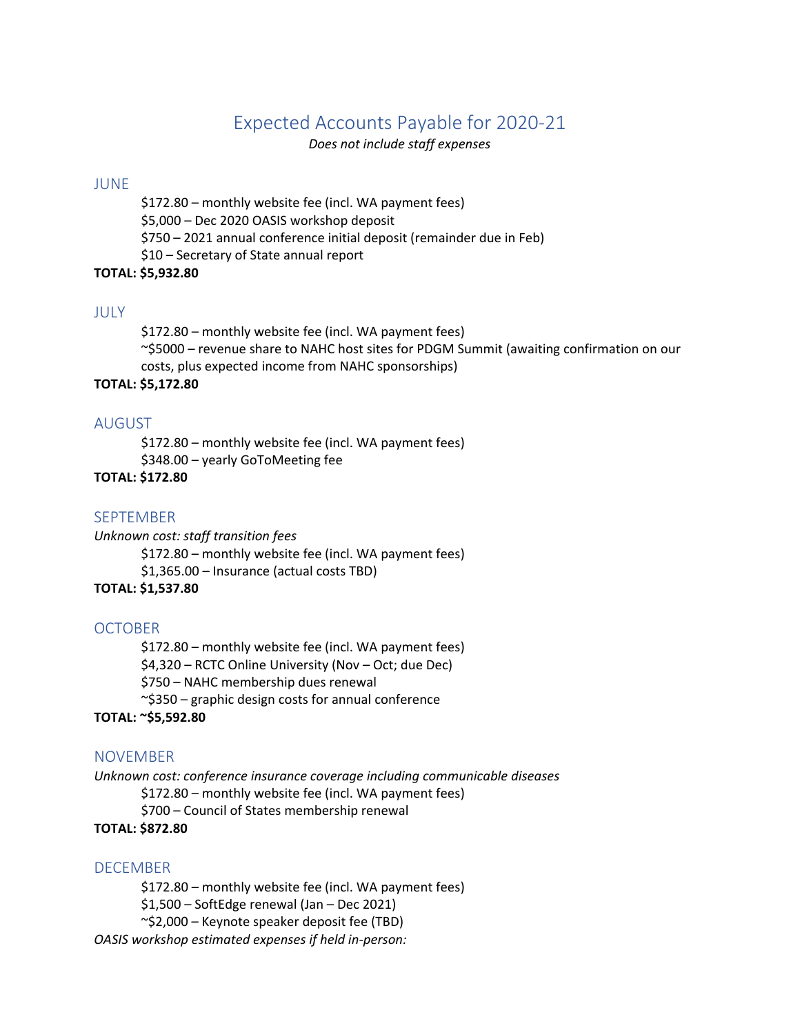# Expected Accounts Payable for 2020-21

*Does not include staff expenses*

## JUNE

$172.80 – monthly website fee (incl. WA payment fees)
$5,000 – Dec 2020 OASIS workshop deposit
$750 – 2021 annual conference initial deposit (remainder due in Feb)
$10 – Secretary of State annual report

**TOTAL: $5,932.80**

## JULY

$172.80 – monthly website fee (incl. WA payment fees)
~$5000 – revenue share to NAHC host sites for PDGM Summit (awaiting confirmation on our costs, plus expected income from NAHC sponsorships)

**TOTAL: $5,172.80**

## AUGUST

$172.80 – monthly website fee (incl. WA payment fees)
$348.00 – yearly GoToMeeting fee

**TOTAL: $172.80**

## SEPTEMBER

*Unknown cost: staff transition fees*

$172.80 – monthly website fee (incl. WA payment fees)
$1,365.00 – Insurance (actual costs TBD)

**TOTAL: $1,537.80**

## OCTOBER

$172.80 – monthly website fee (incl. WA payment fees)
$4,320 – RCTC Online University (Nov – Oct; due Dec)
$750 – NAHC membership dues renewal
~$350 – graphic design costs for annual conference

**TOTAL: ~$5,592.80**

## NOVEMBER

*Unknown cost: conference insurance coverage including communicable diseases*

$172.80 – monthly website fee (incl. WA payment fees)
$700 – Council of States membership renewal

**TOTAL: $872.80**

## DECEMBER

$172.80 – monthly website fee (incl. WA payment fees)
$1,500 – SoftEdge renewal (Jan – Dec 2021)
~$2,000 – Keynote speaker deposit fee (TBD)

*OASIS workshop estimated expenses if held in-person:*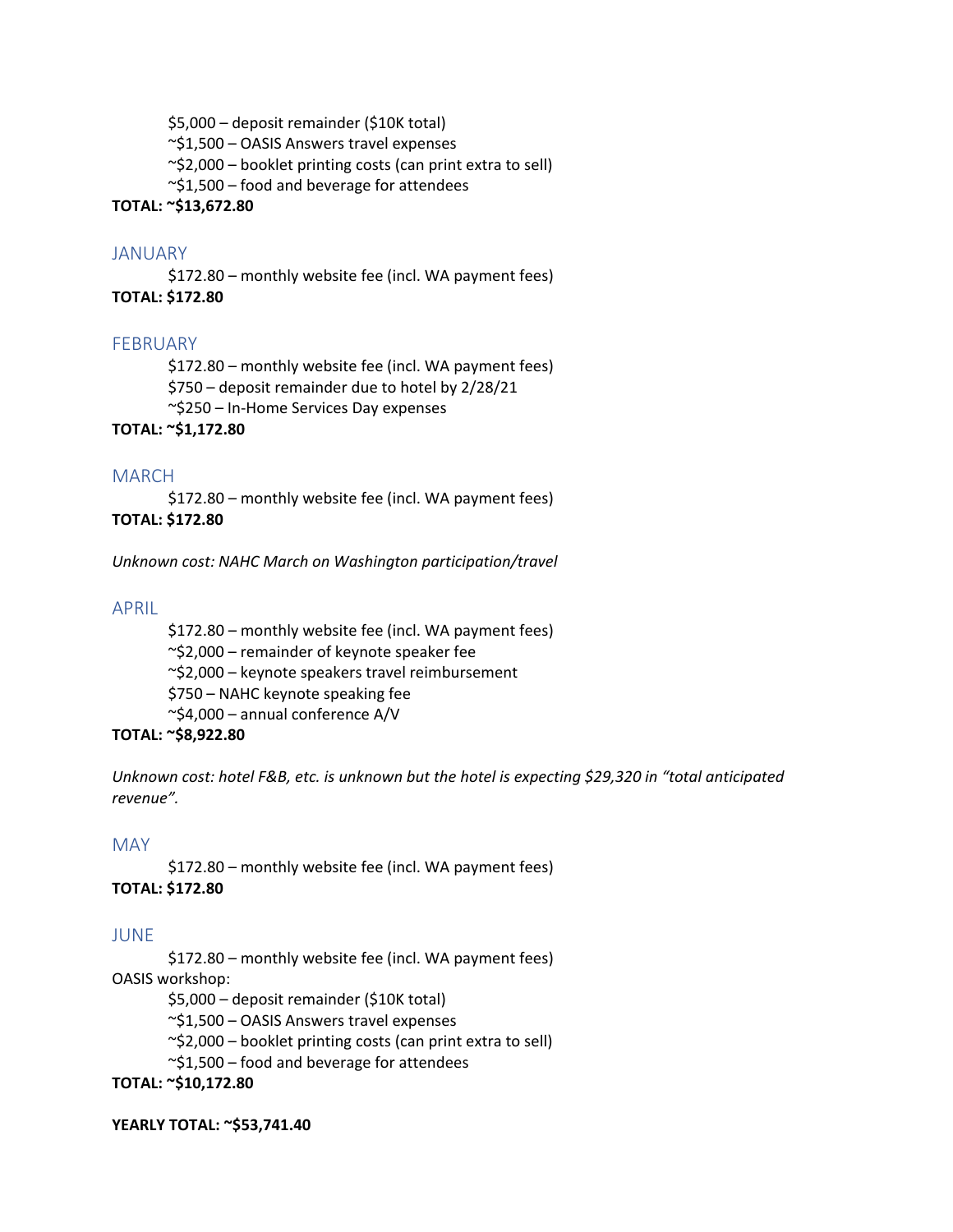$5,000 – deposit remainder ($10K total)
~$1,500 – OASIS Answers travel expenses
~$2,000 – booklet printing costs (can print extra to sell)
~$1,500 – food and beverage for attendees

**TOTAL: ~$13,672.80**

## JANUARY

$172.80 – monthly website fee (incl. WA payment fees)

**TOTAL: $172.80**

## FEBRUARY

$172.80 – monthly website fee (incl. WA payment fees)
$750 – deposit remainder due to hotel by 2/28/21
~$250 – In-Home Services Day expenses

**TOTAL: ~$1,172.80**

## MARCH

$172.80 – monthly website fee (incl. WA payment fees)

**TOTAL: $172.80**

*Unknown cost: NAHC March on Washington participation/travel*

## APRIL

$172.80 – monthly website fee (incl. WA payment fees)
~$2,000 – remainder of keynote speaker fee
~$2,000 – keynote speakers travel reimbursement
$750 – NAHC keynote speaking fee
~$4,000 – annual conference A/V

**TOTAL: ~$8,922.80**

*Unknown cost: hotel F&B, etc. is unknown but the hotel is expecting $29,320 in "total anticipated revenue".*

## MAY

$172.80 – monthly website fee (incl. WA payment fees)

**TOTAL: $172.80**

## JUNE

$172.80 – monthly website fee (incl. WA payment fees)

OASIS workshop:

$5,000 – deposit remainder ($10K total)
~$1,500 – OASIS Answers travel expenses
~$2,000 – booklet printing costs (can print extra to sell)
~$1,500 – food and beverage for attendees

**TOTAL: ~$10,172.80**

**YEARLY TOTAL: ~$53,741.40**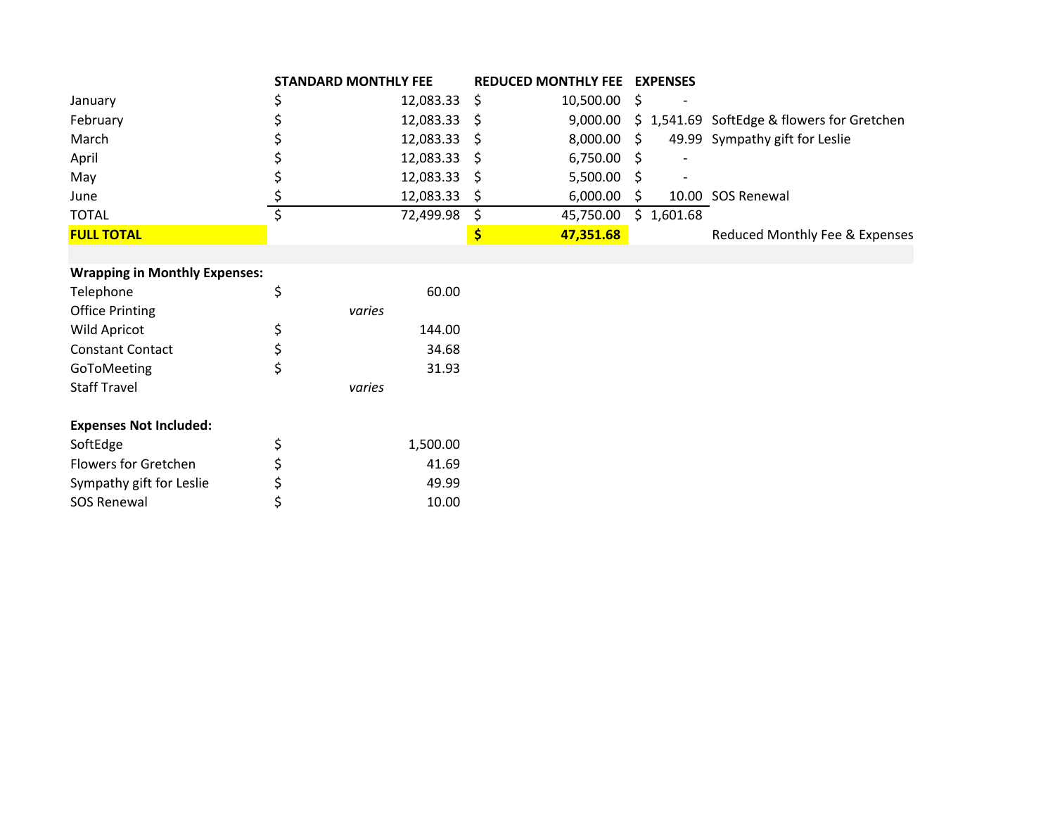| | STANDARD MONTHLY FEE | REDUCED MONTHLY FEE | EXPENSES | |
|---|---|---|---|---|
| January | $ 12,083.33 | $ 10,500.00 | $ - | |
| February | $ 12,083.33 | $ 9,000.00 | $ 1,541.69 | SoftEdge & flowers for Gretchen |
| March | $ 12,083.33 | $ 8,000.00 | $ 49.99 | Sympathy gift for Leslie |
| April | $ 12,083.33 | $ 6,750.00 | $ - | |
| May | $ 12,083.33 | $ 5,500.00 | $ - | |
| June | $ 12,083.33 | $ 6,000.00 | $ 10.00 | SOS Renewal |
| TOTAL | $ 72,499.98 | $ 45,750.00 | $ 1,601.68 | |
| **FULL TOTAL** | | **$ 47,351.68** | | Reduced Monthly Fee & Expenses |

**Wrapping in Monthly Expenses:**

| | |
|---|---|
| Telephone | $ 60.00 |
| Office Printing | *varies* |
| Wild Apricot | $ 144.00 |
| Constant Contact | $ 34.68 |
| GoToMeeting | $ 31.93 |
| Staff Travel | *varies* |

**Expenses Not Included:**

| | |
|---|---|
| SoftEdge | $ 1,500.00 |
| Flowers for Gretchen | $ 41.69 |
| Sympathy gift for Leslie | $ 49.99 |
| SOS Renewal | $ 10.00 |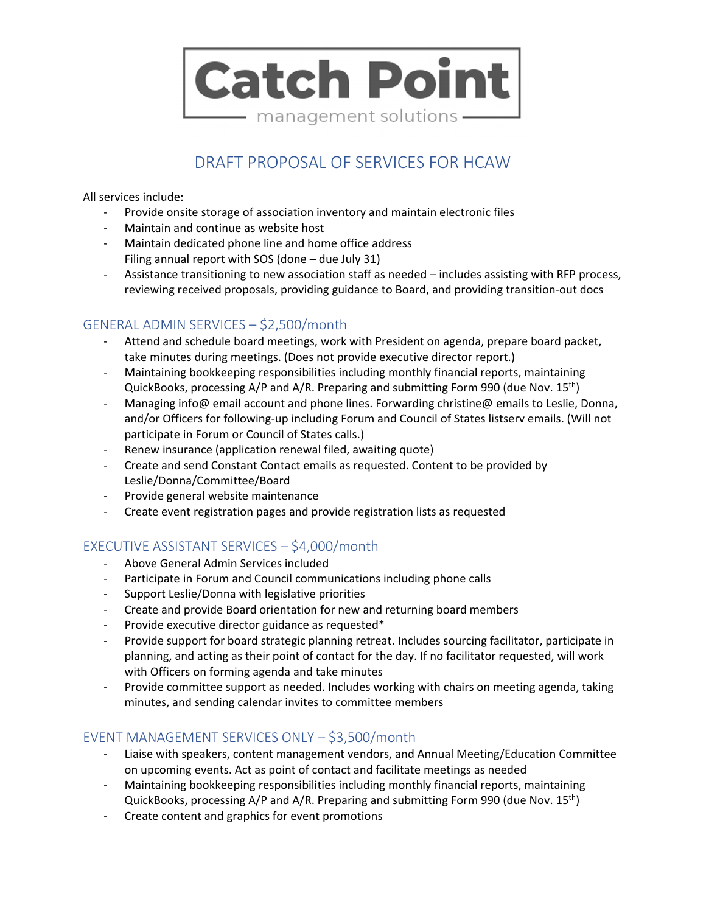# Catch Point

management solutions

## DRAFT PROPOSAL OF SERVICES FOR HCAW

All services include:

- Provide onsite storage of association inventory and maintain electronic files
- Maintain and continue as website host
- Maintain dedicated phone line and home office address
  Filing annual report with SOS (done – due July 31)
- Assistance transitioning to new association staff as needed – includes assisting with RFP process, reviewing received proposals, providing guidance to Board, and providing transition-out docs

### GENERAL ADMIN SERVICES – $2,500/month

- Attend and schedule board meetings, work with President on agenda, prepare board packet, take minutes during meetings. (Does not provide executive director report.)
- Maintaining bookkeeping responsibilities including monthly financial reports, maintaining QuickBooks, processing A/P and A/R. Preparing and submitting Form 990 (due Nov. 15th)
- Managing info@ email account and phone lines. Forwarding christine@ emails to Leslie, Donna, and/or Officers for following-up including Forum and Council of States listserv emails. (Will not participate in Forum or Council of States calls.)
- Renew insurance (application renewal filed, awaiting quote)
- Create and send Constant Contact emails as requested. Content to be provided by Leslie/Donna/Committee/Board
- Provide general website maintenance
- Create event registration pages and provide registration lists as requested

### EXECUTIVE ASSISTANT SERVICES – $4,000/month

- Above General Admin Services included
- Participate in Forum and Council communications including phone calls
- Support Leslie/Donna with legislative priorities
- Create and provide Board orientation for new and returning board members
- Provide executive director guidance as requested*
- Provide support for board strategic planning retreat. Includes sourcing facilitator, participate in planning, and acting as their point of contact for the day. If no facilitator requested, will work with Officers on forming agenda and take minutes
- Provide committee support as needed. Includes working with chairs on meeting agenda, taking minutes, and sending calendar invites to committee members

### EVENT MANAGEMENT SERVICES ONLY – $3,500/month

- Liaise with speakers, content management vendors, and Annual Meeting/Education Committee on upcoming events. Act as point of contact and facilitate meetings as needed
- Maintaining bookkeeping responsibilities including monthly financial reports, maintaining QuickBooks, processing A/P and A/R. Preparing and submitting Form 990 (due Nov. 15th)
- Create content and graphics for event promotions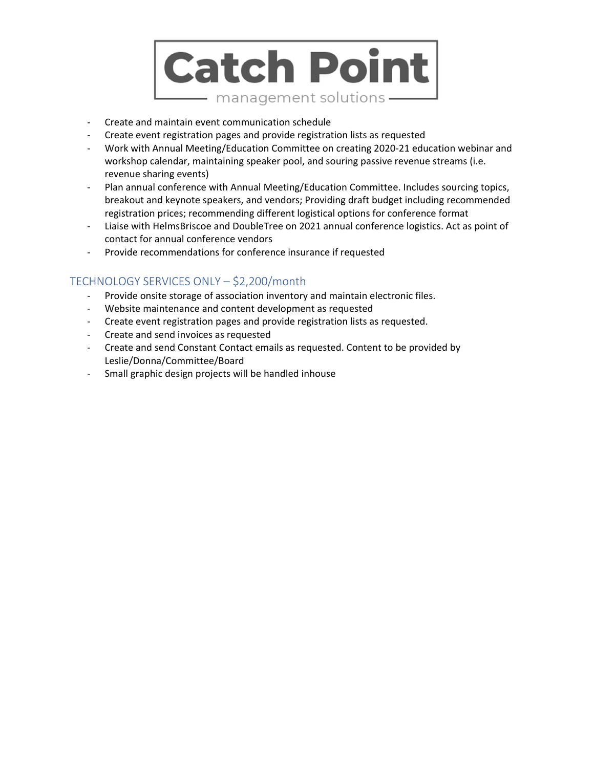- Create and maintain event communication schedule
- Create event registration pages and provide registration lists as requested
- Work with Annual Meeting/Education Committee on creating 2020-21 education webinar and workshop calendar, maintaining speaker pool, and souring passive revenue streams (i.e. revenue sharing events)
- Plan annual conference with Annual Meeting/Education Committee. Includes sourcing topics, breakout and keynote speakers, and vendors; Providing draft budget including recommended registration prices; recommending different logistical options for conference format
- Liaise with HelmsBriscoe and DoubleTree on 2021 annual conference logistics. Act as point of contact for annual conference vendors
- Provide recommendations for conference insurance if requested

## TECHNOLOGY SERVICES ONLY – $2,200/month

- Provide onsite storage of association inventory and maintain electronic files.
- Website maintenance and content development as requested
- Create event registration pages and provide registration lists as requested.
- Create and send invoices as requested
- Create and send Constant Contact emails as requested. Content to be provided by Leslie/Donna/Committee/Board
- Small graphic design projects will be handled inhouse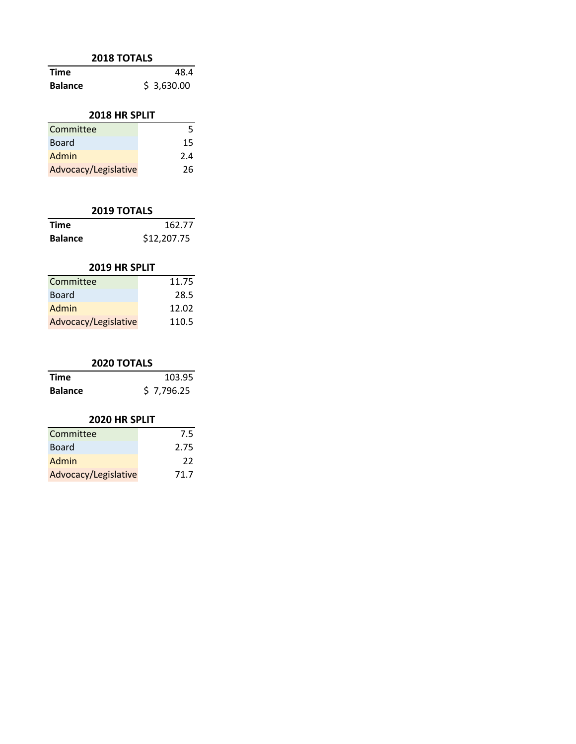| 2018 TOTALS | |
|---|---|
| **Time** | 48.4 |
| **Balance** | $ 3,630.00 |

| 2018 HR SPLIT | |
|---|---|
| Committee | 5 |
| Board | 15 |
| Admin | 2.4 |
| Advocacy/Legislative | 26 |

| 2019 TOTALS | |
|---|---|
| **Time** | 162.77 |
| **Balance** | $12,207.75 |

| 2019 HR SPLIT | |
|---|---|
| Committee | 11.75 |
| Board | 28.5 |
| Admin | 12.02 |
| Advocacy/Legislative | 110.5 |

| 2020 TOTALS | |
|---|---|
| **Time** | 103.95 |
| **Balance** | $ 7,796.25 |

| 2020 HR SPLIT | |
|---|---|
| Committee | 7.5 |
| Board | 2.75 |
| Admin | 22 |
| Advocacy/Legislative | 71.7 |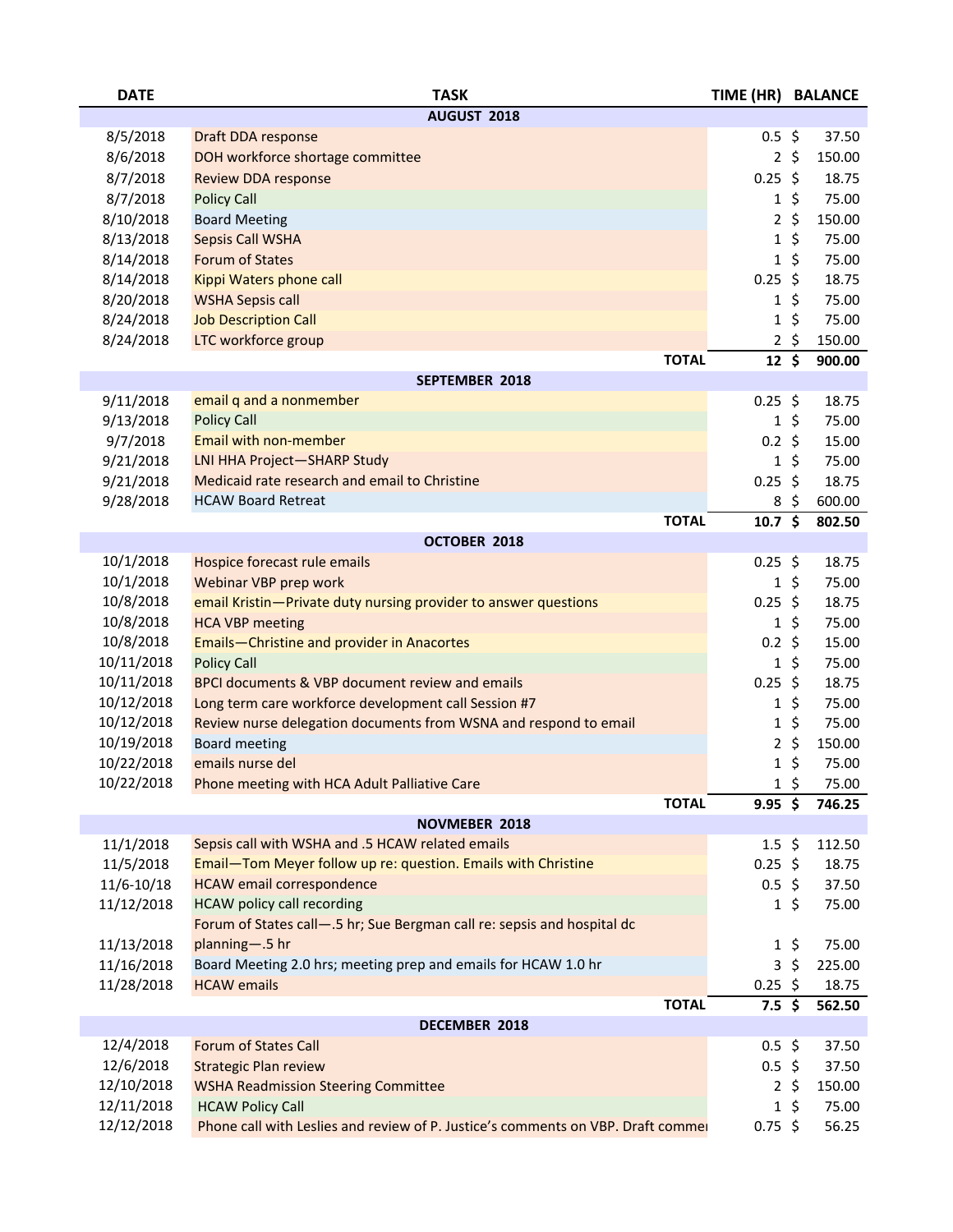| DATE | TASK | TIME (HR) | BALANCE |
|---|---|---|---|
| | **AUGUST 2018** | | |
| 8/5/2018 | Draft DDA response | 0.5 | $ 37.50 |
| 8/6/2018 | DOH workforce shortage committee | 2 | $ 150.00 |
| 8/7/2018 | Review DDA response | 0.25 | $ 18.75 |
| 8/7/2018 | Policy Call | 1 | $ 75.00 |
| 8/10/2018 | Board Meeting | 2 | $ 150.00 |
| 8/13/2018 | Sepsis Call WSHA | 1 | $ 75.00 |
| 8/14/2018 | Forum of States | 1 | $ 75.00 |
| 8/14/2018 | Kippi Waters phone call | 0.25 | $ 18.75 |
| 8/20/2018 | WSHA Sepsis call | 1 | $ 75.00 |
| 8/24/2018 | Job Description Call | 1 | $ 75.00 |
| 8/24/2018 | LTC workforce group | 2 | $ 150.00 |
| | **TOTAL** | **12** | **$ 900.00** |
| | **SEPTEMBER 2018** | | |
| 9/11/2018 | email q and a nonmember | 0.25 | $ 18.75 |
| 9/13/2018 | Policy Call | 1 | $ 75.00 |
| 9/7/2018 | Email with non-member | 0.2 | $ 15.00 |
| 9/21/2018 | LNI HHA Project—SHARP Study | 1 | $ 75.00 |
| 9/21/2018 | Medicaid rate research and email to Christine | 0.25 | $ 18.75 |
| 9/28/2018 | HCAW Board Retreat | 8 | $ 600.00 |
| | **TOTAL** | **10.7** | **$ 802.50** |
| | **OCTOBER 2018** | | |
| 10/1/2018 | Hospice forecast rule emails | 0.25 | $ 18.75 |
| 10/1/2018 | Webinar VBP prep work | 1 | $ 75.00 |
| 10/8/2018 | email Kristin—Private duty nursing provider to answer questions | 0.25 | $ 18.75 |
| 10/8/2018 | HCA VBP meeting | 1 | $ 75.00 |
| 10/8/2018 | Emails—Christine and provider in Anacortes | 0.2 | $ 15.00 |
| 10/11/2018 | Policy Call | 1 | $ 75.00 |
| 10/11/2018 | BPCI documents & VBP document review and emails | 0.25 | $ 18.75 |
| 10/12/2018 | Long term care workforce development call Session #7 | 1 | $ 75.00 |
| 10/12/2018 | Review nurse delegation documents from WSNA and respond to email | 1 | $ 75.00 |
| 10/19/2018 | Board meeting | 2 | $ 150.00 |
| 10/22/2018 | emails nurse del | 1 | $ 75.00 |
| 10/22/2018 | Phone meeting with HCA Adult Palliative Care | 1 | $ 75.00 |
| | **TOTAL** | **9.95** | **$ 746.25** |
| | **NOVMEBER 2018** | | |
| 11/1/2018 | Sepsis call with WSHA and .5 HCAW related emails | 1.5 | $ 112.50 |
| 11/5/2018 | Email—Tom Meyer follow up re: question. Emails with Christine | 0.25 | $ 18.75 |
| 11/6-10/18 | HCAW email correspondence | 0.5 | $ 37.50 |
| 11/12/2018 | HCAW policy call recording | 1 | $ 75.00 |
| 11/13/2018 | Forum of States call—.5 hr; Sue Bergman call re: sepsis and hospital dc planning—.5 hr | 1 | $ 75.00 |
| 11/16/2018 | Board Meeting 2.0 hrs; meeting prep and emails for HCAW 1.0 hr | 3 | $ 225.00 |
| 11/28/2018 | HCAW emails | 0.25 | $ 18.75 |
| | **TOTAL** | **7.5** | **$ 562.50** |
| | **DECEMBER 2018** | | |
| 12/4/2018 | Forum of States Call | 0.5 | $ 37.50 |
| 12/6/2018 | Strategic Plan review | 0.5 | $ 37.50 |
| 12/10/2018 | WSHA Readmission Steering Committee | 2 | $ 150.00 |
| 12/11/2018 | HCAW Policy Call | 1 | $ 75.00 |
| 12/12/2018 | Phone call with Leslies and review of P. Justice's comments on VBP. Draft commer | 0.75 | $ 56.25 |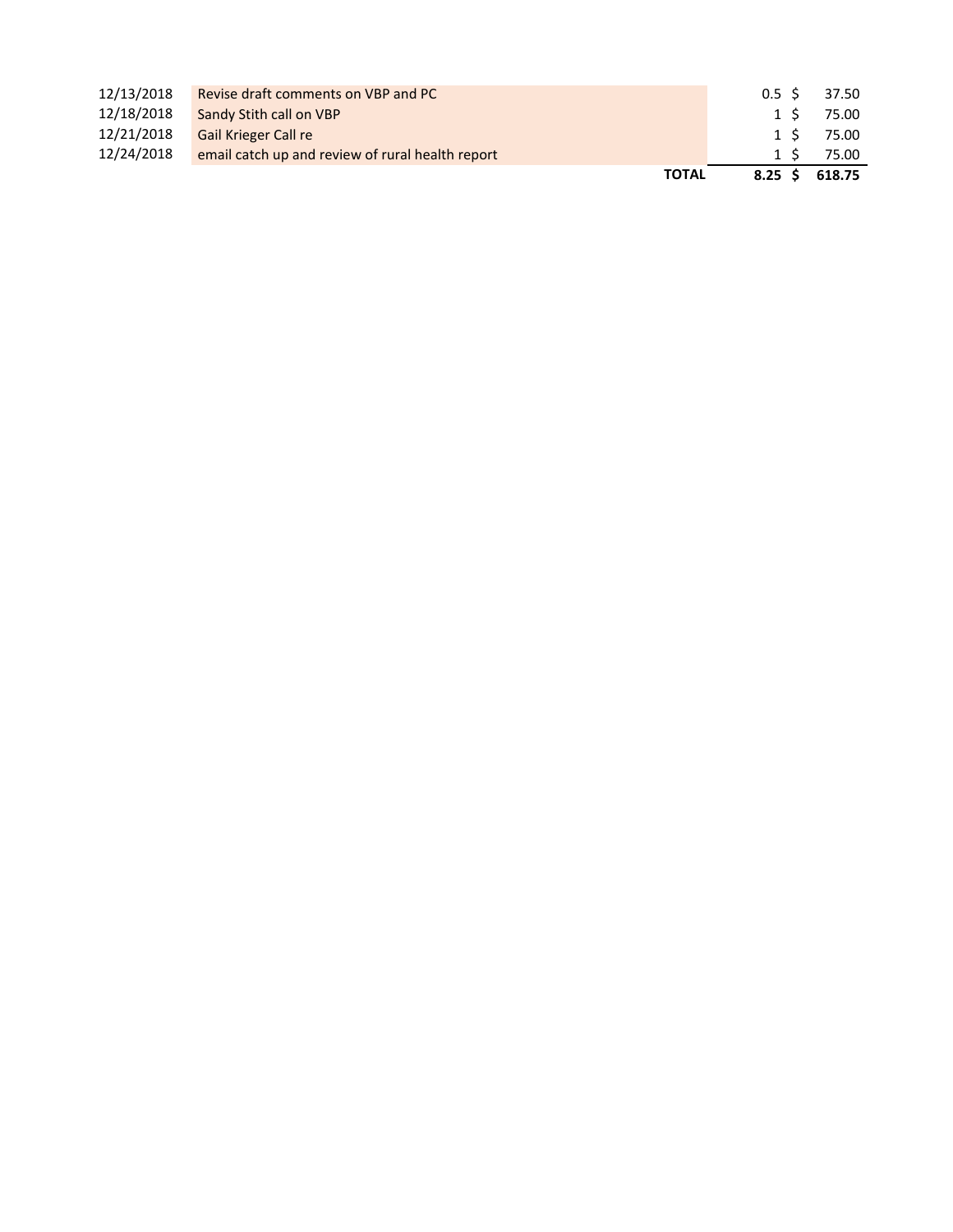| Date | Description | | Hours | Amount |
|---|---|---|---|---|
| 12/13/2018 | Revise draft comments on VBP and PC | | 0.5 | $ 37.50 |
| 12/18/2018 | Sandy Stith call on VBP | | 1 | $ 75.00 |
| 12/21/2018 | Gail Krieger Call re | | 1 | $ 75.00 |
| 12/24/2018 | email catch up and review of rural health report | | 1 | $ 75.00 |
| | | **TOTAL** | **8.25** | **$ 618.75** |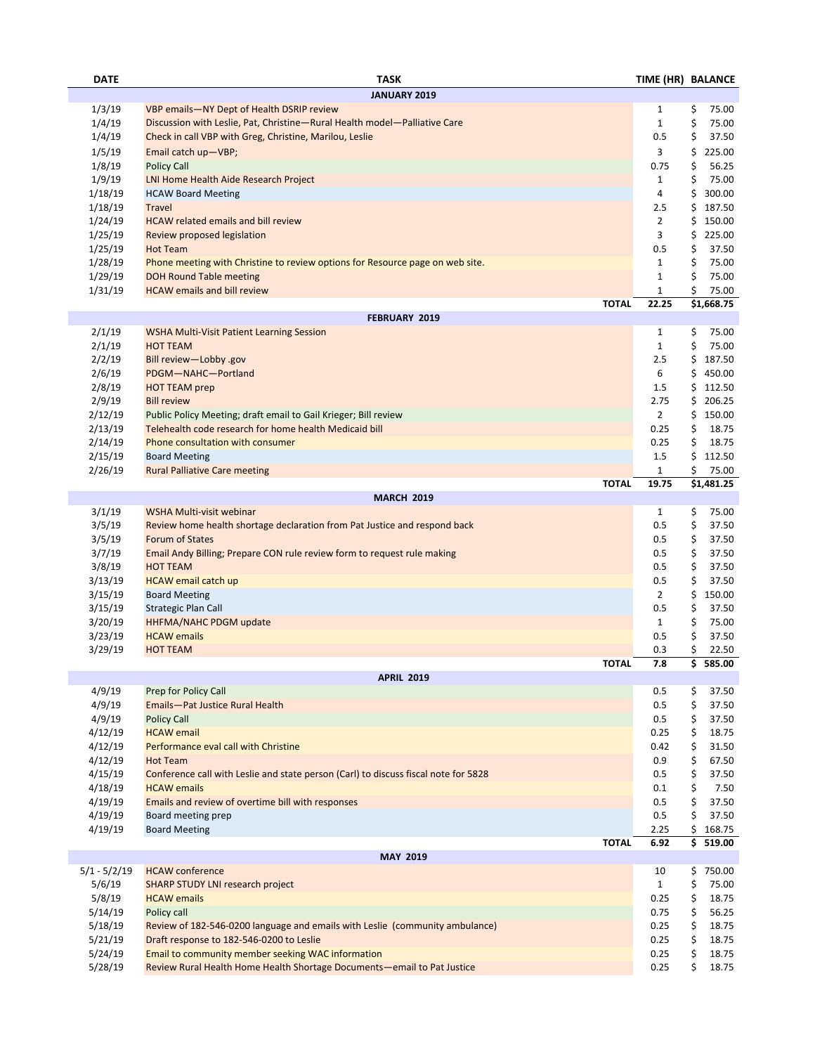| DATE | TASK | TIME (HR) | BALANCE |
|---|---|---|---|
| | **JANUARY 2019** | | |
| 1/3/19 | VBP emails—NY Dept of Health DSRIP review | 1 | $ 75.00 |
| 1/4/19 | Discussion with Leslie, Pat, Christine—Rural Health model—Palliative Care | 1 | $ 75.00 |
| 1/4/19 | Check in call VBP with Greg, Christine, Marilou, Leslie | 0.5 | $ 37.50 |
| 1/5/19 | Email catch up—VBP; | 3 | $ 225.00 |
| 1/8/19 | Policy Call | 0.75 | $ 56.25 |
| 1/9/19 | LNI Home Health Aide Research Project | 1 | $ 75.00 |
| 1/18/19 | HCAW Board Meeting | 4 | $ 300.00 |
| 1/18/19 | Travel | 2.5 | $ 187.50 |
| 1/24/19 | HCAW related emails and bill review | 2 | $ 150.00 |
| 1/25/19 | Review proposed legislation | 3 | $ 225.00 |
| 1/25/19 | Hot Team | 0.5 | $ 37.50 |
| 1/28/19 | Phone meeting with Christine to review options for Resource page on web site. | 1 | $ 75.00 |
| 1/29/19 | DOH Round Table meeting | 1 | $ 75.00 |
| 1/31/19 | HCAW emails and bill review | 1 | $ 75.00 |
| | **TOTAL** | **22.25** | **$1,668.75** |
| | **FEBRUARY 2019** | | |
| 2/1/19 | WSHA Multi-Visit Patient Learning Session | 1 | $ 75.00 |
| 2/1/19 | HOT TEAM | 1 | $ 75.00 |
| 2/2/19 | Bill review—Lobby .gov | 2.5 | $ 187.50 |
| 2/6/19 | PDGM—NAHC—Portland | 6 | $ 450.00 |
| 2/8/19 | HOT TEAM prep | 1.5 | $ 112.50 |
| 2/9/19 | Bill review | 2.75 | $ 206.25 |
| 2/12/19 | Public Policy Meeting; draft email to Gail Krieger; Bill review | 2 | $ 150.00 |
| 2/13/19 | Telehealth code research for home health Medicaid bill | 0.25 | $ 18.75 |
| 2/14/19 | Phone consultation with consumer | 0.25 | $ 18.75 |
| 2/15/19 | Board Meeting | 1.5 | $ 112.50 |
| 2/26/19 | Rural Palliative Care meeting | 1 | $ 75.00 |
| | **TOTAL** | **19.75** | **$1,481.25** |
| | **MARCH 2019** | | |
| 3/1/19 | WSHA Multi-visit webinar | 1 | $ 75.00 |
| 3/5/19 | Review home health shortage declaration from Pat Justice and respond back | 0.5 | $ 37.50 |
| 3/5/19 | Forum of States | 0.5 | $ 37.50 |
| 3/7/19 | Email Andy Billing; Prepare CON rule review form to request rule making | 0.5 | $ 37.50 |
| 3/8/19 | HOT TEAM | 0.5 | $ 37.50 |
| 3/13/19 | HCAW email catch up | 0.5 | $ 37.50 |
| 3/15/19 | Board Meeting | 2 | $ 150.00 |
| 3/15/19 | Strategic Plan Call | 0.5 | $ 37.50 |
| 3/20/19 | HHFMA/NAHC PDGM update | 1 | $ 75.00 |
| 3/23/19 | HCAW emails | 0.5 | $ 37.50 |
| 3/29/19 | HOT TEAM | 0.3 | $ 22.50 |
| | **TOTAL** | **7.8** | **$ 585.00** |
| | **APRIL 2019** | | |
| 4/9/19 | Prep for Policy Call | 0.5 | $ 37.50 |
| 4/9/19 | Emails—Pat Justice Rural Health | 0.5 | $ 37.50 |
| 4/9/19 | Policy Call | 0.5 | $ 37.50 |
| 4/12/19 | HCAW email | 0.25 | $ 18.75 |
| 4/12/19 | Performance eval call with Christine | 0.42 | $ 31.50 |
| 4/12/19 | Hot Team | 0.9 | $ 67.50 |
| 4/15/19 | Conference call with Leslie and state person (Carl) to discuss fiscal note for 5828 | 0.5 | $ 37.50 |
| 4/18/19 | HCAW emails | 0.1 | $ 7.50 |
| 4/19/19 | Emails and review of overtime bill with responses | 0.5 | $ 37.50 |
| 4/19/19 | Board meeting prep | 0.5 | $ 37.50 |
| 4/19/19 | Board Meeting | 2.25 | $ 168.75 |
| | **TOTAL** | **6.92** | **$ 519.00** |
| | **MAY 2019** | | |
| 5/1 - 5/2/19 | HCAW conference | 10 | $ 750.00 |
| 5/6/19 | SHARP STUDY LNI research project | 1 | $ 75.00 |
| 5/8/19 | HCAW emails | 0.25 | $ 18.75 |
| 5/14/19 | Policy call | 0.75 | $ 56.25 |
| 5/18/19 | Review of 182-546-0200 language and emails with Leslie (community ambulance) | 0.25 | $ 18.75 |
| 5/21/19 | Draft response to 182-546-0200 to Leslie | 0.25 | $ 18.75 |
| 5/24/19 | Email to community member seeking WAC information | 0.25 | $ 18.75 |
| 5/28/19 | Review Rural Health Home Health Shortage Documents—email to Pat Justice | 0.25 | $ 18.75 |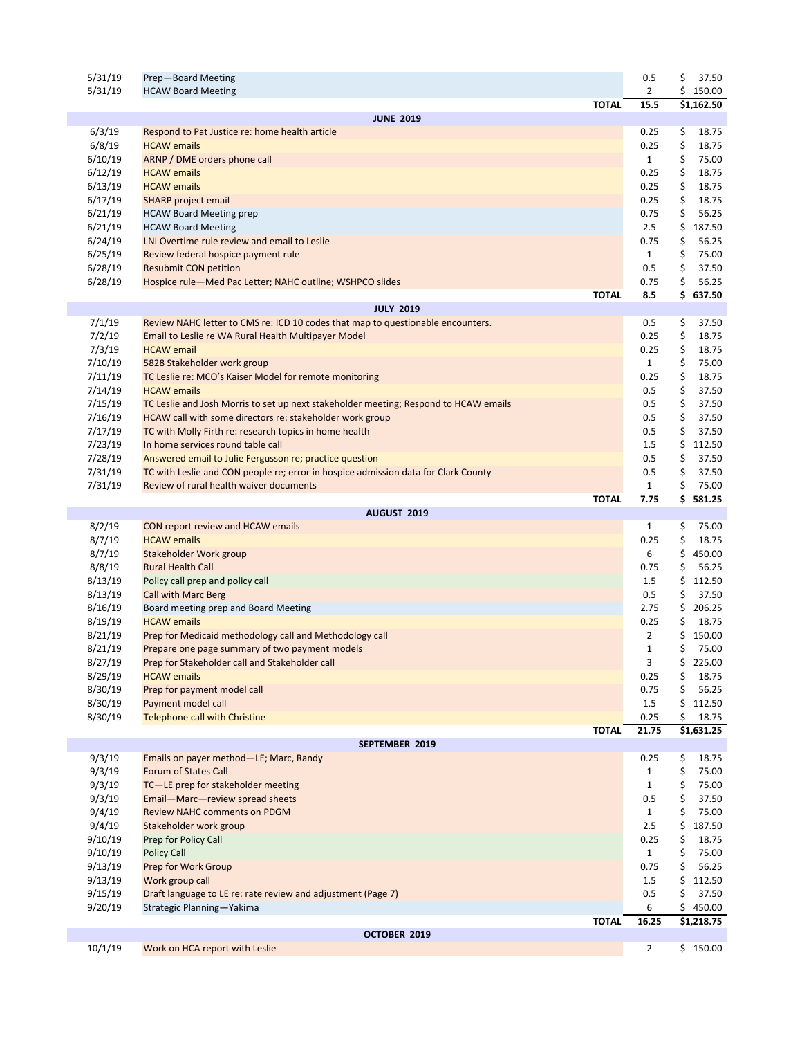| Date | Description | Hours | Amount |
|---|---|---|---|
| 5/31/19 | Prep—Board Meeting | 0.5 | $ 37.50 |
| 5/31/19 | HCAW Board Meeting | 2 | $ 150.00 |
| | **TOTAL** | **15.5** | **$1,162.50** |
| | **JUNE 2019** | | |
| 6/3/19 | Respond to Pat Justice re: home health article | 0.25 | $ 18.75 |
| 6/8/19 | HCAW emails | 0.25 | $ 18.75 |
| 6/10/19 | ARNP / DME orders phone call | 1 | $ 75.00 |
| 6/12/19 | HCAW emails | 0.25 | $ 18.75 |
| 6/13/19 | HCAW emails | 0.25 | $ 18.75 |
| 6/17/19 | SHARP project email | 0.25 | $ 18.75 |
| 6/21/19 | HCAW Board Meeting prep | 0.75 | $ 56.25 |
| 6/21/19 | HCAW Board Meeting | 2.5 | $ 187.50 |
| 6/24/19 | LNI Overtime rule review and email to Leslie | 0.75 | $ 56.25 |
| 6/25/19 | Review federal hospice payment rule | 1 | $ 75.00 |
| 6/28/19 | Resubmit CON petition | 0.5 | $ 37.50 |
| 6/28/19 | Hospice rule—Med Pac Letter; NAHC outline; WSHPCO slides | 0.75 | $ 56.25 |
| | **TOTAL** | **8.5** | **$ 637.50** |
| | **JULY 2019** | | |
| 7/1/19 | Review NAHC letter to CMS re: ICD 10 codes that map to questionable encounters. | 0.5 | $ 37.50 |
| 7/2/19 | Email to Leslie re WA Rural Health Multipayer Model | 0.25 | $ 18.75 |
| 7/3/19 | HCAW email | 0.25 | $ 18.75 |
| 7/10/19 | 5828 Stakeholder work group | 1 | $ 75.00 |
| 7/11/19 | TC Leslie re: MCO's Kaiser Model for remote monitoring | 0.25 | $ 18.75 |
| 7/14/19 | HCAW emails | 0.5 | $ 37.50 |
| 7/15/19 | TC Leslie and Josh Morris to set up next stakeholder meeting; Respond to HCAW emails | 0.5 | $ 37.50 |
| 7/16/19 | HCAW call with some directors re: stakeholder work group | 0.5 | $ 37.50 |
| 7/17/19 | TC with Molly Firth re: research topics in home health | 0.5 | $ 37.50 |
| 7/23/19 | In home services round table call | 1.5 | $ 112.50 |
| 7/28/19 | Answered email to Julie Fergusson re; practice question | 0.5 | $ 37.50 |
| 7/31/19 | TC with Leslie and CON people re; error in hospice admission data for Clark County | 0.5 | $ 37.50 |
| 7/31/19 | Review of rural health waiver documents | 1 | $ 75.00 |
| | **TOTAL** | **7.75** | **$ 581.25** |
| | **AUGUST 2019** | | |
| 8/2/19 | CON report review and HCAW emails | 1 | $ 75.00 |
| 8/7/19 | HCAW emails | 0.25 | $ 18.75 |
| 8/7/19 | Stakeholder Work group | 6 | $ 450.00 |
| 8/8/19 | Rural Health Call | 0.75 | $ 56.25 |
| 8/13/19 | Policy call prep and policy call | 1.5 | $ 112.50 |
| 8/13/19 | Call with Marc Berg | 0.5 | $ 37.50 |
| 8/16/19 | Board meeting prep and Board Meeting | 2.75 | $ 206.25 |
| 8/19/19 | HCAW emails | 0.25 | $ 18.75 |
| 8/21/19 | Prep for Medicaid methodology call and Methodology call | 2 | $ 150.00 |
| 8/21/19 | Prepare one page summary of two payment models | 1 | $ 75.00 |
| 8/27/19 | Prep for Stakeholder call and Stakeholder call | 3 | $ 225.00 |
| 8/29/19 | HCAW emails | 0.25 | $ 18.75 |
| 8/30/19 | Prep for payment model call | 0.75 | $ 56.25 |
| 8/30/19 | Payment model call | 1.5 | $ 112.50 |
| 8/30/19 | Telephone call with Christine | 0.25 | $ 18.75 |
| | **TOTAL** | **21.75** | **$1,631.25** |
| | **SEPTEMBER 2019** | | |
| 9/3/19 | Emails on payer method—LE; Marc, Randy | 0.25 | $ 18.75 |
| 9/3/19 | Forum of States Call | 1 | $ 75.00 |
| 9/3/19 | TC—LE prep for stakeholder meeting | 1 | $ 75.00 |
| 9/3/19 | Email—Marc—review spread sheets | 0.5 | $ 37.50 |
| 9/4/19 | Review NAHC comments on PDGM | 1 | $ 75.00 |
| 9/4/19 | Stakeholder work group | 2.5 | $ 187.50 |
| 9/10/19 | Prep for Policy Call | 0.25 | $ 18.75 |
| 9/10/19 | Policy Call | 1 | $ 75.00 |
| 9/13/19 | Prep for Work Group | 0.75 | $ 56.25 |
| 9/13/19 | Work group call | 1.5 | $ 112.50 |
| 9/15/19 | Draft language to LE re: rate review and adjustment (Page 7) | 0.5 | $ 37.50 |
| 9/20/19 | Strategic Planning—Yakima | 6 | $ 450.00 |
| | **TOTAL** | **16.25** | **$1,218.75** |
| | **OCTOBER 2019** | | |
| 10/1/19 | Work on HCA report with Leslie | 2 | $ 150.00 |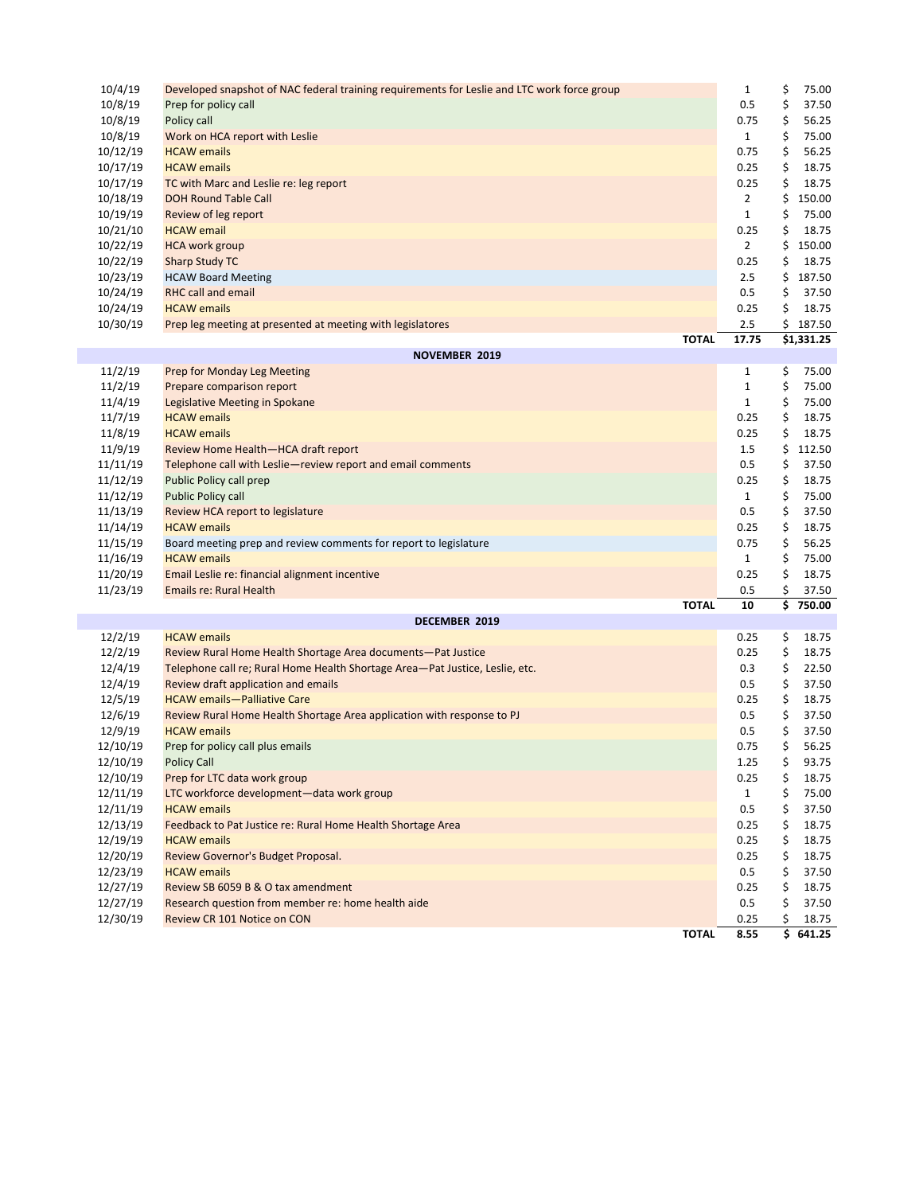| Date | Description | Hours | Amount |
|---|---|---|---|
| 10/4/19 | Developed snapshot of NAC federal training requirements for Leslie and LTC work force group | 1 | $ 75.00 |
| 10/8/19 | Prep for policy call | 0.5 | $ 37.50 |
| 10/8/19 | Policy call | 0.75 | $ 56.25 |
| 10/8/19 | Work on HCA report with Leslie | 1 | $ 75.00 |
| 10/12/19 | HCAW emails | 0.75 | $ 56.25 |
| 10/17/19 | HCAW emails | 0.25 | $ 18.75 |
| 10/17/19 | TC with Marc and Leslie re: leg report | 0.25 | $ 18.75 |
| 10/18/19 | DOH Round Table Call | 2 | $ 150.00 |
| 10/19/19 | Review of leg report | 1 | $ 75.00 |
| 10/21/10 | HCAW email | 0.25 | $ 18.75 |
| 10/22/19 | HCA work group | 2 | $ 150.00 |
| 10/22/19 | Sharp Study TC | 0.25 | $ 18.75 |
| 10/23/19 | HCAW Board Meeting | 2.5 | $ 187.50 |
| 10/24/19 | RHC call and email | 0.5 | $ 37.50 |
| 10/24/19 | HCAW emails | 0.25 | $ 18.75 |
| 10/30/19 | Prep leg meeting at presented at meeting with legislatores | 2.5 | $ 187.50 |
| | **TOTAL** | **17.75** | **$1,331.25** |
| | **NOVEMBER 2019** | | |
| 11/2/19 | Prep for Monday Leg Meeting | 1 | $ 75.00 |
| 11/2/19 | Prepare comparison report | 1 | $ 75.00 |
| 11/4/19 | Legislative Meeting in Spokane | 1 | $ 75.00 |
| 11/7/19 | HCAW emails | 0.25 | $ 18.75 |
| 11/8/19 | HCAW emails | 0.25 | $ 18.75 |
| 11/9/19 | Review Home Health—HCA draft report | 1.5 | $ 112.50 |
| 11/11/19 | Telephone call with Leslie—review report and email comments | 0.5 | $ 37.50 |
| 11/12/19 | Public Policy call prep | 0.25 | $ 18.75 |
| 11/12/19 | Public Policy call | 1 | $ 75.00 |
| 11/13/19 | Review HCA report to legislature | 0.5 | $ 37.50 |
| 11/14/19 | HCAW emails | 0.25 | $ 18.75 |
| 11/15/19 | Board meeting prep and review comments for report to legislature | 0.75 | $ 56.25 |
| 11/16/19 | HCAW emails | 1 | $ 75.00 |
| 11/20/19 | Email Leslie re: financial alignment incentive | 0.25 | $ 18.75 |
| 11/23/19 | Emails re: Rural Health | 0.5 | $ 37.50 |
| | **TOTAL** | **10** | **$ 750.00** |
| | **DECEMBER 2019** | | |
| 12/2/19 | HCAW emails | 0.25 | $ 18.75 |
| 12/2/19 | Review Rural Home Health Shortage Area documents—Pat Justice | 0.25 | $ 18.75 |
| 12/4/19 | Telephone call re; Rural Home Health Shortage Area—Pat Justice, Leslie, etc. | 0.3 | $ 22.50 |
| 12/4/19 | Review draft application and emails | 0.5 | $ 37.50 |
| 12/5/19 | HCAW emails—Palliative Care | 0.25 | $ 18.75 |
| 12/6/19 | Review Rural Home Health Shortage Area application with response to PJ | 0.5 | $ 37.50 |
| 12/9/19 | HCAW emails | 0.5 | $ 37.50 |
| 12/10/19 | Prep for policy call plus emails | 0.75 | $ 56.25 |
| 12/10/19 | Policy Call | 1.25 | $ 93.75 |
| 12/10/19 | Prep for LTC data work group | 0.25 | $ 18.75 |
| 12/11/19 | LTC workforce development—data work group | 1 | $ 75.00 |
| 12/11/19 | HCAW emails | 0.5 | $ 37.50 |
| 12/13/19 | Feedback to Pat Justice re: Rural Home Health Shortage Area | 0.25 | $ 18.75 |
| 12/19/19 | HCAW emails | 0.25 | $ 18.75 |
| 12/20/19 | Review Governor's Budget Proposal. | 0.25 | $ 18.75 |
| 12/23/19 | HCAW emails | 0.5 | $ 37.50 |
| 12/27/19 | Review SB 6059 B & O tax amendment | 0.25 | $ 18.75 |
| 12/27/19 | Research question from member re: home health aide | 0.5 | $ 37.50 |
| 12/30/19 | Review CR 101 Notice on CON | 0.25 | $ 18.75 |
| | **TOTAL** | **8.55** | **$ 641.25** |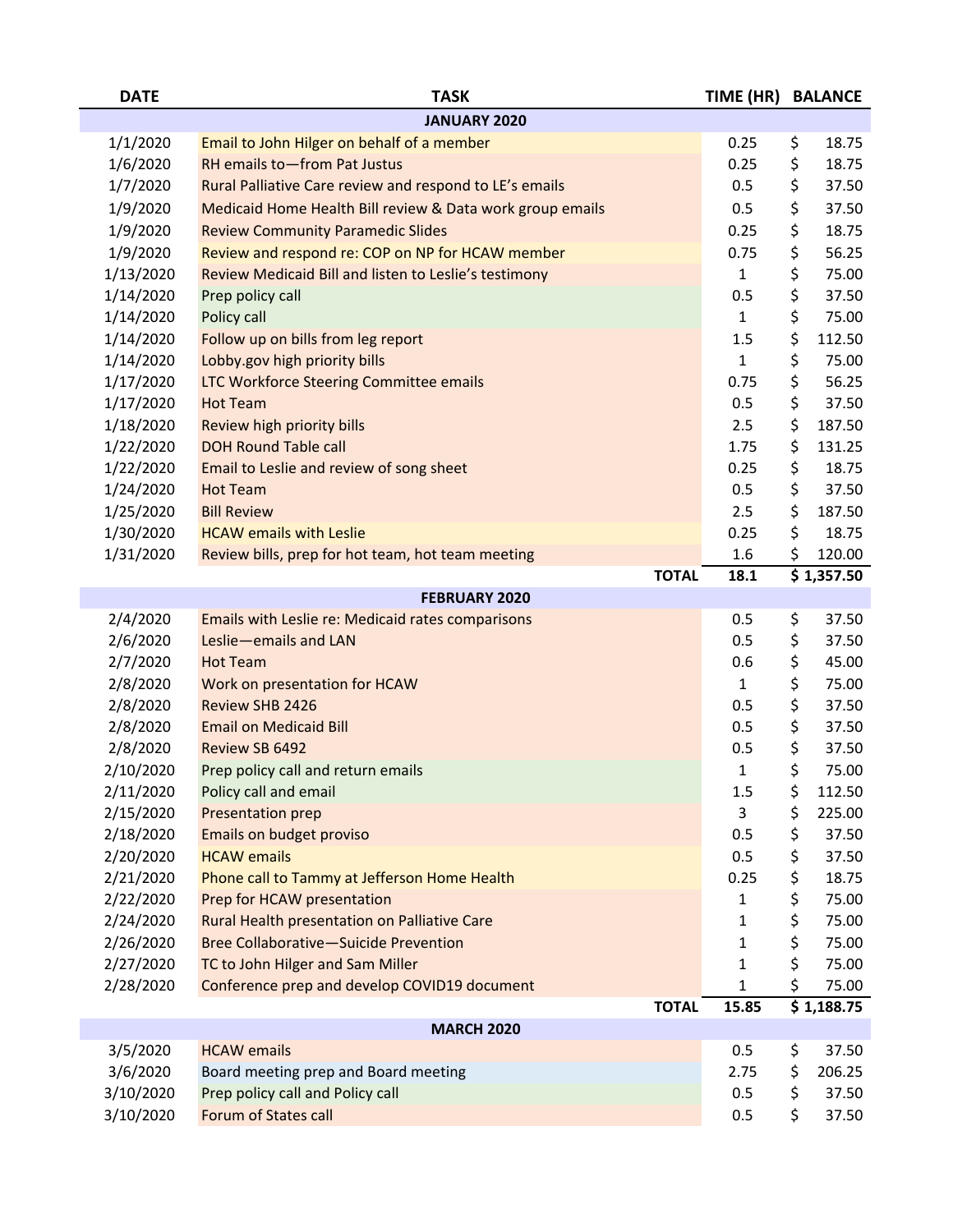| DATE | TASK | TIME (HR) | BALANCE |
|---|---|---|---|
| | **JANUARY 2020** | | |
| 1/1/2020 | Email to John Hilger on behalf of a member | 0.25 | $ 18.75 |
| 1/6/2020 | RH emails to—from Pat Justus | 0.25 | $ 18.75 |
| 1/7/2020 | Rural Palliative Care review and respond to LE's emails | 0.5 | $ 37.50 |
| 1/9/2020 | Medicaid Home Health Bill review & Data work group emails | 0.5 | $ 37.50 |
| 1/9/2020 | Review Community Paramedic Slides | 0.25 | $ 18.75 |
| 1/9/2020 | Review and respond re: COP on NP for HCAW member | 0.75 | $ 56.25 |
| 1/13/2020 | Review Medicaid Bill and listen to Leslie's testimony | 1 | $ 75.00 |
| 1/14/2020 | Prep policy call | 0.5 | $ 37.50 |
| 1/14/2020 | Policy call | 1 | $ 75.00 |
| 1/14/2020 | Follow up on bills from leg report | 1.5 | $ 112.50 |
| 1/14/2020 | Lobby.gov high priority bills | 1 | $ 75.00 |
| 1/17/2020 | LTC Workforce Steering Committee emails | 0.75 | $ 56.25 |
| 1/17/2020 | Hot Team | 0.5 | $ 37.50 |
| 1/18/2020 | Review high priority bills | 2.5 | $ 187.50 |
| 1/22/2020 | DOH Round Table call | 1.75 | $ 131.25 |
| 1/22/2020 | Email to Leslie and review of song sheet | 0.25 | $ 18.75 |
| 1/24/2020 | Hot Team | 0.5 | $ 37.50 |
| 1/25/2020 | Bill Review | 2.5 | $ 187.50 |
| 1/30/2020 | HCAW emails with Leslie | 0.25 | $ 18.75 |
| 1/31/2020 | Review bills, prep for hot team, hot team meeting | 1.6 | $ 120.00 |
| | **TOTAL** | **18.1** | **$ 1,357.50** |
| | **FEBRUARY 2020** | | |
| 2/4/2020 | Emails with Leslie re: Medicaid rates comparisons | 0.5 | $ 37.50 |
| 2/6/2020 | Leslie—emails and LAN | 0.5 | $ 37.50 |
| 2/7/2020 | Hot Team | 0.6 | $ 45.00 |
| 2/8/2020 | Work on presentation for HCAW | 1 | $ 75.00 |
| 2/8/2020 | Review SHB 2426 | 0.5 | $ 37.50 |
| 2/8/2020 | Email on Medicaid Bill | 0.5 | $ 37.50 |
| 2/8/2020 | Review SB 6492 | 0.5 | $ 37.50 |
| 2/10/2020 | Prep policy call and return emails | 1 | $ 75.00 |
| 2/11/2020 | Policy call and email | 1.5 | $ 112.50 |
| 2/15/2020 | Presentation prep | 3 | $ 225.00 |
| 2/18/2020 | Emails on budget proviso | 0.5 | $ 37.50 |
| 2/20/2020 | HCAW emails | 0.5 | $ 37.50 |
| 2/21/2020 | Phone call to Tammy at Jefferson Home Health | 0.25 | $ 18.75 |
| 2/22/2020 | Prep for HCAW presentation | 1 | $ 75.00 |
| 2/24/2020 | Rural Health presentation on Palliative Care | 1 | $ 75.00 |
| 2/26/2020 | Bree Collaborative—Suicide Prevention | 1 | $ 75.00 |
| 2/27/2020 | TC to John Hilger and Sam Miller | 1 | $ 75.00 |
| 2/28/2020 | Conference prep and develop COVID19 document | 1 | $ 75.00 |
| | **TOTAL** | **15.85** | **$ 1,188.75** |
| | **MARCH 2020** | | |
| 3/5/2020 | HCAW emails | 0.5 | $ 37.50 |
| 3/6/2020 | Board meeting prep and Board meeting | 2.75 | $ 206.25 |
| 3/10/2020 | Prep policy call and Policy call | 0.5 | $ 37.50 |
| 3/10/2020 | Forum of States call | 0.5 | $ 37.50 |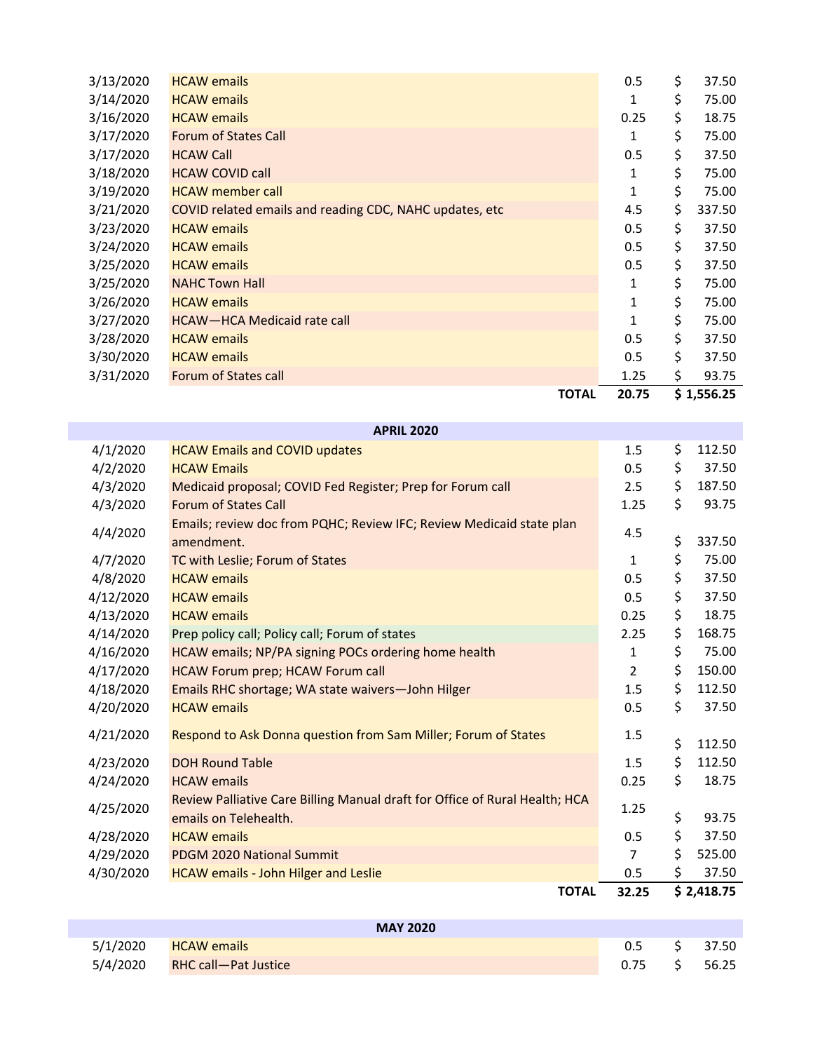| | | | |
|---|---|---|---|
| 3/13/2020 | HCAW emails | 0.5 | $ 37.50 |
| 3/14/2020 | HCAW emails | 1 | $ 75.00 |
| 3/16/2020 | HCAW emails | 0.25 | $ 18.75 |
| 3/17/2020 | Forum of States Call | 1 | $ 75.00 |
| 3/17/2020 | HCAW Call | 0.5 | $ 37.50 |
| 3/18/2020 | HCAW COVID call | 1 | $ 75.00 |
| 3/19/2020 | HCAW member call | 1 | $ 75.00 |
| 3/21/2020 | COVID related emails and reading CDC, NAHC updates, etc | 4.5 | $ 337.50 |
| 3/23/2020 | HCAW emails | 0.5 | $ 37.50 |
| 3/24/2020 | HCAW emails | 0.5 | $ 37.50 |
| 3/25/2020 | HCAW emails | 0.5 | $ 37.50 |
| 3/25/2020 | NAHC Town Hall | 1 | $ 75.00 |
| 3/26/2020 | HCAW emails | 1 | $ 75.00 |
| 3/27/2020 | HCAW—HCA Medicaid rate call | 1 | $ 75.00 |
| 3/28/2020 | HCAW emails | 0.5 | $ 37.50 |
| 3/30/2020 | HCAW emails | 0.5 | $ 37.50 |
| 3/31/2020 | Forum of States call | 1.25 | $ 93.75 |
| | **TOTAL** | **20.75** | **$ 1,556.25** |

| **APRIL 2020** | | | |
|---|---|---|---|
| 4/1/2020 | HCAW Emails and COVID updates | 1.5 | $ 112.50 |
| 4/2/2020 | HCAW Emails | 0.5 | $ 37.50 |
| 4/3/2020 | Medicaid proposal; COVID Fed Register; Prep for Forum call | 2.5 | $ 187.50 |
| 4/3/2020 | Forum of States Call | 1.25 | $ 93.75 |
| 4/4/2020 | Emails; review doc from PQHC; Review IFC; Review Medicaid state plan amendment. | 4.5 | $ 337.50 |
| 4/7/2020 | TC with Leslie; Forum of States | 1 | $ 75.00 |
| 4/8/2020 | HCAW emails | 0.5 | $ 37.50 |
| 4/12/2020 | HCAW emails | 0.5 | $ 37.50 |
| 4/13/2020 | HCAW emails | 0.25 | $ 18.75 |
| 4/14/2020 | Prep policy call; Policy call; Forum of states | 2.25 | $ 168.75 |
| 4/16/2020 | HCAW emails; NP/PA signing POCs ordering home health | 1 | $ 75.00 |
| 4/17/2020 | HCAW Forum prep; HCAW Forum call | 2 | $ 150.00 |
| 4/18/2020 | Emails RHC shortage; WA state waivers—John Hilger | 1.5 | $ 112.50 |
| 4/20/2020 | HCAW emails | 0.5 | $ 37.50 |
| 4/21/2020 | Respond to Ask Donna question from Sam Miller; Forum of States | 1.5 | $ 112.50 |
| 4/23/2020 | DOH Round Table | 1.5 | $ 112.50 |
| 4/24/2020 | HCAW emails | 0.25 | $ 18.75 |
| 4/25/2020 | Review Palliative Care Billing Manual draft for Office of Rural Health; HCA emails on Telehealth. | 1.25 | $ 93.75 |
| 4/28/2020 | HCAW emails | 0.5 | $ 37.50 |
| 4/29/2020 | PDGM 2020 National Summit | 7 | $ 525.00 |
| 4/30/2020 | HCAW emails - John Hilger and Leslie | 0.5 | $ 37.50 |
| | **TOTAL** | **32.25** | **$ 2,418.75** |

| **MAY 2020** | | | |
|---|---|---|---|
| 5/1/2020 | HCAW emails | 0.5 | $ 37.50 |
| 5/4/2020 | RHC call—Pat Justice | 0.75 | $ 56.25 |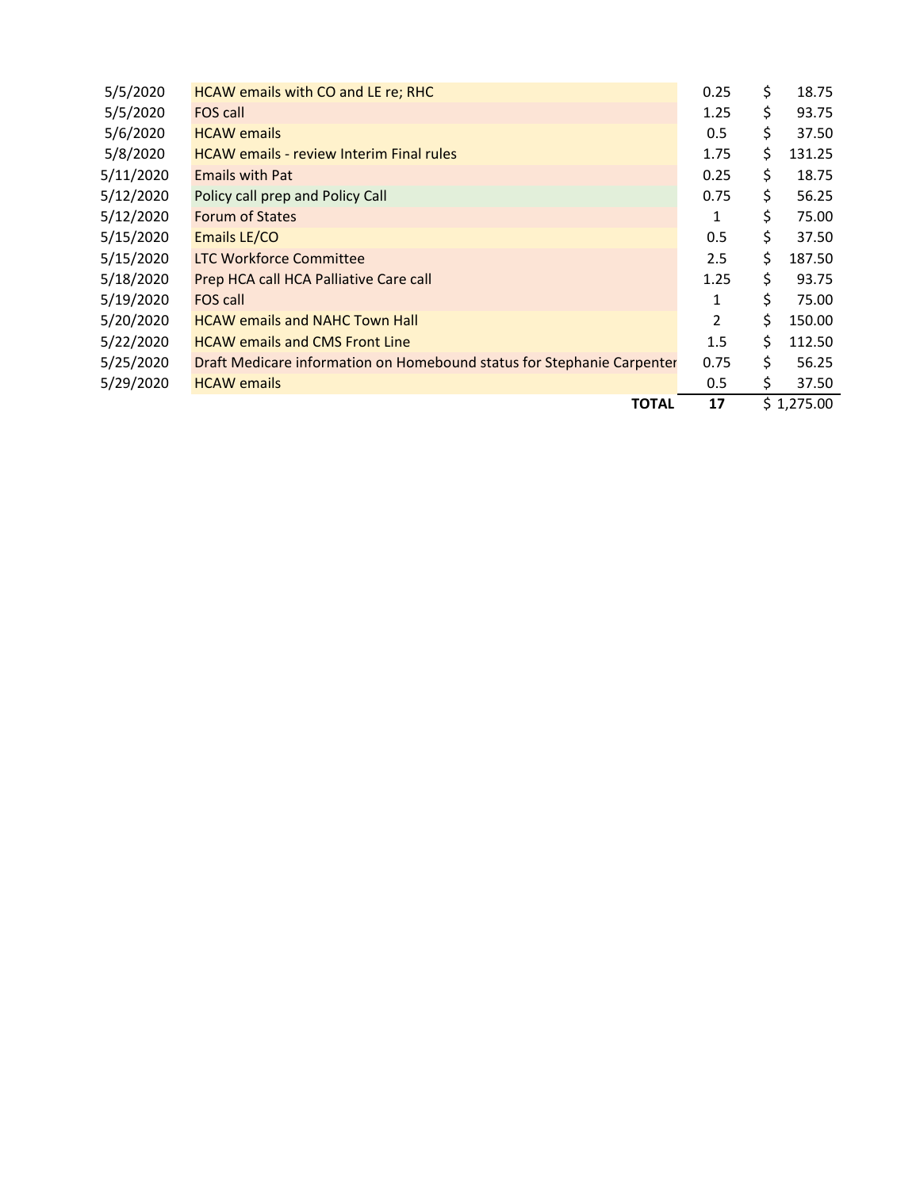| | | | |
|---|---|---|---|
| 5/5/2020 | HCAW emails with CO and LE re; RHC | 0.25 | $ 18.75 |
| 5/5/2020 | FOS call | 1.25 | $ 93.75 |
| 5/6/2020 | HCAW emails | 0.5 | $ 37.50 |
| 5/8/2020 | HCAW emails - review Interim Final rules | 1.75 | $ 131.25 |
| 5/11/2020 | Emails with Pat | 0.25 | $ 18.75 |
| 5/12/2020 | Policy call prep and Policy Call | 0.75 | $ 56.25 |
| 5/12/2020 | Forum of States | 1 | $ 75.00 |
| 5/15/2020 | Emails LE/CO | 0.5 | $ 37.50 |
| 5/15/2020 | LTC Workforce Committee | 2.5 | $ 187.50 |
| 5/18/2020 | Prep HCA call HCA Palliative Care call | 1.25 | $ 93.75 |
| 5/19/2020 | FOS call | 1 | $ 75.00 |
| 5/20/2020 | HCAW emails and NAHC Town Hall | 2 | $ 150.00 |
| 5/22/2020 | HCAW emails and CMS Front Line | 1.5 | $ 112.50 |
| 5/25/2020 | Draft Medicare information on Homebound status for Stephanie Carpenter | 0.75 | $ 56.25 |
| 5/29/2020 | HCAW emails | 0.5 | $ 37.50 |
| | **TOTAL** | **17** | $ 1,275.00 |